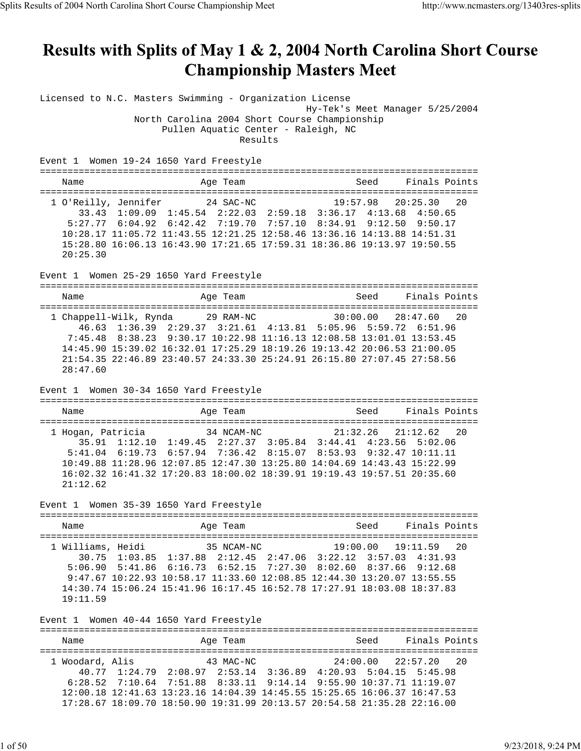# Results with Splits of May 1 & 2, 2004 North Carolina Short Course Championship Masters Meet

```
Licensed to N.C. Masters Swimming - Organization License
                                              Hy-Tek's Meet Manager 5/25/2004
                 North Carolina 2004 Short Course Championship
                      Pullen Aquatic Center - Raleigh, NC
                                    Results

Event 1  Women 19-24 1650 Yard Freestyle
===============================================================================
    Name                    Age Team                    Seed     Finals Points
===============================================================================
  1 O'Reilly, Jennifer       24 SAC-NC            19:57.98   20:25.30   20
       33.43  1:09.09  1:45.54  2:22.03  2:59.18  3:36.17  4:13.68  4:50.65
     5:27.77  6:04.92  6:42.42  7:19.70  7:57.10  8:34.91  9:12.50  9:50.17
    10:28.17 11:05.72 11:43.55 12:21.25 12:58.46 13:36.16 14:13.88 14:51.31
    15:28.80 16:06.13 16:43.90 17:21.65 17:59.31 18:36.86 19:13.97 19:50.55
    20:25.30

Event 1  Women 25-29 1650 Yard Freestyle
===============================================================================
    Name                    Age Team                    Seed     Finals Points
===============================================================================
  1 Chappell-Wilk, Rynda     29 RAM-NC            30:00.00   28:47.60   20
       46.63  1:36.39  2:29.37  3:21.61  4:13.81  5:05.96  5:59.72  6:51.96
     7:45.48  8:38.23  9:30.17 10:22.98 11:16.13 12:08.58 13:01.01 13:53.45
    14:45.90 15:39.02 16:32.01 17:25.29 18:19.26 19:13.42 20:06.53 21:00.05
    21:54.35 22:46.89 23:40.57 24:33.30 25:24.91 26:15.80 27:07.45 27:58.56
    28:47.60

Event 1  Women 30-34 1650 Yard Freestyle
===============================================================================
    Name                    Age Team                    Seed     Finals Points
===============================================================================
  1 Hogan, Patricia          34 NCAM-NC           21:32.26   21:12.62   20
       35.91  1:12.10  1:49.45  2:27.37  3:05.84  3:44.41  4:23.56  5:02.06
     5:41.04  6:19.73  6:57.94  7:36.42  8:15.07  8:53.93  9:32.47 10:11.11
    10:49.88 11:28.96 12:07.85 12:47.30 13:25.80 14:04.69 14:43.43 15:22.99
    16:02.32 16:41.32 17:20.83 18:00.02 18:39.91 19:19.43 19:57.51 20:35.60
    21:12.62

Event 1  Women 35-39 1650 Yard Freestyle
===============================================================================
    Name                    Age Team                    Seed     Finals Points
===============================================================================
  1 Williams, Heidi          35 NCAM-NC           19:00.00   19:11.59   20
       30.75  1:03.85  1:37.88  2:12.45  2:47.06  3:22.12  3:57.03  4:31.93
     5:06.90  5:41.86  6:16.73  6:52.15  7:27.30  8:02.60  8:37.66  9:12.68
     9:47.67 10:22.93 10:58.17 11:33.60 12:08.85 12:44.30 13:20.07 13:55.55
    14:30.74 15:06.24 15:41.96 16:17.45 16:52.78 17:27.91 18:03.08 18:37.83
    19:11.59

Event 1  Women 40-44 1650 Yard Freestyle
===============================================================================
    Name                    Age Team                    Seed     Finals Points
===============================================================================
  1 Woodard, Alis            43 MAC-NC            24:00.00   22:57.20   20
       40.77  1:24.79  2:08.97  2:53.14  3:36.89  4:20.93  5:04.15  5:45.98
     6:28.52  7:10.64  7:51.88  8:33.11  9:14.14  9:55.90 10:37.71 11:19.07
    12:00.18 12:41.63 13:23.16 14:04.39 14:45.55 15:25.65 16:06.37 16:47.53
    17:28.67 18:09.70 18:50.90 19:31.99 20:13.57 20:54.58 21:35.28 22:16.00
```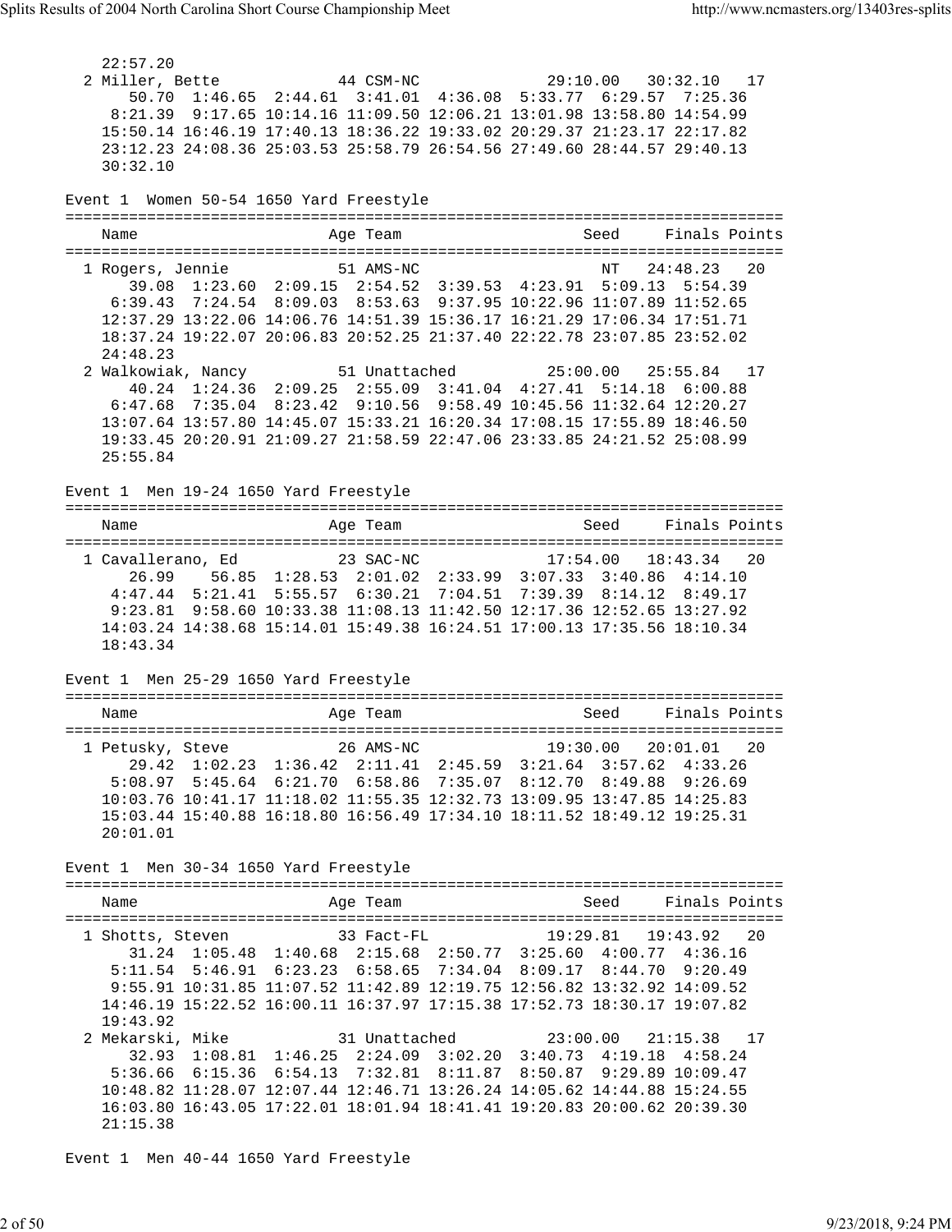```
   22:57.20
 2 Miller, Bette             44 CSM-NC             29:10.00   30:32.10   17
      50.70  1:46.65  2:44.61  3:41.01  4:36.08  5:33.77  6:29.57  7:25.36
    8:21.39  9:17.65 10:14.16 11:09.50 12:06.21 13:01.98 13:58.80 14:54.99
   15:50.14 16:46.19 17:40.13 18:36.22 19:33.02 20:29.37 21:23.17 22:17.82
   23:12.23 24:08.36 25:03.53 25:58.79 26:54.56 27:49.60 28:44.57 29:40.13
   30:32.10
```

Event 1  Women 50-54 1650 Yard Freestyle

```
===============================================================================
    Name                    Age Team                    Seed     Finals Points
===============================================================================
  1 Rogers, Jennie           51 AMS-NC                    NT   24:48.23   20
      39.08  1:23.60  2:09.15  2:54.52  3:39.53  4:23.91  5:09.13  5:54.39
    6:39.43  7:24.54  8:09.03  8:53.63  9:37.95 10:22.96 11:07.89 11:52.65
   12:37.29 13:22.06 14:06.76 14:51.39 15:36.17 16:21.29 17:06.34 17:51.71
   18:37.24 19:22.07 20:06.83 20:52.25 21:37.40 22:22.78 23:07.85 23:52.02
   24:48.23
  2 Walkowiak, Nancy         51 Unattached         25:00.00   25:55.84   17
      40.24  1:24.36  2:09.25  2:55.09  3:41.04  4:27.41  5:14.18  6:00.88
    6:47.68  7:35.04  8:23.42  9:10.56  9:58.49 10:45.56 11:32.64 12:20.27
   13:07.64 13:57.80 14:45.07 15:33.21 16:20.34 17:08.15 17:55.89 18:46.50
   19:33.45 20:20.91 21:09.27 21:58.59 22:47.06 23:33.85 24:21.52 25:08.99
   25:55.84
```

Event 1  Men 19-24 1650 Yard Freestyle

```
===============================================================================
    Name                    Age Team                    Seed     Finals Points
===============================================================================
  1 Cavallerano, Ed          23 SAC-NC             17:54.00   18:43.34   20
      26.99    56.85  1:28.53  2:01.02  2:33.99  3:07.33  3:40.86  4:14.10
    4:47.44  5:21.41  5:55.57  6:30.21  7:04.51  7:39.39  8:14.12  8:49.17
    9:23.81  9:58.60 10:33.38 11:08.13 11:42.50 12:17.36 12:52.65 13:27.92
   14:03.24 14:38.68 15:14.01 15:49.38 16:24.51 17:00.13 17:35.56 18:10.34
   18:43.34
```

Event 1  Men 25-29 1650 Yard Freestyle

```
===============================================================================
    Name                    Age Team                    Seed     Finals Points
===============================================================================
  1 Petusky, Steve           26 AMS-NC             19:30.00   20:01.01   20
      29.42  1:02.23  1:36.42  2:11.41  2:45.59  3:21.64  3:57.62  4:33.26
    5:08.97  5:45.64  6:21.70  6:58.86  7:35.07  8:12.70  8:49.88  9:26.69
   10:03.76 10:41.17 11:18.02 11:55.35 12:32.73 13:09.95 13:47.85 14:25.83
   15:03.44 15:40.88 16:18.80 16:56.49 17:34.10 18:11.52 18:49.12 19:25.31
   20:01.01
```

Event 1  Men 30-34 1650 Yard Freestyle

```
===============================================================================
    Name                    Age Team                    Seed     Finals Points
===============================================================================
  1 Shotts, Steven           33 Fact-FL            19:29.81   19:43.92   20
      31.24  1:05.48  1:40.68  2:15.68  2:50.77  3:25.60  4:00.77  4:36.16
    5:11.54  5:46.91  6:23.23  6:58.65  7:34.04  8:09.17  8:44.70  9:20.49
    9:55.91 10:31.85 11:07.52 11:42.89 12:19.75 12:56.82 13:32.92 14:09.52
   14:46.19 15:22.52 16:00.11 16:37.97 17:15.38 17:52.73 18:30.17 19:07.82
   19:43.92
  2 Mekarski, Mike           31 Unattached         23:00.00   21:15.38   17
      32.93  1:08.81  1:46.25  2:24.09  3:02.20  3:40.73  4:19.18  4:58.24
    5:36.66  6:15.36  6:54.13  7:32.81  8:11.87  8:50.87  9:29.89 10:09.47
   10:48.82 11:28.07 12:07.44 12:46.71 13:26.24 14:05.62 14:44.88 15:24.55
   16:03.80 16:43.05 17:22.01 18:01.94 18:41.41 19:20.83 20:00.62 20:39.30
   21:15.38
```

Event 1  Men 40-44 1650 Yard Freestyle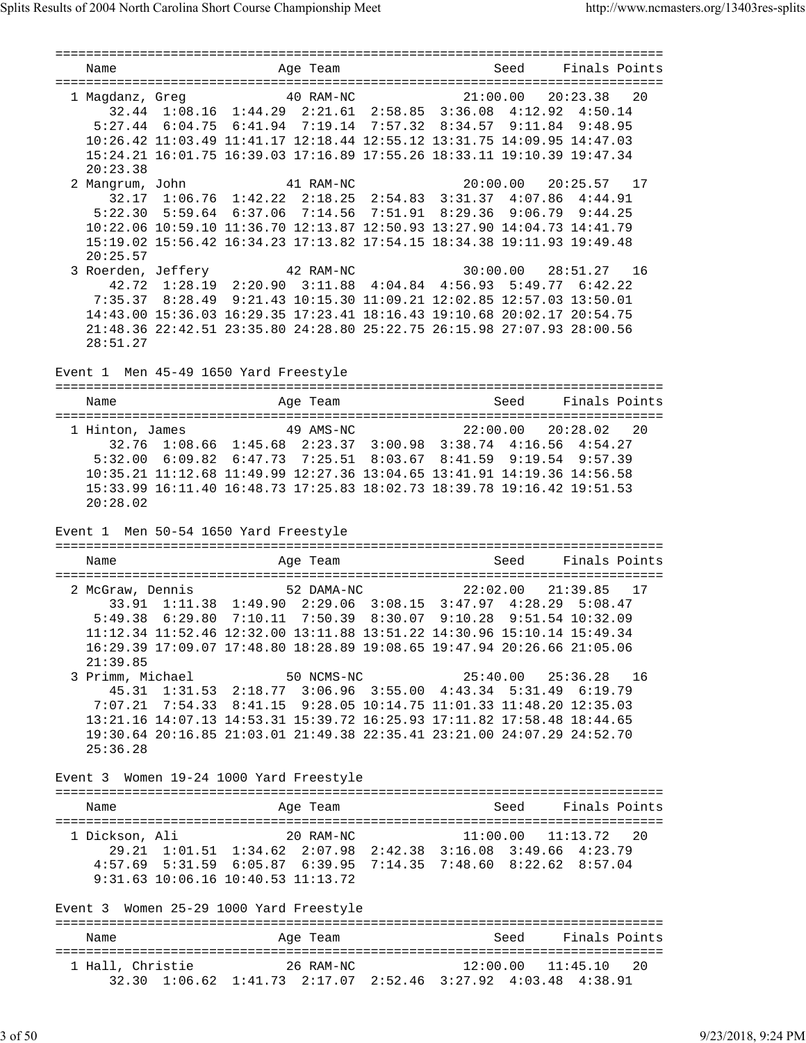```
===============================================================================
    Name                    Age Team                    Seed     Finals Points
===============================================================================
  1 Magdanz, Greg             40 RAM-NC             21:00.00   20:23.38   20
       32.44  1:08.16  1:44.29  2:21.61  2:58.85  3:36.08  4:12.92  4:50.14
     5:27.44  6:04.75  6:41.94  7:19.14  7:57.32  8:34.57  9:11.84  9:48.95
    10:26.42 11:03.49 11:41.17 12:18.44 12:55.12 13:31.75 14:09.95 14:47.03
    15:24.21 16:01.75 16:39.03 17:16.89 17:55.26 18:33.11 19:10.39 19:47.34
    20:23.38
  2 Mangrum, John             41 RAM-NC             20:00.00   20:25.57   17
       32.17  1:06.76  1:42.22  2:18.25  2:54.83  3:31.37  4:07.86  4:44.91
     5:22.30  5:59.64  6:37.06  7:14.56  7:51.91  8:29.36  9:06.79  9:44.25
    10:22.06 10:59.10 11:36.70 12:13.87 12:50.93 13:27.90 14:04.73 14:41.79
    15:19.02 15:56.42 16:34.23 17:13.82 17:54.15 18:34.38 19:11.93 19:49.48
    20:25.57
  3 Roerden, Jeffery          42 RAM-NC             30:00.00   28:51.27   16
       42.72  1:28.19  2:20.90  3:11.88  4:04.84  4:56.93  5:49.77  6:42.22
     7:35.37  8:28.49  9:21.43 10:15.30 11:09.21 12:02.85 12:57.03 13:50.01
    14:43.00 15:36.03 16:29.35 17:23.41 18:16.43 19:10.68 20:02.17 20:54.75
    21:48.36 22:42.51 23:35.80 24:28.80 25:22.75 26:15.98 27:07.93 28:00.56
    28:51.27
```

Event 1  Men 45-49 1650 Yard Freestyle

```
===============================================================================
    Name                    Age Team                    Seed     Finals Points
===============================================================================
  1 Hinton, James             49 AMS-NC             22:00.00   20:28.02   20
       32.76  1:08.66  1:45.68  2:23.37  3:00.98  3:38.74  4:16.56  4:54.27
     5:32.00  6:09.82  6:47.73  7:25.51  8:03.67  8:41.59  9:19.54  9:57.39
    10:35.21 11:12.68 11:49.99 12:27.36 13:04.65 13:41.91 14:19.36 14:56.58
    15:33.99 16:11.40 16:48.73 17:25.83 18:02.73 18:39.78 19:16.42 19:51.53
    20:28.02
```

Event 1  Men 50-54 1650 Yard Freestyle

```
===============================================================================
    Name                    Age Team                    Seed     Finals Points
===============================================================================
  2 McGraw, Dennis            52 DAMA-NC            22:02.00   21:39.85   17
       33.91  1:11.38  1:49.90  2:29.06  3:08.15  3:47.97  4:28.29  5:08.47
     5:49.38  6:29.80  7:10.11  7:50.39  8:30.07  9:10.28  9:51.54 10:32.09
    11:12.34 11:52.46 12:32.00 13:11.88 13:51.22 14:30.96 15:10.14 15:49.34
    16:29.39 17:09.07 17:48.80 18:28.89 19:08.65 19:47.94 20:26.66 21:05.06
    21:39.85
  3 Primm, Michael            50 NCMS-NC            25:40.00   25:36.28   16
       45.31  1:31.53  2:18.77  3:06.96  3:55.00  4:43.34  5:31.49  6:19.79
     7:07.21  7:54.33  8:41.15  9:28.05 10:14.75 11:01.33 11:48.20 12:35.03
    13:21.16 14:07.13 14:53.31 15:39.72 16:25.93 17:11.82 17:58.48 18:44.65
    19:30.64 20:16.85 21:03.01 21:49.38 22:35.41 23:21.00 24:07.29 24:52.70
    25:36.28
```

Event 3  Women 19-24 1000 Yard Freestyle

```
===============================================================================
    Name                    Age Team                    Seed     Finals Points
===============================================================================
  1 Dickson, Ali              20 RAM-NC             11:00.00   11:13.72   20
       29.21  1:01.51  1:34.62  2:07.98  2:42.38  3:16.08  3:49.66  4:23.79
     4:57.69  5:31.59  6:05.87  6:39.95  7:14.35  7:48.60  8:22.62  8:57.04
     9:31.63 10:06.16 10:40.53 11:13.72
```

Event 3  Women 25-29 1000 Yard Freestyle

```
===============================================================================
    Name                    Age Team                    Seed     Finals Points
===============================================================================
  1 Hall, Christie            26 RAM-NC             12:00.00   11:45.10   20
       32.30  1:06.62  1:41.73  2:17.07  2:52.46  3:27.92  4:03.48  4:38.91
```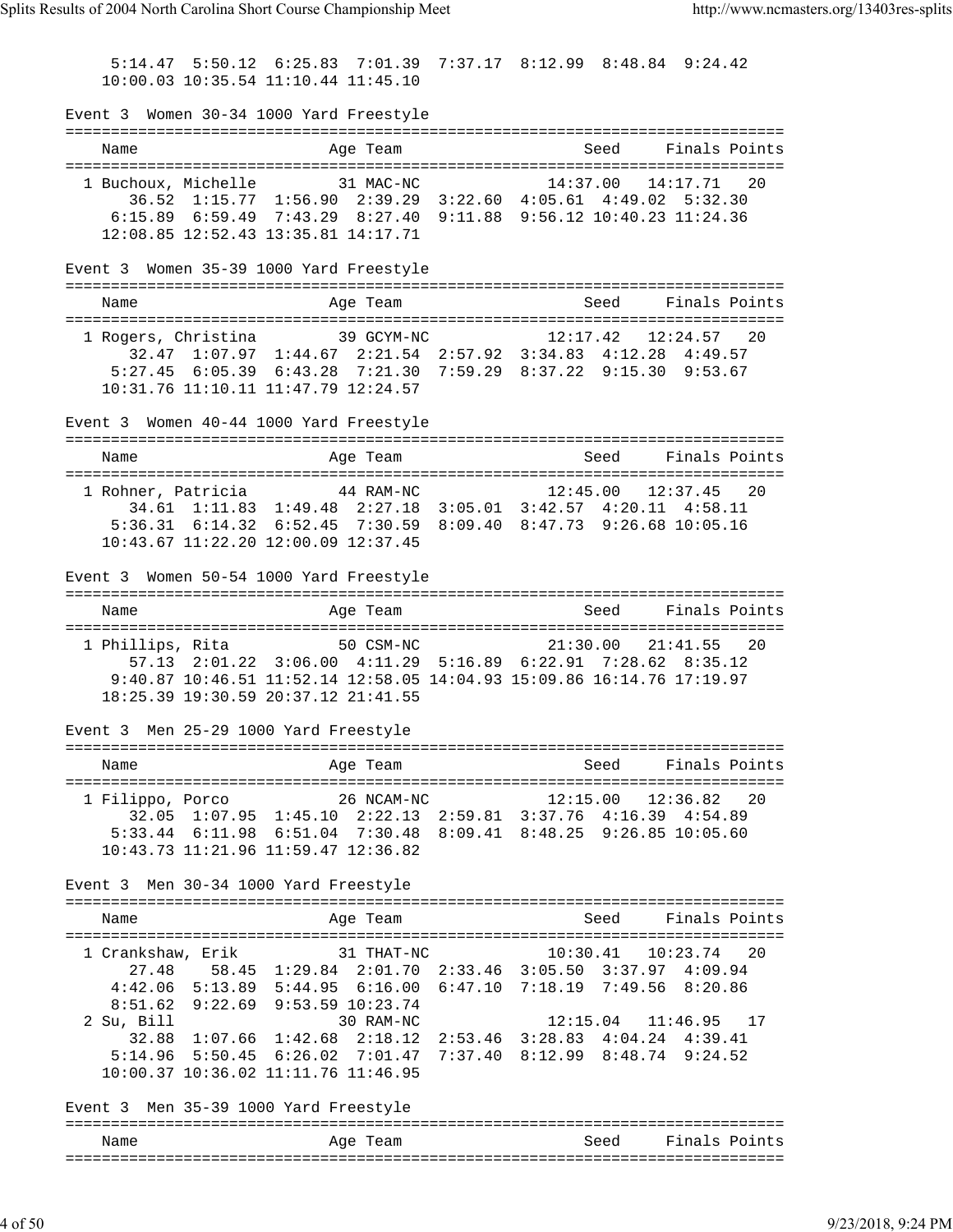```
     5:14.47  5:50.12  6:25.83  7:01.39  7:37.17  8:12.99  8:48.84  9:24.42
    10:00.03 10:35.54 11:10.44 11:45.10
```

Event 3  Women 30-34 1000 Yard Freestyle

```
===============================================================================
    Name                    Age Team                    Seed     Finals Points
===============================================================================
  1 Buchoux, Michelle        31 MAC-NC              14:37.00   14:17.71   20
       36.52  1:15.77  1:56.90  2:39.29  3:22.60  4:05.61  4:49.02  5:32.30
     6:15.89  6:59.49  7:43.29  8:27.40  9:11.88  9:56.12 10:40.23 11:24.36
    12:08.85 12:52.43 13:35.81 14:17.71
```

Event 3  Women 35-39 1000 Yard Freestyle

```
===============================================================================
    Name                    Age Team                    Seed     Finals Points
===============================================================================
  1 Rogers, Christina        39 GCYM-NC             12:17.42   12:24.57   20
       32.47  1:07.97  1:44.67  2:21.54  2:57.92  3:34.83  4:12.28  4:49.57
     5:27.45  6:05.39  6:43.28  7:21.30  7:59.29  8:37.22  9:15.30  9:53.67
    10:31.76 11:10.11 11:47.79 12:24.57
```

Event 3  Women 40-44 1000 Yard Freestyle

```
===============================================================================
    Name                    Age Team                    Seed     Finals Points
===============================================================================
  1 Rohner, Patricia         44 RAM-NC              12:45.00   12:37.45   20
       34.61  1:11.83  1:49.48  2:27.18  3:05.01  3:42.57  4:20.11  4:58.11
     5:36.31  6:14.32  6:52.45  7:30.59  8:09.40  8:47.73  9:26.68 10:05.16
    10:43.67 11:22.20 12:00.09 12:37.45
```

Event 3  Women 50-54 1000 Yard Freestyle

```
===============================================================================
    Name                    Age Team                    Seed     Finals Points
===============================================================================
  1 Phillips, Rita           50 CSM-NC              21:30.00   21:41.55   20
       57.13  2:01.22  3:06.00  4:11.29  5:16.89  6:22.91  7:28.62  8:35.12
     9:40.87 10:46.51 11:52.14 12:58.05 14:04.93 15:09.86 16:14.76 17:19.97
    18:25.39 19:30.59 20:37.12 21:41.55
```

Event 3  Men 25-29 1000 Yard Freestyle

```
===============================================================================
    Name                    Age Team                    Seed     Finals Points
===============================================================================
  1 Filippo, Porco           26 NCAM-NC             12:15.00   12:36.82   20
       32.05  1:07.95  1:45.10  2:22.13  2:59.81  3:37.76  4:16.39  4:54.89
     5:33.44  6:11.98  6:51.04  7:30.48  8:09.41  8:48.25  9:26.85 10:05.60
    10:43.73 11:21.96 11:59.47 12:36.82
```

Event 3  Men 30-34 1000 Yard Freestyle

```
===============================================================================
    Name                    Age Team                    Seed     Finals Points
===============================================================================
  1 Crankshaw, Erik          31 THAT-NC             10:30.41   10:23.74   20
       27.48    58.45  1:29.84  2:01.70  2:33.46  3:05.50  3:37.97  4:09.94
     4:42.06  5:13.89  5:44.95  6:16.00  6:47.10  7:18.19  7:49.56  8:20.86
     8:51.62  9:22.69  9:53.59 10:23.74
  2 Su, Bill                 30 RAM-NC              12:15.04   11:46.95   17
       32.88  1:07.66  1:42.68  2:18.12  2:53.46  3:28.83  4:04.24  4:39.41
     5:14.96  5:50.45  6:26.02  7:01.47  7:37.40  8:12.99  8:48.74  9:24.52
    10:00.37 10:36.02 11:11.76 11:46.95
```

Event 3  Men 35-39 1000 Yard Freestyle

```
===============================================================================
    Name                    Age Team                    Seed     Finals Points
===============================================================================
```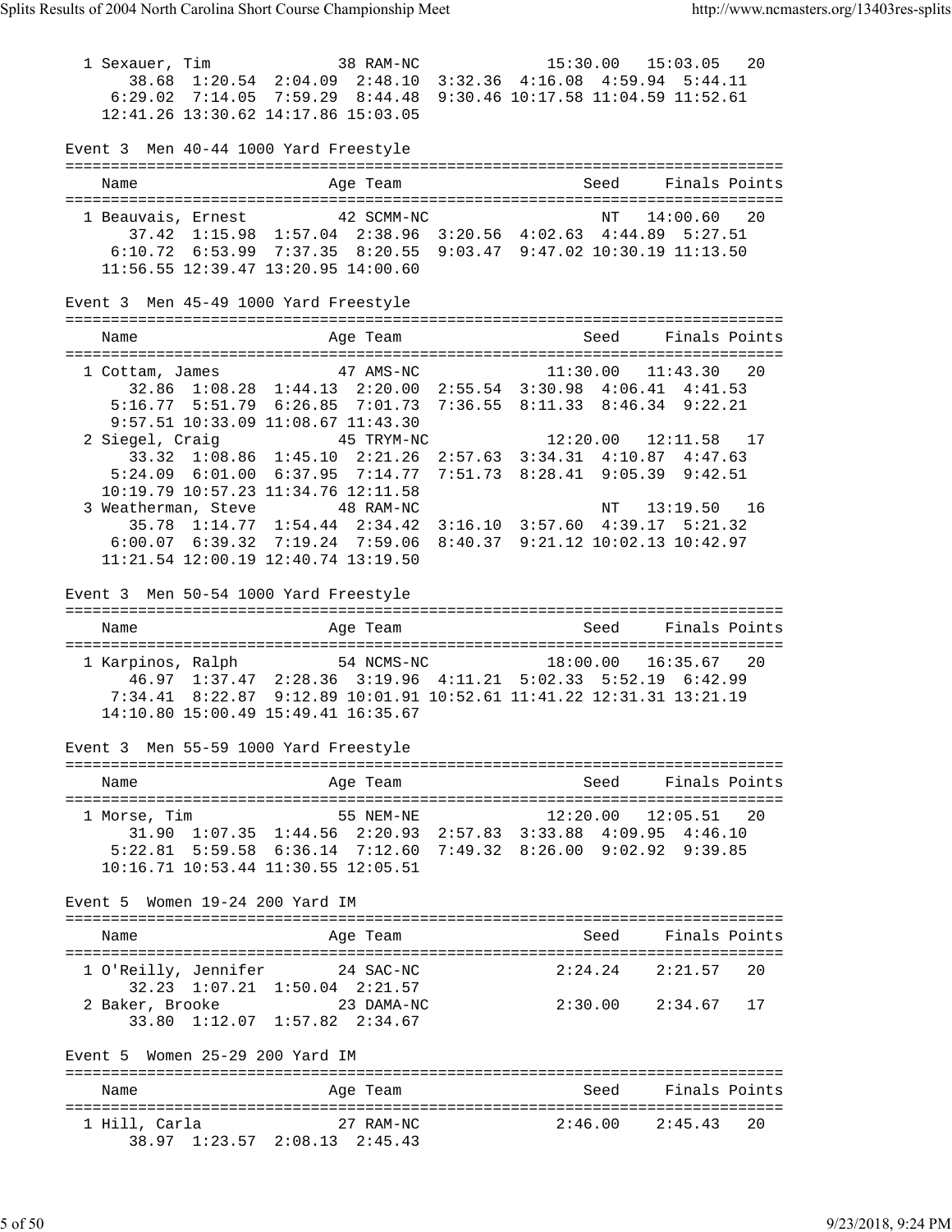```
  1 Sexauer, Tim              38 RAM-NC             15:30.00   15:03.05   20
       38.68  1:20.54  2:04.09  2:48.10  3:32.36  4:16.08  4:59.94  5:44.11
     6:29.02  7:14.05  7:59.29  8:44.48  9:30.46 10:17.58 11:04.59 11:52.61
    12:41.26 13:30.62 14:17.86 15:03.05
```

## Event 3  Men 40-44 1000 Yard Freestyle

```
===============================================================================
    Name                    Age Team                    Seed     Finals Points
===============================================================================
  1 Beauvais, Ernest        42 SCMM-NC                    NT   14:00.60   20
       37.42  1:15.98  1:57.04  2:38.96  3:20.56  4:02.63  4:44.89  5:27.51
     6:10.72  6:53.99  7:37.35  8:20.55  9:03.47  9:47.02 10:30.19 11:13.50
    11:56.55 12:39.47 13:20.95 14:00.60
```

## Event 3  Men 45-49 1000 Yard Freestyle

```
===============================================================================
    Name                    Age Team                    Seed     Finals Points
===============================================================================
  1 Cottam, James           47 AMS-NC              11:30.00   11:43.30   20
       32.86  1:08.28  1:44.13  2:20.00  2:55.54  3:30.98  4:06.41  4:41.53
     5:16.77  5:51.79  6:26.85  7:01.73  7:36.55  8:11.33  8:46.34  9:22.21
     9:57.51 10:33.09 11:08.67 11:43.30
  2 Siegel, Craig           45 TRYM-NC             12:20.00   12:11.58   17
       33.32  1:08.86  1:45.10  2:21.26  2:57.63  3:34.31  4:10.87  4:47.63
     5:24.09  6:01.00  6:37.95  7:14.77  7:51.73  8:28.41  9:05.39  9:42.51
    10:19.79 10:57.23 11:34.76 12:11.58
  3 Weatherman, Steve       48 RAM-NC                     NT   13:19.50   16
       35.78  1:14.77  1:54.44  2:34.42  3:16.10  3:57.60  4:39.17  5:21.32
     6:00.07  6:39.32  7:19.24  7:59.06  8:40.37  9:21.12 10:02.13 10:42.97
    11:21.54 12:00.19 12:40.74 13:19.50
```

## Event 3  Men 50-54 1000 Yard Freestyle

```
===============================================================================
    Name                    Age Team                    Seed     Finals Points
===============================================================================
  1 Karpinos, Ralph         54 NCMS-NC             18:00.00   16:35.67   20
       46.97  1:37.47  2:28.36  3:19.96  4:11.21  5:02.33  5:52.19  6:42.99
     7:34.41  8:22.87  9:12.89 10:01.91 10:52.61 11:41.22 12:31.31 13:21.19
    14:10.80 15:00.49 15:49.41 16:35.67
```

## Event 3  Men 55-59 1000 Yard Freestyle

```
===============================================================================
    Name                    Age Team                    Seed     Finals Points
===============================================================================
  1 Morse, Tim              55 NEM-NE              12:20.00   12:05.51   20
       31.90  1:07.35  1:44.56  2:20.93  2:57.83  3:33.88  4:09.95  4:46.10
     5:22.81  5:59.58  6:36.14  7:12.60  7:49.32  8:26.00  9:02.92  9:39.85
    10:16.71 10:53.44 11:30.55 12:05.51
```

## Event 5  Women 19-24 200 Yard IM

```
===============================================================================
    Name                    Age Team                    Seed     Finals Points
===============================================================================
  1 O'Reilly, Jennifer      24 SAC-NC               2:24.24    2:21.57   20
       32.23  1:07.21  1:50.04  2:21.57
  2 Baker, Brooke           23 DAMA-NC              2:30.00    2:34.67   17
       33.80  1:12.07  1:57.82  2:34.67
```

## Event 5  Women 25-29 200 Yard IM

```
===============================================================================
    Name                    Age Team                    Seed     Finals Points
===============================================================================
  1 Hill, Carla             27 RAM-NC               2:46.00    2:45.43   20
       38.97  1:23.57  2:08.13  2:45.43
```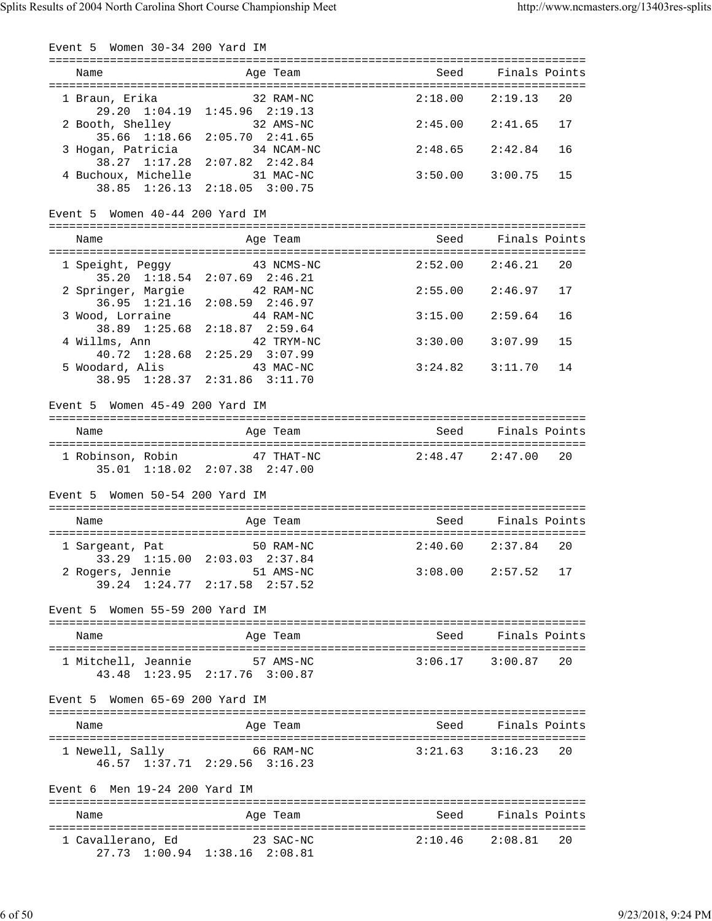### Event 5 Women 30-34 200 Yard IM

| Name | Age | Team | Seed | Finals | Points |
|---|---|---|---|---|---|
| 1 Braun, Erika | 32 | RAM-NC | 2:18.00 | 2:19.13 | 20 |
| 29.20 1:04.19 1:45.96 2:19.13 | | | | | |
| 2 Booth, Shelley | 32 | AMS-NC | 2:45.00 | 2:41.65 | 17 |
| 35.66 1:18.66 2:05.70 2:41.65 | | | | | |
| 3 Hogan, Patricia | 34 | NCAM-NC | 2:48.65 | 2:42.84 | 16 |
| 38.27 1:17.28 2:07.82 2:42.84 | | | | | |
| 4 Buchoux, Michelle | 31 | MAC-NC | 3:50.00 | 3:00.75 | 15 |
| 38.85 1:26.13 2:18.05 3:00.75 | | | | | |

### Event 5 Women 40-44 200 Yard IM

| Name | Age | Team | Seed | Finals | Points |
|---|---|---|---|---|---|
| 1 Speight, Peggy | 43 | NCMS-NC | 2:52.00 | 2:46.21 | 20 |
| 35.20 1:18.54 2:07.69 2:46.21 | | | | | |
| 2 Springer, Margie | 42 | RAM-NC | 2:55.00 | 2:46.97 | 17 |
| 36.95 1:21.16 2:08.59 2:46.97 | | | | | |
| 3 Wood, Lorraine | 44 | RAM-NC | 3:15.00 | 2:59.64 | 16 |
| 38.89 1:25.68 2:18.87 2:59.64 | | | | | |
| 4 Willms, Ann | 42 | TRYM-NC | 3:30.00 | 3:07.99 | 15 |
| 40.72 1:28.68 2:25.29 3:07.99 | | | | | |
| 5 Woodard, Alis | 43 | MAC-NC | 3:24.82 | 3:11.70 | 14 |
| 38.95 1:28.37 2:31.86 3:11.70 | | | | | |

### Event 5 Women 45-49 200 Yard IM

| Name | Age | Team | Seed | Finals | Points |
|---|---|---|---|---|---|
| 1 Robinson, Robin | 47 | THAT-NC | 2:48.47 | 2:47.00 | 20 |
| 35.01 1:18.02 2:07.38 2:47.00 | | | | | |

### Event 5 Women 50-54 200 Yard IM

| Name | Age | Team | Seed | Finals | Points |
|---|---|---|---|---|---|
| 1 Sargeant, Pat | 50 | RAM-NC | 2:40.60 | 2:37.84 | 20 |
| 33.29 1:15.00 2:03.03 2:37.84 | | | | | |
| 2 Rogers, Jennie | 51 | AMS-NC | 3:08.00 | 2:57.52 | 17 |
| 39.24 1:24.77 2:17.58 2:57.52 | | | | | |

### Event 5 Women 55-59 200 Yard IM

| Name | Age | Team | Seed | Finals | Points |
|---|---|---|---|---|---|
| 1 Mitchell, Jeannie | 57 | AMS-NC | 3:06.17 | 3:00.87 | 20 |
| 43.48 1:23.95 2:17.76 3:00.87 | | | | | |

### Event 5 Women 65-69 200 Yard IM

| Name | Age | Team | Seed | Finals | Points |
|---|---|---|---|---|---|
| 1 Newell, Sally | 66 | RAM-NC | 3:21.63 | 3:16.23 | 20 |
| 46.57 1:37.71 2:29.56 3:16.23 | | | | | |

### Event 6 Men 19-24 200 Yard IM

| Name | Age | Team | Seed | Finals | Points |
|---|---|---|---|---|---|
| 1 Cavallerano, Ed | 23 | SAC-NC | 2:10.46 | 2:08.81 | 20 |
| 27.73 1:00.94 1:38.16 2:08.81 | | | | | |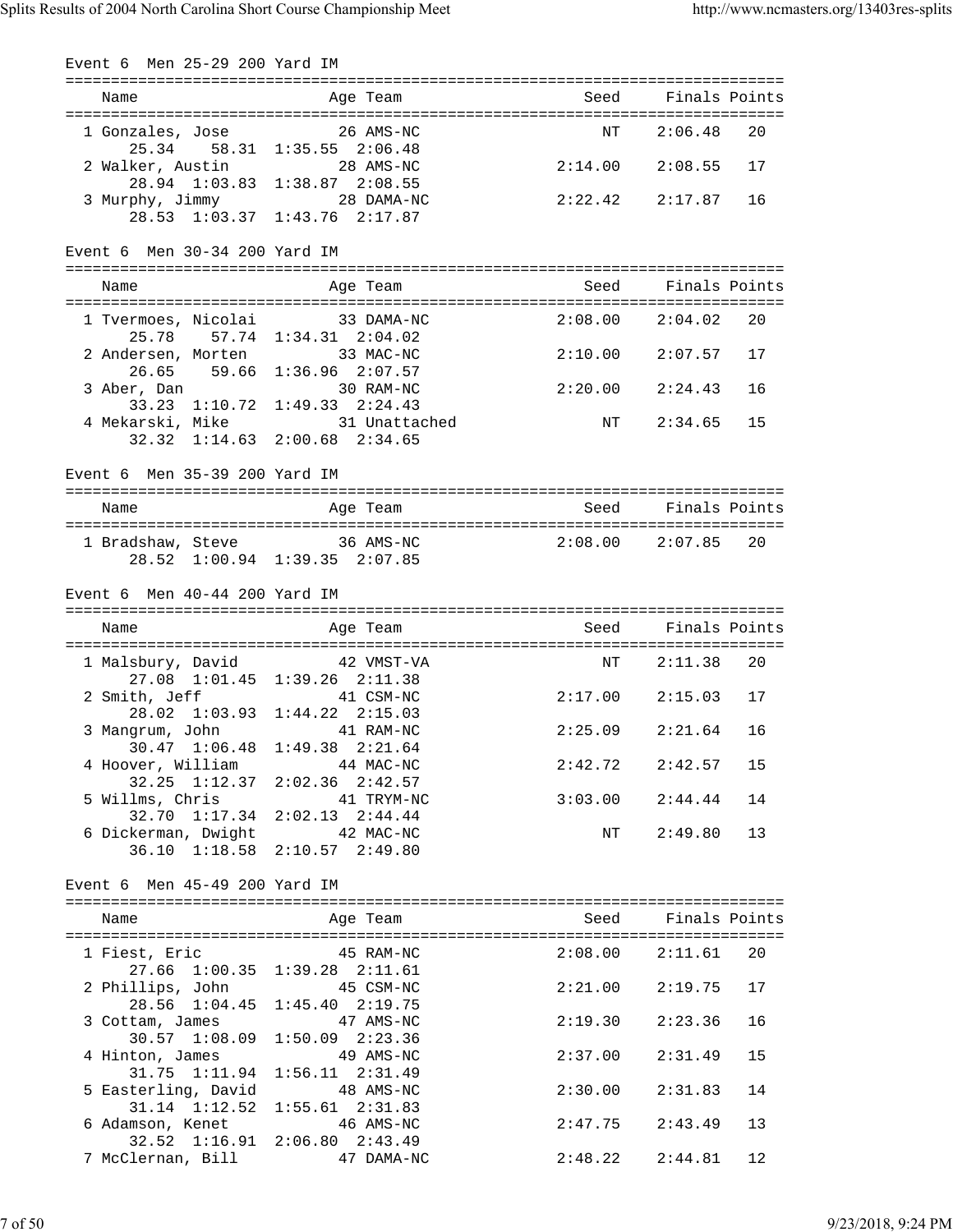### Event 6 Men 25-29 200 Yard IM

| Name | Age | Team | Seed | Finals | Points |
|---|---|---|---|---|---|
| 1 Gonzales, Jose | 26 | AMS-NC | NT | 2:06.48 | 20 |
| 25.34 58.31 1:35.55 2:06.48 | | | | | |
| 2 Walker, Austin | 28 | AMS-NC | 2:14.00 | 2:08.55 | 17 |
| 28.94 1:03.83 1:38.87 2:08.55 | | | | | |
| 3 Murphy, Jimmy | 28 | DAMA-NC | 2:22.42 | 2:17.87 | 16 |
| 28.53 1:03.37 1:43.76 2:17.87 | | | | | |

### Event 6 Men 30-34 200 Yard IM

| Name | Age | Team | Seed | Finals | Points |
|---|---|---|---|---|---|
| 1 Tvermoes, Nicolai | 33 | DAMA-NC | 2:08.00 | 2:04.02 | 20 |
| 25.78 57.74 1:34.31 2:04.02 | | | | | |
| 2 Andersen, Morten | 33 | MAC-NC | 2:10.00 | 2:07.57 | 17 |
| 26.65 59.66 1:36.96 2:07.57 | | | | | |
| 3 Aber, Dan | 30 | RAM-NC | 2:20.00 | 2:24.43 | 16 |
| 33.23 1:10.72 1:49.33 2:24.43 | | | | | |
| 4 Mekarski, Mike | 31 | Unattached | NT | 2:34.65 | 15 |
| 32.32 1:14.63 2:00.68 2:34.65 | | | | | |

### Event 6 Men 35-39 200 Yard IM

| Name | Age | Team | Seed | Finals | Points |
|---|---|---|---|---|---|
| 1 Bradshaw, Steve | 36 | AMS-NC | 2:08.00 | 2:07.85 | 20 |
| 28.52 1:00.94 1:39.35 2:07.85 | | | | | |

### Event 6 Men 40-44 200 Yard IM

| Name | Age | Team | Seed | Finals | Points |
|---|---|---|---|---|---|
| 1 Malsbury, David | 42 | VMST-VA | NT | 2:11.38 | 20 |
| 27.08 1:01.45 1:39.26 2:11.38 | | | | | |
| 2 Smith, Jeff | 41 | CSM-NC | 2:17.00 | 2:15.03 | 17 |
| 28.02 1:03.93 1:44.22 2:15.03 | | | | | |
| 3 Mangrum, John | 41 | RAM-NC | 2:25.09 | 2:21.64 | 16 |
| 30.47 1:06.48 1:49.38 2:21.64 | | | | | |
| 4 Hoover, William | 44 | MAC-NC | 2:42.72 | 2:42.57 | 15 |
| 32.25 1:12.37 2:02.36 2:42.57 | | | | | |
| 5 Willms, Chris | 41 | TRYM-NC | 3:03.00 | 2:44.44 | 14 |
| 32.70 1:17.34 2:02.13 2:44.44 | | | | | |
| 6 Dickerman, Dwight | 42 | MAC-NC | NT | 2:49.80 | 13 |
| 36.10 1:18.58 2:10.57 2:49.80 | | | | | |

### Event 6 Men 45-49 200 Yard IM

| Name | Age | Team | Seed | Finals | Points |
|---|---|---|---|---|---|
| 1 Fiest, Eric | 45 | RAM-NC | 2:08.00 | 2:11.61 | 20 |
| 27.66 1:00.35 1:39.28 2:11.61 | | | | | |
| 2 Phillips, John | 45 | CSM-NC | 2:21.00 | 2:19.75 | 17 |
| 28.56 1:04.45 1:45.40 2:19.75 | | | | | |
| 3 Cottam, James | 47 | AMS-NC | 2:19.30 | 2:23.36 | 16 |
| 30.57 1:08.09 1:50.09 2:23.36 | | | | | |
| 4 Hinton, James | 49 | AMS-NC | 2:37.00 | 2:31.49 | 15 |
| 31.75 1:11.94 1:56.11 2:31.49 | | | | | |
| 5 Easterling, David | 48 | AMS-NC | 2:30.00 | 2:31.83 | 14 |
| 31.14 1:12.52 1:55.61 2:31.83 | | | | | |
| 6 Adamson, Kenet | 46 | AMS-NC | 2:47.75 | 2:43.49 | 13 |
| 32.52 1:16.91 2:06.80 2:43.49 | | | | | |
| 7 McClernan, Bill | 47 | DAMA-NC | 2:48.22 | 2:44.81 | 12 |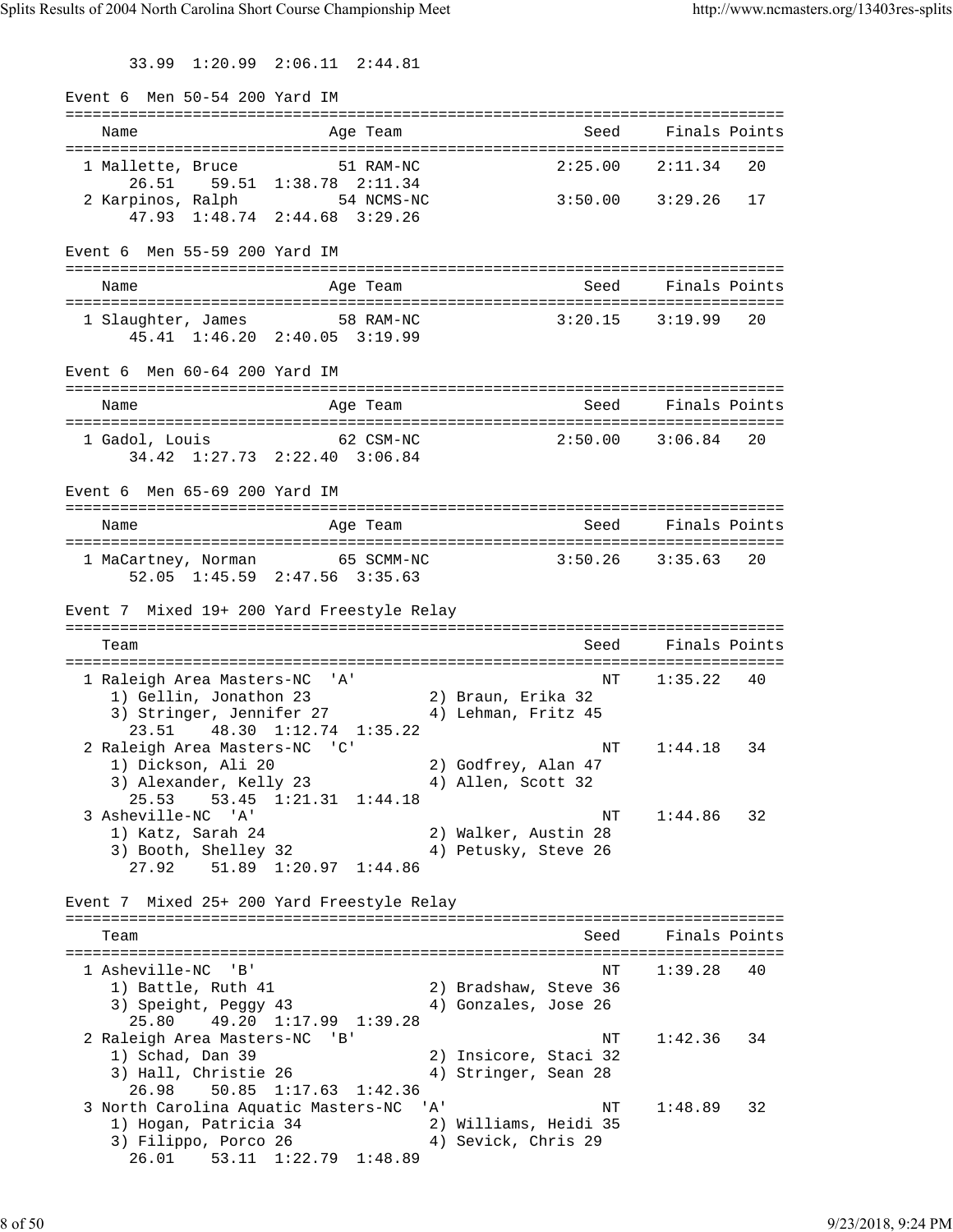33.99 1:20.99 2:06.11 2:44.81

Event 6 Men 50-54 200 Yard IM

| Name | Age | Team | Seed | Finals | Points |
|---|---|---|---|---|---|
| 1 Mallette, Bruce | 51 | RAM-NC | 2:25.00 | 2:11.34 | 20 |
| 26.51 59.51 1:38.78 2:11.34 | | | | | |
| 2 Karpinos, Ralph | 54 | NCMS-NC | 3:50.00 | 3:29.26 | 17 |
| 47.93 1:48.74 2:44.68 3:29.26 | | | | | |

Event 6 Men 55-59 200 Yard IM

| Name | Age | Team | Seed | Finals | Points |
|---|---|---|---|---|---|
| 1 Slaughter, James | 58 | RAM-NC | 3:20.15 | 3:19.99 | 20 |
| 45.41 1:46.20 2:40.05 3:19.99 | | | | | |

Event 6 Men 60-64 200 Yard IM

| Name | Age | Team | Seed | Finals | Points |
|---|---|---|---|---|---|
| 1 Gadol, Louis | 62 | CSM-NC | 2:50.00 | 3:06.84 | 20 |
| 34.42 1:27.73 2:22.40 3:06.84 | | | | | |

Event 6 Men 65-69 200 Yard IM

| Name | Age | Team | Seed | Finals | Points |
|---|---|---|---|---|---|
| 1 MaCartney, Norman | 65 | SCMM-NC | 3:50.26 | 3:35.63 | 20 |
| 52.05 1:45.59 2:47.56 3:35.63 | | | | | |

Event 7 Mixed 19+ 200 Yard Freestyle Relay

| Team | Seed | Finals | Points |
|---|---|---|---|
| 1 Raleigh Area Masters-NC 'A' | NT | 1:35.22 | 40 |
| 1) Gellin, Jonathon 23; 2) Braun, Erika 32; 3) Stringer, Jennifer 27; 4) Lehman, Fritz 45 | | | |
| 23.51 48.30 1:12.74 1:35.22 | | | |
| 2 Raleigh Area Masters-NC 'C' | NT | 1:44.18 | 34 |
| 1) Dickson, Ali 20; 2) Godfrey, Alan 47; 3) Alexander, Kelly 23; 4) Allen, Scott 32 | | | |
| 25.53 53.45 1:21.31 1:44.18 | | | |
| 3 Asheville-NC 'A' | NT | 1:44.86 | 32 |
| 1) Katz, Sarah 24; 2) Walker, Austin 28; 3) Booth, Shelley 32; 4) Petusky, Steve 26 | | | |
| 27.92 51.89 1:20.97 1:44.86 | | | |

Event 7 Mixed 25+ 200 Yard Freestyle Relay

| Team | Seed | Finals | Points |
|---|---|---|---|
| 1 Asheville-NC 'B' | NT | 1:39.28 | 40 |
| 1) Battle, Ruth 41; 2) Bradshaw, Steve 36; 3) Speight, Peggy 43; 4) Gonzales, Jose 26 | | | |
| 25.80 49.20 1:17.99 1:39.28 | | | |
| 2 Raleigh Area Masters-NC 'B' | NT | 1:42.36 | 34 |
| 1) Schad, Dan 39; 2) Insicore, Staci 32; 3) Hall, Christie 26; 4) Stringer, Sean 28 | | | |
| 26.98 50.85 1:17.63 1:42.36 | | | |
| 3 North Carolina Aquatic Masters-NC 'A' | NT | 1:48.89 | 32 |
| 1) Hogan, Patricia 34; 2) Williams, Heidi 35; 3) Filippo, Porco 26; 4) Sevick, Chris 29 | | | |
| 26.01 53.11 1:22.79 1:48.89 | | | |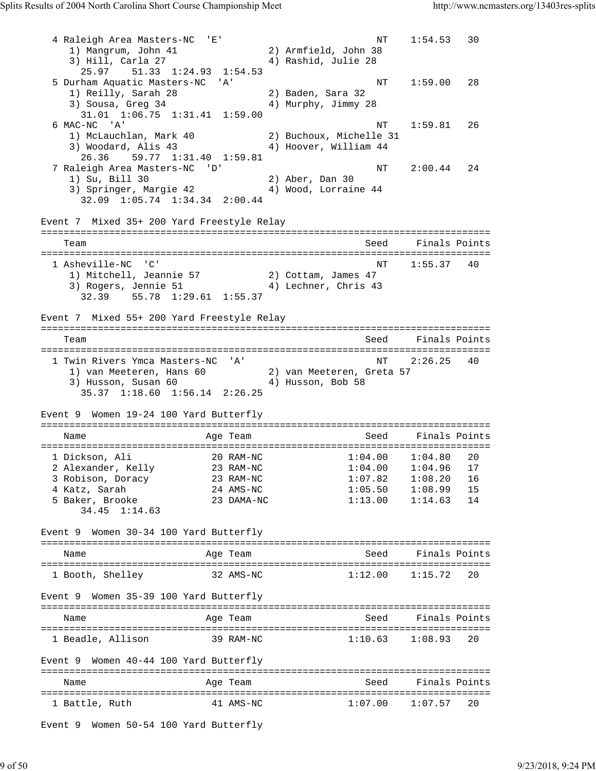```
  4 Raleigh Area Masters-NC  'E'                          NT    1:54.53   30
     1) Mangrum, John 41               2) Armfield, John 38
     3) Hill, Carla 27                 4) Rashid, Julie 28
        25.97    51.33  1:24.93  1:54.53
  5 Durham Aquatic Masters-NC  'A'                        NT    1:59.00   28
     1) Reilly, Sarah 28               2) Baden, Sara 32
     3) Sousa, Greg 34                 4) Murphy, Jimmy 28
        31.01  1:06.75  1:31.41  1:59.00
  6 MAC-NC  'A'                                           NT    1:59.81   26
     1) McLauchlan, Mark 40            2) Buchoux, Michelle 31
     3) Woodard, Alis 43               4) Hoover, William 44
        26.36    59.77  1:31.40  1:59.81
  7 Raleigh Area Masters-NC  'D'                          NT    2:00.44   24
     1) Su, Bill 30                    2) Aber, Dan 30
     3) Springer, Margie 42            4) Wood, Lorraine 44
        32.09  1:05.74  1:34.34  2:00.44
```

Event 7  Mixed 35+ 200 Yard Freestyle Relay

```
===============================================================================
    Team                                                 Seed     Finals Points
===============================================================================
  1 Asheville-NC  'C'                                     NT    1:55.37   40
     1) Mitchell, Jeannie 57           2) Cottam, James 47
     3) Rogers, Jennie 51              4) Lechner, Chris 43
        32.39    55.78  1:29.61  1:55.37
```

Event 7  Mixed 55+ 200 Yard Freestyle Relay

```
===============================================================================
    Team                                                 Seed     Finals Points
===============================================================================
  1 Twin Rivers Ymca Masters-NC  'A'                      NT    2:26.25   40
     1) van Meeteren, Hans 60          2) van Meeteren, Greta 57
     3) Husson, Susan 60               4) Husson, Bob 58
        35.37  1:18.60  1:56.14  2:26.25
```

Event 9  Women 19-24 100 Yard Butterfly

```
===============================================================================
    Name                    Age Team                     Seed     Finals Points
===============================================================================
  1 Dickson, Ali             20 RAM-NC                1:04.00    1:04.80   20
  2 Alexander, Kelly         23 RAM-NC                1:04.00    1:04.96   17
  3 Robison, Doracy          23 RAM-NC                1:07.82    1:08.20   16
  4 Katz, Sarah              24 AMS-NC                1:05.50    1:08.99   15
  5 Baker, Brooke            23 DAMA-NC               1:13.00    1:14.63   14
        34.45  1:14.63
```

Event 9  Women 30-34 100 Yard Butterfly

```
===============================================================================
    Name                    Age Team                     Seed     Finals Points
===============================================================================
  1 Booth, Shelley           32 AMS-NC                1:12.00    1:15.72   20
```

Event 9  Women 35-39 100 Yard Butterfly

```
===============================================================================
    Name                    Age Team                     Seed     Finals Points
===============================================================================
  1 Beadle, Allison          39 RAM-NC                1:10.63    1:08.93   20
```

Event 9  Women 40-44 100 Yard Butterfly

```
===============================================================================
    Name                    Age Team                     Seed     Finals Points
===============================================================================
  1 Battle, Ruth             41 AMS-NC                1:07.00    1:07.57   20
```

Event 9  Women 50-54 100 Yard Butterfly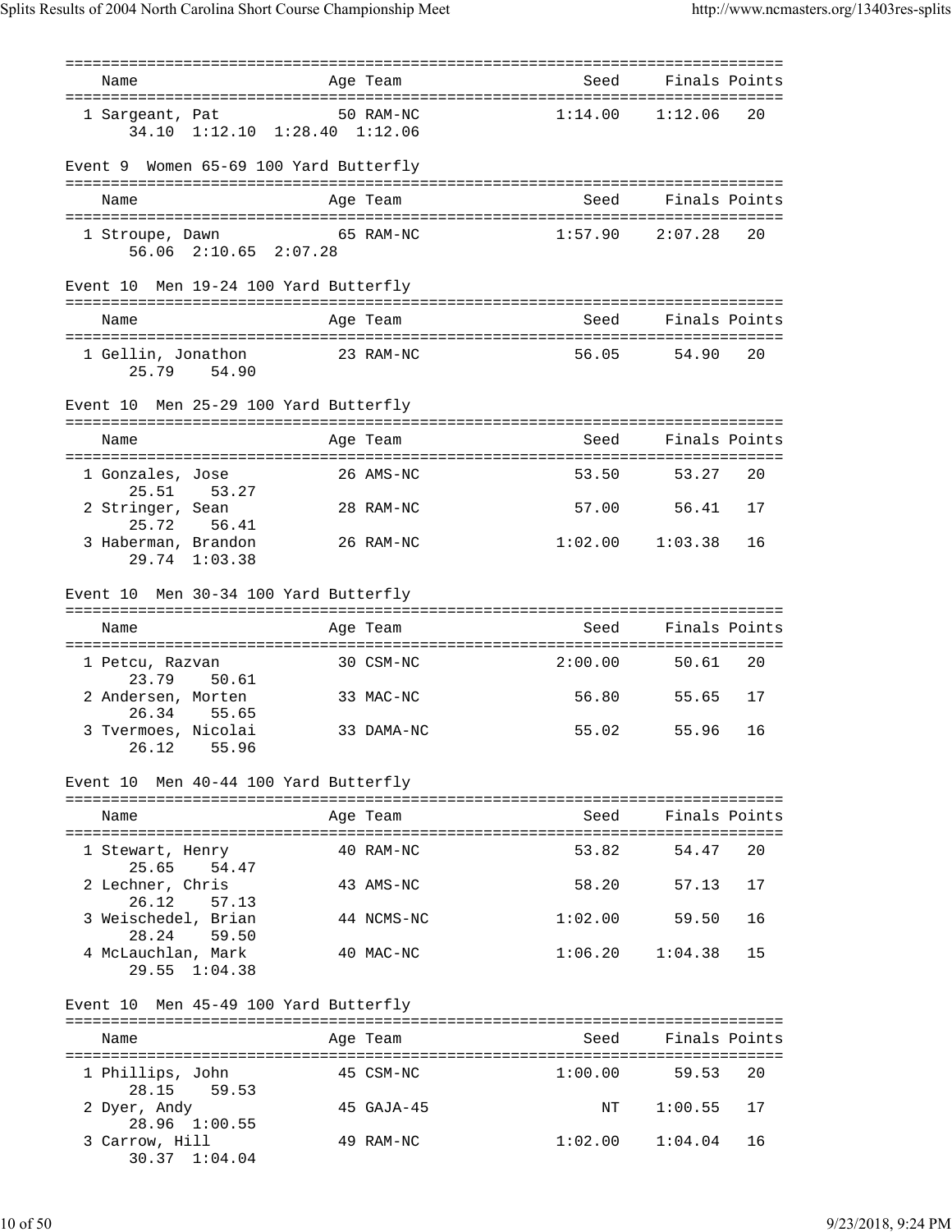| Name | Age | Team | Seed | Finals | Points |
|---|---|---|---|---|---|
| 1 Sargeant, Pat | 50 | RAM-NC | 1:14.00 | 1:12.06 | 20 |
| 34.10 1:12.10 1:28.40 1:12.06 | | | | | |

Event 9 Women 65-69 100 Yard Butterfly

| Name | Age | Team | Seed | Finals | Points |
|---|---|---|---|---|---|
| 1 Stroupe, Dawn | 65 | RAM-NC | 1:57.90 | 2:07.28 | 20 |
| 56.06 2:10.65 2:07.28 | | | | | |

Event 10 Men 19-24 100 Yard Butterfly

| Name | Age | Team | Seed | Finals | Points |
|---|---|---|---|---|---|
| 1 Gellin, Jonathon | 23 | RAM-NC | 56.05 | 54.90 | 20 |
| 25.79 54.90 | | | | | |

Event 10 Men 25-29 100 Yard Butterfly

| Name | Age | Team | Seed | Finals | Points |
|---|---|---|---|---|---|
| 1 Gonzales, Jose | 26 | AMS-NC | 53.50 | 53.27 | 20 |
| 25.51 53.27 | | | | | |
| 2 Stringer, Sean | 28 | RAM-NC | 57.00 | 56.41 | 17 |
| 25.72 56.41 | | | | | |
| 3 Haberman, Brandon | 26 | RAM-NC | 1:02.00 | 1:03.38 | 16 |
| 29.74 1:03.38 | | | | | |

Event 10 Men 30-34 100 Yard Butterfly

| Name | Age | Team | Seed | Finals | Points |
|---|---|---|---|---|---|
| 1 Petcu, Razvan | 30 | CSM-NC | 2:00.00 | 50.61 | 20 |
| 23.79 50.61 | | | | | |
| 2 Andersen, Morten | 33 | MAC-NC | 56.80 | 55.65 | 17 |
| 26.34 55.65 | | | | | |
| 3 Tvermoes, Nicolai | 33 | DAMA-NC | 55.02 | 55.96 | 16 |
| 26.12 55.96 | | | | | |

Event 10 Men 40-44 100 Yard Butterfly

| Name | Age | Team | Seed | Finals | Points |
|---|---|---|---|---|---|
| 1 Stewart, Henry | 40 | RAM-NC | 53.82 | 54.47 | 20 |
| 25.65 54.47 | | | | | |
| 2 Lechner, Chris | 43 | AMS-NC | 58.20 | 57.13 | 17 |
| 26.12 57.13 | | | | | |
| 3 Weischedel, Brian | 44 | NCMS-NC | 1:02.00 | 59.50 | 16 |
| 28.24 59.50 | | | | | |
| 4 McLauchlan, Mark | 40 | MAC-NC | 1:06.20 | 1:04.38 | 15 |
| 29.55 1:04.38 | | | | | |

Event 10 Men 45-49 100 Yard Butterfly

| Name | Age | Team | Seed | Finals | Points |
|---|---|---|---|---|---|
| 1 Phillips, John | 45 | CSM-NC | 1:00.00 | 59.53 | 20 |
| 28.15 59.53 | | | | | |
| 2 Dyer, Andy | 45 | GAJA-45 | NT | 1:00.55 | 17 |
| 28.96 1:00.55 | | | | | |
| 3 Carrow, Hill | 49 | RAM-NC | 1:02.00 | 1:04.04 | 16 |
| 30.37 1:04.04 | | | | | |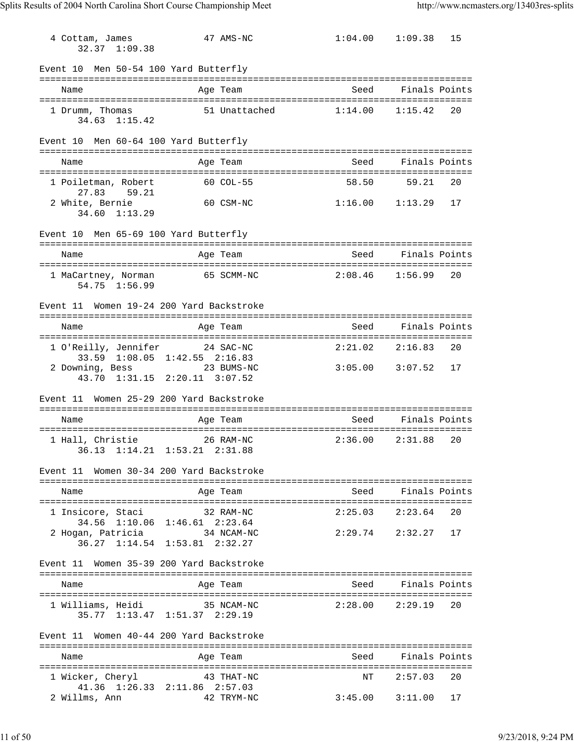| Name | Age | Team | Seed | Finals | Points |
|---|---|---|---|---|---|
| 4 Cottam, James | 47 | AMS-NC | 1:04.00 | 1:09.38 | 15 |
| 32.37 1:09.38 | | | | | |

Event 10 Men 50-54 100 Yard Butterfly

| Name | Age | Team | Seed | Finals | Points |
|---|---|---|---|---|---|
| 1 Drumm, Thomas | 51 | Unattached | 1:14.00 | 1:15.42 | 20 |
| 34.63 1:15.42 | | | | | |

Event 10 Men 60-64 100 Yard Butterfly

| Name | Age | Team | Seed | Finals | Points |
|---|---|---|---|---|---|
| 1 Poiletman, Robert | 60 | COL-55 | 58.50 | 59.21 | 20 |
| 27.83 59.21 | | | | | |
| 2 White, Bernie | 60 | CSM-NC | 1:16.00 | 1:13.29 | 17 |
| 34.60 1:13.29 | | | | | |

Event 10 Men 65-69 100 Yard Butterfly

| Name | Age | Team | Seed | Finals | Points |
|---|---|---|---|---|---|
| 1 MaCartney, Norman | 65 | SCMM-NC | 2:08.46 | 1:56.99 | 20 |
| 54.75 1:56.99 | | | | | |

Event 11 Women 19-24 200 Yard Backstroke

| Name | Age | Team | Seed | Finals | Points |
|---|---|---|---|---|---|
| 1 O'Reilly, Jennifer | 24 | SAC-NC | 2:21.02 | 2:16.83 | 20 |
| 33.59 1:08.05 1:42.55 2:16.83 | | | | | |
| 2 Downing, Bess | 23 | BUMS-NC | 3:05.00 | 3:07.52 | 17 |
| 43.70 1:31.15 2:20.11 3:07.52 | | | | | |

Event 11 Women 25-29 200 Yard Backstroke

| Name | Age | Team | Seed | Finals | Points |
|---|---|---|---|---|---|
| 1 Hall, Christie | 26 | RAM-NC | 2:36.00 | 2:31.88 | 20 |
| 36.13 1:14.21 1:53.21 2:31.88 | | | | | |

Event 11 Women 30-34 200 Yard Backstroke

| Name | Age | Team | Seed | Finals | Points |
|---|---|---|---|---|---|
| 1 Insicore, Staci | 32 | RAM-NC | 2:25.03 | 2:23.64 | 20 |
| 34.56 1:10.06 1:46.61 2:23.64 | | | | | |
| 2 Hogan, Patricia | 34 | NCAM-NC | 2:29.74 | 2:32.27 | 17 |
| 36.27 1:14.54 1:53.81 2:32.27 | | | | | |

Event 11 Women 35-39 200 Yard Backstroke

| Name | Age | Team | Seed | Finals | Points |
|---|---|---|---|---|---|
| 1 Williams, Heidi | 35 | NCAM-NC | 2:28.00 | 2:29.19 | 20 |
| 35.77 1:13.47 1:51.37 2:29.19 | | | | | |

Event 11 Women 40-44 200 Yard Backstroke

| Name | Age | Team | Seed | Finals | Points |
|---|---|---|---|---|---|
| 1 Wicker, Cheryl | 43 | THAT-NC | NT | 2:57.03 | 20 |
| 41.36 1:26.33 2:11.86 2:57.03 | | | | | |
| 2 Willms, Ann | 42 | TRYM-NC | 3:45.00 | 3:11.00 | 17 |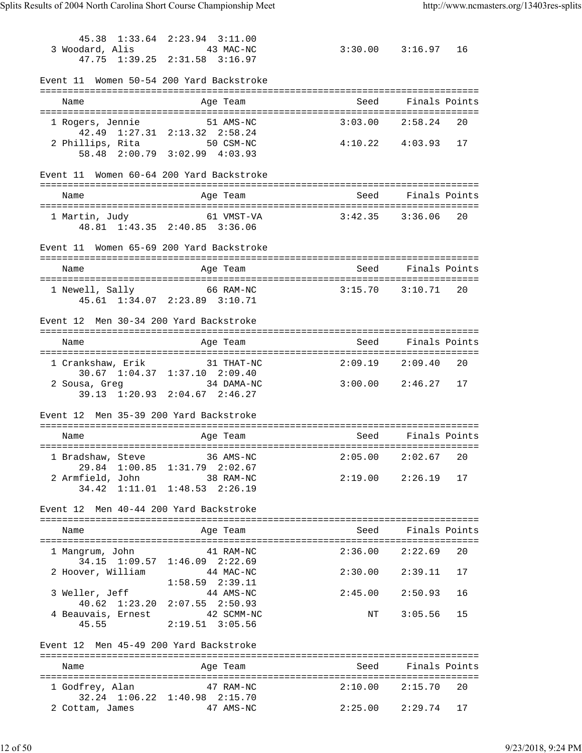```
    45.38  1:33.64  2:23.94  3:11.00
  3 Woodard, Alis             43 MAC-NC             3:30.00    3:16.97   16
    47.75  1:39.25  2:31.58  3:16.97
```

Event 11  Women 50-54 200 Yard Backstroke

```
===============================================================================
    Name                    Age Team                    Seed    Finals Points
===============================================================================
  1 Rogers, Jennie            51 AMS-NC             3:03.00    2:58.24   20
    42.49  1:27.31  2:13.32  2:58.24
  2 Phillips, Rita            50 CSM-NC             4:10.22    4:03.93   17
    58.48  2:00.79  3:02.99  4:03.93
```

Event 11  Women 60-64 200 Yard Backstroke

```
===============================================================================
    Name                    Age Team                    Seed    Finals Points
===============================================================================
  1 Martin, Judy              61 VMST-VA            3:42.35    3:36.06   20
    48.81  1:43.35  2:40.85  3:36.06
```

Event 11  Women 65-69 200 Yard Backstroke

```
===============================================================================
    Name                    Age Team                    Seed    Finals Points
===============================================================================
  1 Newell, Sally             66 RAM-NC             3:15.70    3:10.71   20
    45.61  1:34.07  2:23.89  3:10.71
```

Event 12  Men 30-34 200 Yard Backstroke

```
===============================================================================
    Name                    Age Team                    Seed    Finals Points
===============================================================================
  1 Crankshaw, Erik           31 THAT-NC            2:09.19    2:09.40   20
    30.67  1:04.37  1:37.10  2:09.40
  2 Sousa, Greg               34 DAMA-NC            3:00.00    2:46.27   17
    39.13  1:20.93  2:04.67  2:46.27
```

Event 12  Men 35-39 200 Yard Backstroke

```
===============================================================================
    Name                    Age Team                    Seed    Finals Points
===============================================================================
  1 Bradshaw, Steve           36 AMS-NC             2:05.00    2:02.67   20
    29.84  1:00.85  1:31.79  2:02.67
  2 Armfield, John            38 RAM-NC             2:19.00    2:26.19   17
    34.42  1:11.01  1:48.53  2:26.19
```

Event 12  Men 40-44 200 Yard Backstroke

```
===============================================================================
    Name                    Age Team                    Seed    Finals Points
===============================================================================
  1 Mangrum, John             41 RAM-NC             2:36.00    2:22.69   20
    34.15  1:09.57  1:46.09  2:22.69
  2 Hoover, William           44 MAC-NC             2:30.00    2:39.11   17
                    1:58.59  2:39.11
  3 Weller, Jeff              44 AMS-NC             2:45.00    2:50.93   16
    40.62  1:23.20  2:07.55  2:50.93
  4 Beauvais, Ernest          42 SCMM-NC                 NT    3:05.56   15
    45.55           2:19.51  3:05.56
```

Event 12  Men 45-49 200 Yard Backstroke

```
===============================================================================
    Name                    Age Team                    Seed    Finals Points
===============================================================================
  1 Godfrey, Alan             47 RAM-NC             2:10.00    2:15.70   20
    32.24  1:06.22  1:40.98  2:15.70
  2 Cottam, James             47 AMS-NC             2:25.00    2:29.74   17
```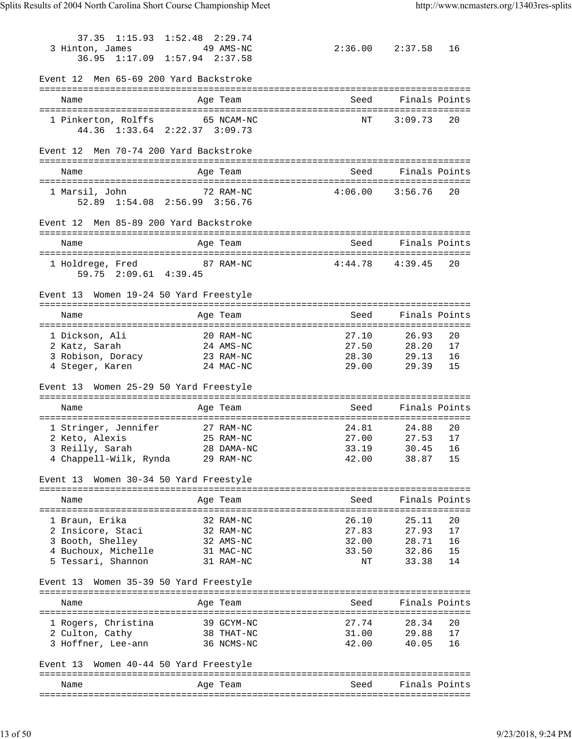```
      37.35  1:15.93  1:52.48  2:29.74
  3 Hinton, James             49 AMS-NC                2:36.00    2:37.58   16
      36.95  1:17.09  1:57.94  2:37.58
```

### Event 12 Men 65-69 200 Yard Backstroke

| Name | Age | Team | Seed | Finals | Points |
|---|---|---|---|---|---|
| 1 Pinkerton, Rolffs | 65 | NCAM-NC | NT | 3:09.73 | 20 |
| 44.36 1:33.64 2:22.37 3:09.73 | | | | | |

### Event 12 Men 70-74 200 Yard Backstroke

| Name | Age | Team | Seed | Finals | Points |
|---|---|---|---|---|---|
| 1 Marsil, John | 72 | RAM-NC | 4:06.00 | 3:56.76 | 20 |
| 52.89 1:54.08 2:56.99 3:56.76 | | | | | |

### Event 12 Men 85-89 200 Yard Backstroke

| Name | Age | Team | Seed | Finals | Points |
|---|---|---|---|---|---|
| 1 Holdrege, Fred | 87 | RAM-NC | 4:44.78 | 4:39.45 | 20 |
| 59.75 2:09.61 4:39.45 | | | | | |

### Event 13 Women 19-24 50 Yard Freestyle

| Name | Age | Team | Seed | Finals | Points |
|---|---|---|---|---|---|
| 1 Dickson, Ali | 20 | RAM-NC | 27.10 | 26.93 | 20 |
| 2 Katz, Sarah | 24 | AMS-NC | 27.50 | 28.20 | 17 |
| 3 Robison, Doracy | 23 | RAM-NC | 28.30 | 29.13 | 16 |
| 4 Steger, Karen | 24 | MAC-NC | 29.00 | 29.39 | 15 |

### Event 13 Women 25-29 50 Yard Freestyle

| Name | Age | Team | Seed | Finals | Points |
|---|---|---|---|---|---|
| 1 Stringer, Jennifer | 27 | RAM-NC | 24.81 | 24.88 | 20 |
| 2 Keto, Alexis | 25 | RAM-NC | 27.00 | 27.53 | 17 |
| 3 Reilly, Sarah | 28 | DAMA-NC | 33.19 | 30.45 | 16 |
| 4 Chappell-Wilk, Rynda | 29 | RAM-NC | 42.00 | 38.87 | 15 |

### Event 13 Women 30-34 50 Yard Freestyle

| Name | Age | Team | Seed | Finals | Points |
|---|---|---|---|---|---|
| 1 Braun, Erika | 32 | RAM-NC | 26.10 | 25.11 | 20 |
| 2 Insicore, Staci | 32 | RAM-NC | 27.83 | 27.93 | 17 |
| 3 Booth, Shelley | 32 | AMS-NC | 32.00 | 28.71 | 16 |
| 4 Buchoux, Michelle | 31 | MAC-NC | 33.50 | 32.86 | 15 |
| 5 Tessari, Shannon | 31 | RAM-NC | NT | 33.38 | 14 |

### Event 13 Women 35-39 50 Yard Freestyle

| Name | Age | Team | Seed | Finals | Points |
|---|---|---|---|---|---|
| 1 Rogers, Christina | 39 | GCYM-NC | 27.74 | 28.34 | 20 |
| 2 Culton, Cathy | 38 | THAT-NC | 31.00 | 29.88 | 17 |
| 3 Hoffner, Lee-ann | 36 | NCMS-NC | 42.00 | 40.05 | 16 |

### Event 13 Women 40-44 50 Yard Freestyle

| Name | Age | Team | Seed | Finals | Points |
|---|---|---|---|---|---|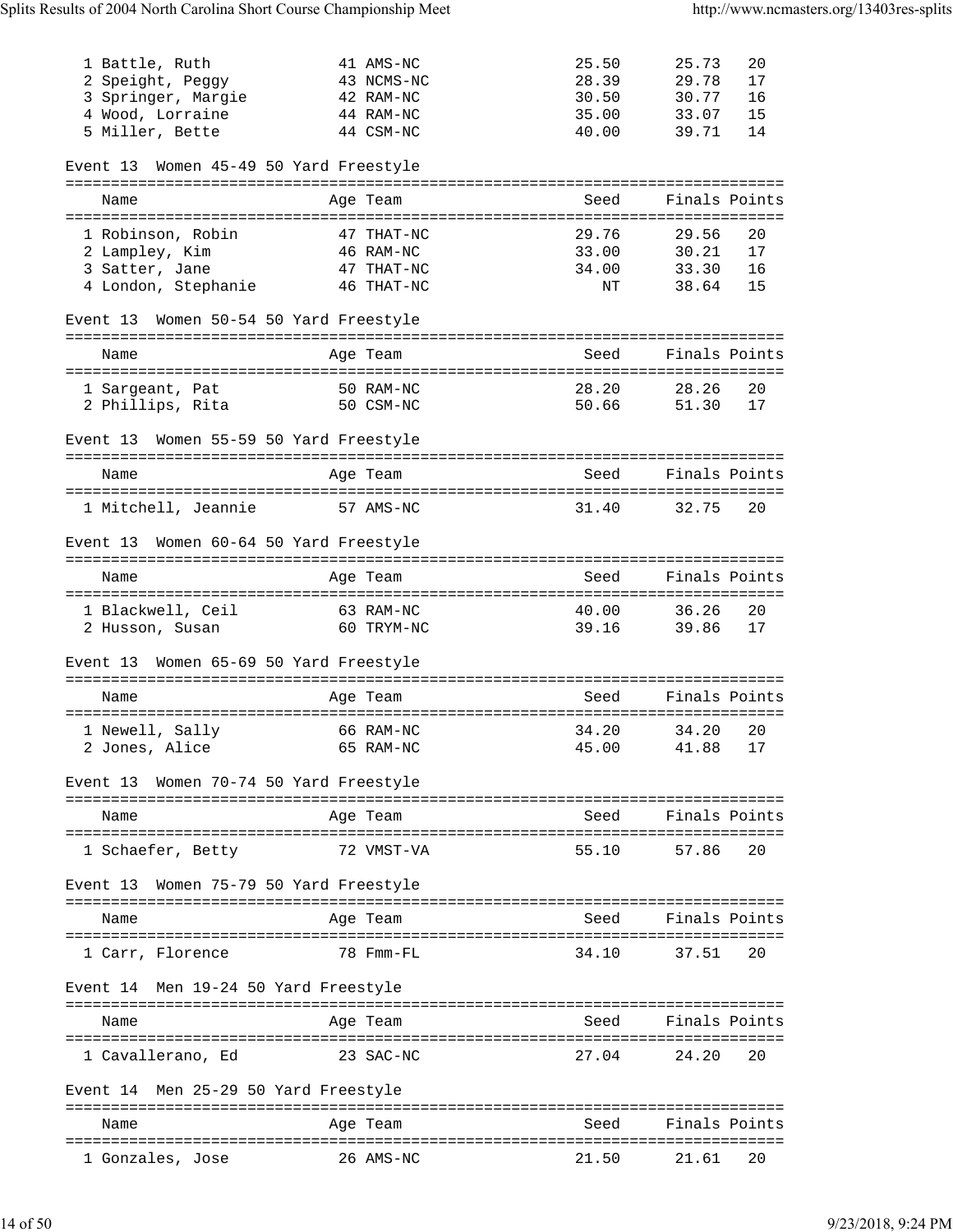| | Name | Age | Team | Seed | Finals | Points |
|---|---|---|---|---|---|---|
| 1 | Battle, Ruth | 41 | AMS-NC | 25.50 | 25.73 | 20 |
| 2 | Speight, Peggy | 43 | NCMS-NC | 28.39 | 29.78 | 17 |
| 3 | Springer, Margie | 42 | RAM-NC | 30.50 | 30.77 | 16 |
| 4 | Wood, Lorraine | 44 | RAM-NC | 35.00 | 33.07 | 15 |
| 5 | Miller, Bette | 44 | CSM-NC | 40.00 | 39.71 | 14 |

## Event 13 Women 45-49 50 Yard Freestyle

| | Name | Age | Team | Seed | Finals | Points |
|---|---|---|---|---|---|---|
| 1 | Robinson, Robin | 47 | THAT-NC | 29.76 | 29.56 | 20 |
| 2 | Lampley, Kim | 46 | RAM-NC | 33.00 | 30.21 | 17 |
| 3 | Satter, Jane | 47 | THAT-NC | 34.00 | 33.30 | 16 |
| 4 | London, Stephanie | 46 | THAT-NC | NT | 38.64 | 15 |

## Event 13 Women 50-54 50 Yard Freestyle

| | Name | Age | Team | Seed | Finals | Points |
|---|---|---|---|---|---|---|
| 1 | Sargeant, Pat | 50 | RAM-NC | 28.20 | 28.26 | 20 |
| 2 | Phillips, Rita | 50 | CSM-NC | 50.66 | 51.30 | 17 |

## Event 13 Women 55-59 50 Yard Freestyle

| | Name | Age | Team | Seed | Finals | Points |
|---|---|---|---|---|---|---|
| 1 | Mitchell, Jeannie | 57 | AMS-NC | 31.40 | 32.75 | 20 |

## Event 13 Women 60-64 50 Yard Freestyle

| | Name | Age | Team | Seed | Finals | Points |
|---|---|---|---|---|---|---|
| 1 | Blackwell, Ceil | 63 | RAM-NC | 40.00 | 36.26 | 20 |
| 2 | Husson, Susan | 60 | TRYM-NC | 39.16 | 39.86 | 17 |

## Event 13 Women 65-69 50 Yard Freestyle

| | Name | Age | Team | Seed | Finals | Points |
|---|---|---|---|---|---|---|
| 1 | Newell, Sally | 66 | RAM-NC | 34.20 | 34.20 | 20 |
| 2 | Jones, Alice | 65 | RAM-NC | 45.00 | 41.88 | 17 |

## Event 13 Women 70-74 50 Yard Freestyle

| | Name | Age | Team | Seed | Finals | Points |
|---|---|---|---|---|---|---|
| 1 | Schaefer, Betty | 72 | VMST-VA | 55.10 | 57.86 | 20 |

## Event 13 Women 75-79 50 Yard Freestyle

| | Name | Age | Team | Seed | Finals | Points |
|---|---|---|---|---|---|---|
| 1 | Carr, Florence | 78 | Fmm-FL | 34.10 | 37.51 | 20 |

## Event 14 Men 19-24 50 Yard Freestyle

| | Name | Age | Team | Seed | Finals | Points |
|---|---|---|---|---|---|---|
| 1 | Cavallerano, Ed | 23 | SAC-NC | 27.04 | 24.20 | 20 |

## Event 14 Men 25-29 50 Yard Freestyle

| | Name | Age | Team | Seed | Finals | Points |
|---|---|---|---|---|---|---|
| 1 | Gonzales, Jose | 26 | AMS-NC | 21.50 | 21.61 | 20 |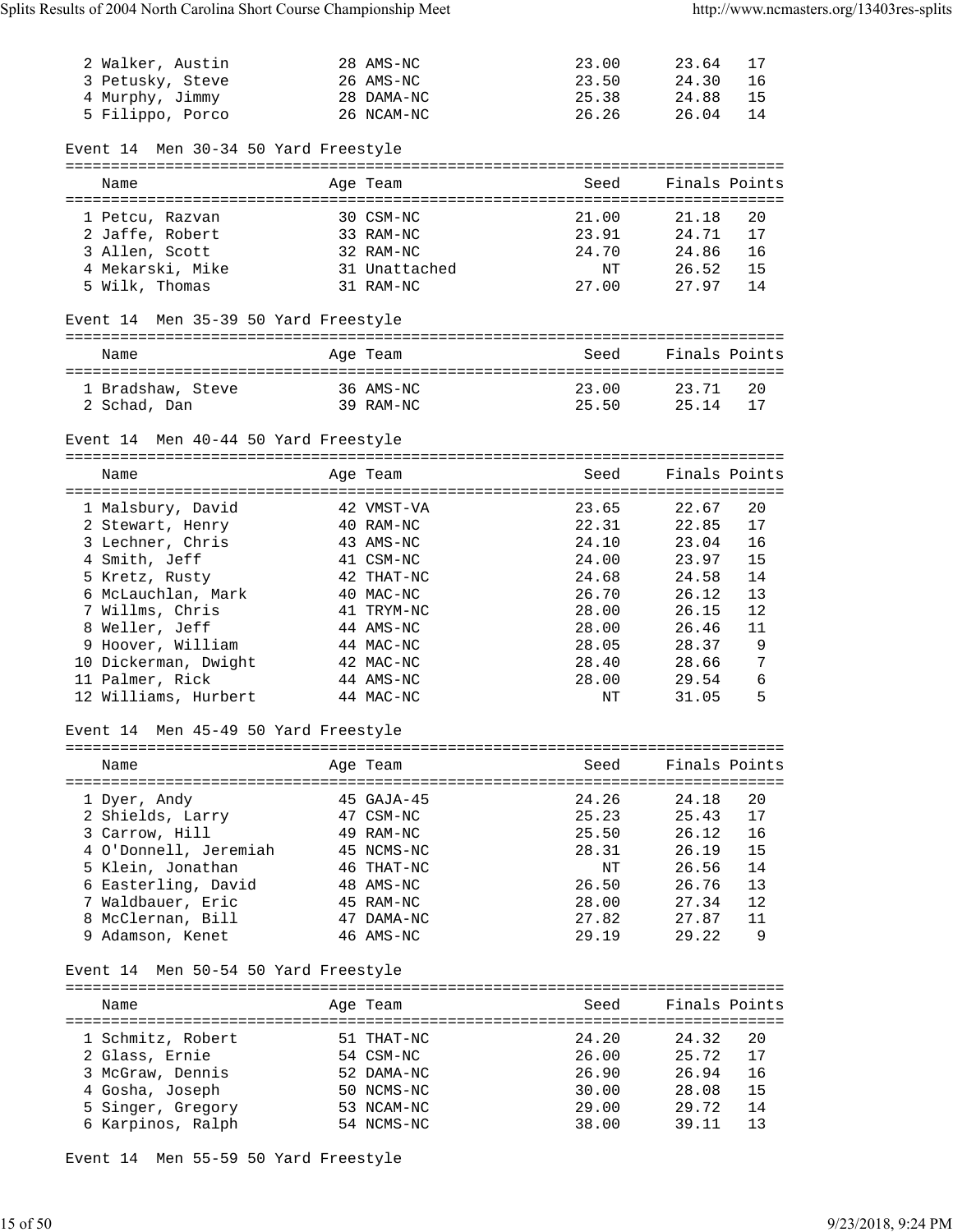| Name | Age | Team | Seed | Finals | Points |
|---|---|---|---|---|---|
| 2 Walker, Austin | 28 | AMS-NC | 23.00 | 23.64 | 17 |
| 3 Petusky, Steve | 26 | AMS-NC | 23.50 | 24.30 | 16 |
| 4 Murphy, Jimmy | 28 | DAMA-NC | 25.38 | 24.88 | 15 |
| 5 Filippo, Porco | 26 | NCAM-NC | 26.26 | 26.04 | 14 |

Event 14 Men 30-34 50 Yard Freestyle

| Name | Age | Team | Seed | Finals | Points |
|---|---|---|---|---|---|
| 1 Petcu, Razvan | 30 | CSM-NC | 21.00 | 21.18 | 20 |
| 2 Jaffe, Robert | 33 | RAM-NC | 23.91 | 24.71 | 17 |
| 3 Allen, Scott | 32 | RAM-NC | 24.70 | 24.86 | 16 |
| 4 Mekarski, Mike | 31 | Unattached | NT | 26.52 | 15 |
| 5 Wilk, Thomas | 31 | RAM-NC | 27.00 | 27.97 | 14 |

Event 14 Men 35-39 50 Yard Freestyle

| Name | Age | Team | Seed | Finals | Points |
|---|---|---|---|---|---|
| 1 Bradshaw, Steve | 36 | AMS-NC | 23.00 | 23.71 | 20 |
| 2 Schad, Dan | 39 | RAM-NC | 25.50 | 25.14 | 17 |

Event 14 Men 40-44 50 Yard Freestyle

| Name | Age | Team | Seed | Finals | Points |
|---|---|---|---|---|---|
| 1 Malsbury, David | 42 | VMST-VA | 23.65 | 22.67 | 20 |
| 2 Stewart, Henry | 40 | RAM-NC | 22.31 | 22.85 | 17 |
| 3 Lechner, Chris | 43 | AMS-NC | 24.10 | 23.04 | 16 |
| 4 Smith, Jeff | 41 | CSM-NC | 24.00 | 23.97 | 15 |
| 5 Kretz, Rusty | 42 | THAT-NC | 24.68 | 24.58 | 14 |
| 6 McLauchlan, Mark | 40 | MAC-NC | 26.70 | 26.12 | 13 |
| 7 Willms, Chris | 41 | TRYM-NC | 28.00 | 26.15 | 12 |
| 8 Weller, Jeff | 44 | AMS-NC | 28.00 | 26.46 | 11 |
| 9 Hoover, William | 44 | MAC-NC | 28.05 | 28.37 | 9 |
| 10 Dickerman, Dwight | 42 | MAC-NC | 28.40 | 28.66 | 7 |
| 11 Palmer, Rick | 44 | AMS-NC | 28.00 | 29.54 | 6 |
| 12 Williams, Hurbert | 44 | MAC-NC | NT | 31.05 | 5 |

Event 14 Men 45-49 50 Yard Freestyle

| Name | Age | Team | Seed | Finals | Points |
|---|---|---|---|---|---|
| 1 Dyer, Andy | 45 | GAJA-45 | 24.26 | 24.18 | 20 |
| 2 Shields, Larry | 47 | CSM-NC | 25.23 | 25.43 | 17 |
| 3 Carrow, Hill | 49 | RAM-NC | 25.50 | 26.12 | 16 |
| 4 O'Donnell, Jeremiah | 45 | NCMS-NC | 28.31 | 26.19 | 15 |
| 5 Klein, Jonathan | 46 | THAT-NC | NT | 26.56 | 14 |
| 6 Easterling, David | 48 | AMS-NC | 26.50 | 26.76 | 13 |
| 7 Waldbauer, Eric | 45 | RAM-NC | 28.00 | 27.34 | 12 |
| 8 McClernan, Bill | 47 | DAMA-NC | 27.82 | 27.87 | 11 |
| 9 Adamson, Kenet | 46 | AMS-NC | 29.19 | 29.22 | 9 |

Event 14 Men 50-54 50 Yard Freestyle

| Name | Age | Team | Seed | Finals | Points |
|---|---|---|---|---|---|
| 1 Schmitz, Robert | 51 | THAT-NC | 24.20 | 24.32 | 20 |
| 2 Glass, Ernie | 54 | CSM-NC | 26.00 | 25.72 | 17 |
| 3 McGraw, Dennis | 52 | DAMA-NC | 26.90 | 26.94 | 16 |
| 4 Gosha, Joseph | 50 | NCMS-NC | 30.00 | 28.08 | 15 |
| 5 Singer, Gregory | 53 | NCAM-NC | 29.00 | 29.72 | 14 |
| 6 Karpinos, Ralph | 54 | NCMS-NC | 38.00 | 39.11 | 13 |

Event 14 Men 55-59 50 Yard Freestyle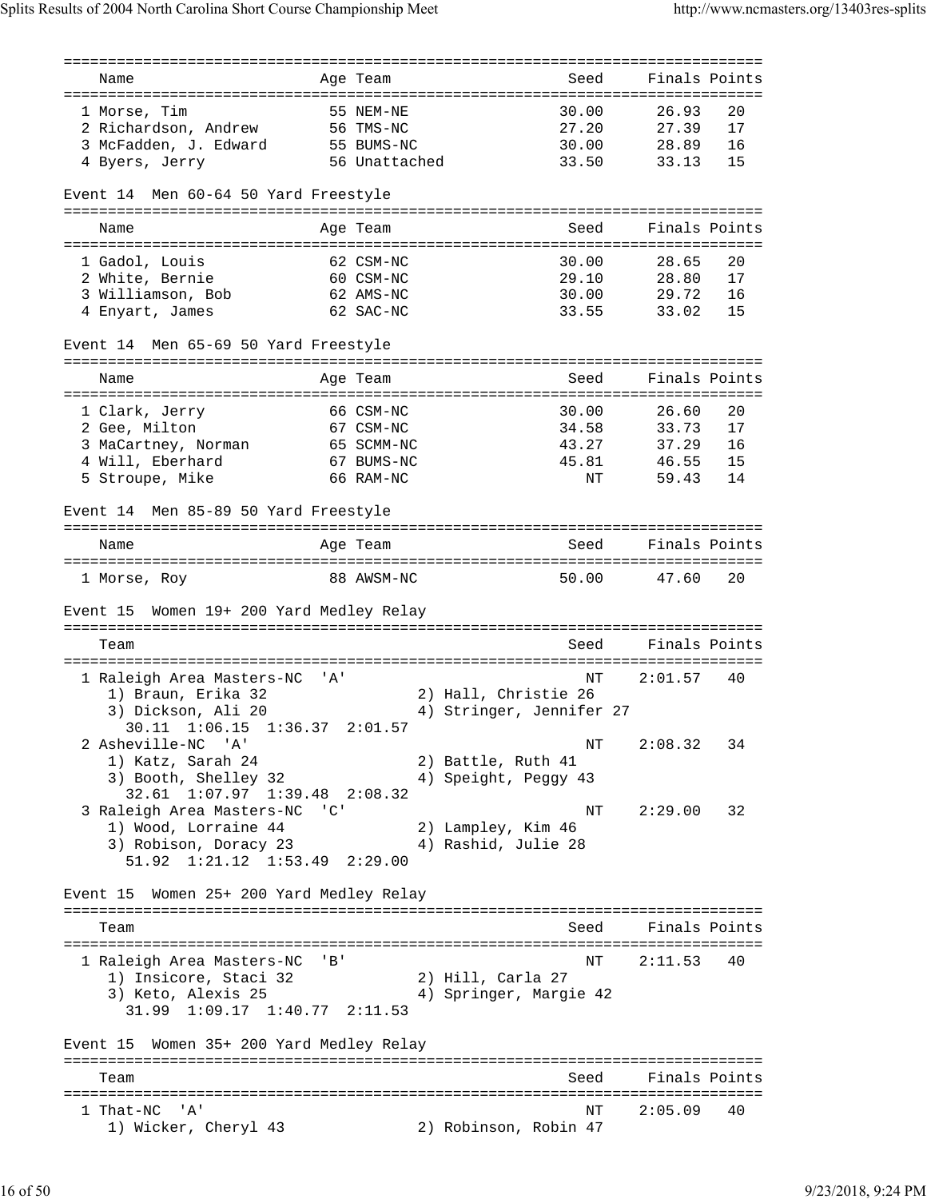| Name | Age | Team | Seed | Finals | Points |
|---|---|---|---|---|---|
| 1 Morse, Tim | 55 | NEM-NE | 30.00 | 26.93 | 20 |
| 2 Richardson, Andrew | 56 | TMS-NC | 27.20 | 27.39 | 17 |
| 3 McFadden, J. Edward | 55 | BUMS-NC | 30.00 | 28.89 | 16 |
| 4 Byers, Jerry | 56 | Unattached | 33.50 | 33.13 | 15 |

### Event 14 Men 60-64 50 Yard Freestyle

| Name | Age | Team | Seed | Finals | Points |
|---|---|---|---|---|---|
| 1 Gadol, Louis | 62 | CSM-NC | 30.00 | 28.65 | 20 |
| 2 White, Bernie | 60 | CSM-NC | 29.10 | 28.80 | 17 |
| 3 Williamson, Bob | 62 | AMS-NC | 30.00 | 29.72 | 16 |
| 4 Enyart, James | 62 | SAC-NC | 33.55 | 33.02 | 15 |

### Event 14 Men 65-69 50 Yard Freestyle

| Name | Age | Team | Seed | Finals | Points |
|---|---|---|---|---|---|
| 1 Clark, Jerry | 66 | CSM-NC | 30.00 | 26.60 | 20 |
| 2 Gee, Milton | 67 | CSM-NC | 34.58 | 33.73 | 17 |
| 3 MaCartney, Norman | 65 | SCMM-NC | 43.27 | 37.29 | 16 |
| 4 Will, Eberhard | 67 | BUMS-NC | 45.81 | 46.55 | 15 |
| 5 Stroupe, Mike | 66 | RAM-NC | NT | 59.43 | 14 |

### Event 14 Men 85-89 50 Yard Freestyle

| Name | Age | Team | Seed | Finals | Points |
|---|---|---|---|---|---|
| 1 Morse, Roy | 88 | AWSM-NC | 50.00 | 47.60 | 20 |

### Event 15 Women 19+ 200 Yard Medley Relay

| Team | Seed | Finals | Points |
|---|---|---|---|
| 1 Raleigh Area Masters-NC 'A' | NT | 2:01.57 | 40 |
| 1) Braun, Erika 32; 2) Hall, Christie 26; 3) Dickson, Ali 20; 4) Stringer, Jennifer 27 | | | |
| 30.11  1:06.15  1:36.37  2:01.57 | | | |
| 2 Asheville-NC 'A' | NT | 2:08.32 | 34 |
| 1) Katz, Sarah 24; 2) Battle, Ruth 41; 3) Booth, Shelley 32; 4) Speight, Peggy 43 | | | |
| 32.61  1:07.97  1:39.48  2:08.32 | | | |
| 3 Raleigh Area Masters-NC 'C' | NT | 2:29.00 | 32 |
| 1) Wood, Lorraine 44; 2) Lampley, Kim 46; 3) Robison, Doracy 23; 4) Rashid, Julie 28 | | | |
| 51.92  1:21.12  1:53.49  2:29.00 | | | |

### Event 15 Women 25+ 200 Yard Medley Relay

| Team | Seed | Finals | Points |
|---|---|---|---|
| 1 Raleigh Area Masters-NC 'B' | NT | 2:11.53 | 40 |
| 1) Insicore, Staci 32; 2) Hill, Carla 27; 3) Keto, Alexis 25; 4) Springer, Margie 42 | | | |
| 31.99  1:09.17  1:40.77  2:11.53 | | | |

### Event 15 Women 35+ 200 Yard Medley Relay

| Team | Seed | Finals | Points |
|---|---|---|---|
| 1 That-NC 'A' | NT | 2:05.09 | 40 |
| 1) Wicker, Cheryl 43; 2) Robinson, Robin 47 | | | |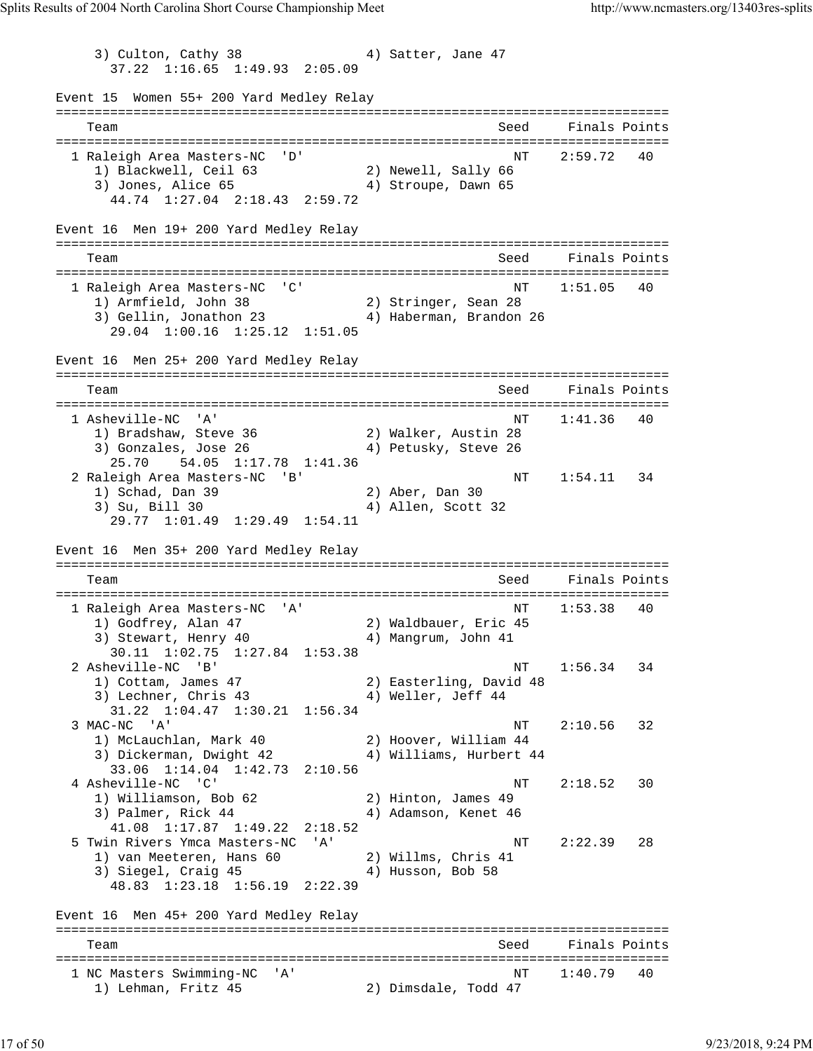3) Culton, Cathy 38                4) Satter, Jane 47
37.22  1:16.65  1:49.93  2:05.09

### Event 15  Women 55+ 200 Yard Medley Relay

| Team | Seed | Finals | Points |
|---|---|---|---|
| 1 Raleigh Area Masters-NC  'D' | NT | 2:59.72 | 40 |
| 1) Blackwell, Ceil 63 &nbsp; 2) Newell, Sally 66 &nbsp; 3) Jones, Alice 65 &nbsp; 4) Stroupe, Dawn 65 | | | |
| 44.74  1:27.04  2:18.43  2:59.72 | | | |

### Event 16  Men 19+ 200 Yard Medley Relay

| Team | Seed | Finals | Points |
|---|---|---|---|
| 1 Raleigh Area Masters-NC  'C' | NT | 1:51.05 | 40 |
| 1) Armfield, John 38 &nbsp; 2) Stringer, Sean 28 &nbsp; 3) Gellin, Jonathon 23 &nbsp; 4) Haberman, Brandon 26 | | | |
| 29.04  1:00.16  1:25.12  1:51.05 | | | |

### Event 16  Men 25+ 200 Yard Medley Relay

| Team | Seed | Finals | Points |
|---|---|---|---|
| 1 Asheville-NC  'A' | NT | 1:41.36 | 40 |
| 1) Bradshaw, Steve 36 &nbsp; 2) Walker, Austin 28 &nbsp; 3) Gonzales, Jose 26 &nbsp; 4) Petusky, Steve 26 | | | |
| 25.70  54.05  1:17.78  1:41.36 | | | |
| 2 Raleigh Area Masters-NC  'B' | NT | 1:54.11 | 34 |
| 1) Schad, Dan 39 &nbsp; 2) Aber, Dan 30 &nbsp; 3) Su, Bill 30 &nbsp; 4) Allen, Scott 32 | | | |
| 29.77  1:01.49  1:29.49  1:54.11 | | | |

### Event 16  Men 35+ 200 Yard Medley Relay

| Team | Seed | Finals | Points |
|---|---|---|---|
| 1 Raleigh Area Masters-NC  'A' | NT | 1:53.38 | 40 |
| 1) Godfrey, Alan 47 &nbsp; 2) Waldbauer, Eric 45 &nbsp; 3) Stewart, Henry 40 &nbsp; 4) Mangrum, John 41 | | | |
| 30.11  1:02.75  1:27.84  1:53.38 | | | |
| 2 Asheville-NC  'B' | NT | 1:56.34 | 34 |
| 1) Cottam, James 47 &nbsp; 2) Easterling, David 48 &nbsp; 3) Lechner, Chris 43 &nbsp; 4) Weller, Jeff 44 | | | |
| 31.22  1:04.47  1:30.21  1:56.34 | | | |
| 3 MAC-NC  'A' | NT | 2:10.56 | 32 |
| 1) McLauchlan, Mark 40 &nbsp; 2) Hoover, William 44 &nbsp; 3) Dickerman, Dwight 42 &nbsp; 4) Williams, Hurbert 44 | | | |
| 33.06  1:14.04  1:42.73  2:10.56 | | | |
| 4 Asheville-NC  'C' | NT | 2:18.52 | 30 |
| 1) Williamson, Bob 62 &nbsp; 2) Hinton, James 49 &nbsp; 3) Palmer, Rick 44 &nbsp; 4) Adamson, Kenet 46 | | | |
| 41.08  1:17.87  1:49.22  2:18.52 | | | |
| 5 Twin Rivers Ymca Masters-NC  'A' | NT | 2:22.39 | 28 |
| 1) van Meeteren, Hans 60 &nbsp; 2) Willms, Chris 41 &nbsp; 3) Siegel, Craig 45 &nbsp; 4) Husson, Bob 58 | | | |
| 48.83  1:23.18  1:56.19  2:22.39 | | | |

### Event 16  Men 45+ 200 Yard Medley Relay

| Team | Seed | Finals | Points |
|---|---|---|---|
| 1 NC Masters Swimming-NC  'A' | NT | 1:40.79 | 40 |
| 1) Lehman, Fritz 45 &nbsp; 2) Dimsdale, Todd 47 | | | |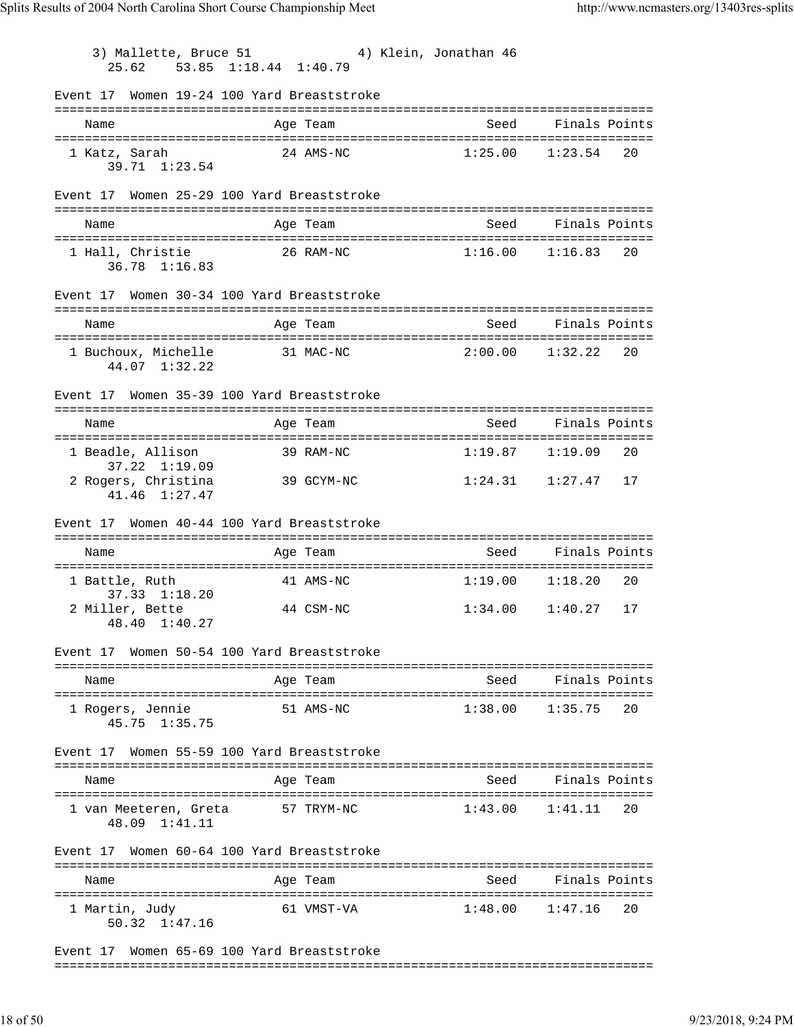3) Mallette, Bruce 51    4) Klein, Jonathan 46
25.62  53.85  1:18.44  1:40.79

Event 17 Women 19-24 100 Yard Breaststroke

| Name | Age | Team | Seed | Finals | Points |
|---|---|---|---|---|---|
| 1 Katz, Sarah | 24 | AMS-NC | 1:25.00 | 1:23.54 | 20 |
| 39.71 1:23.54 | | | | | |

Event 17 Women 25-29 100 Yard Breaststroke

| Name | Age | Team | Seed | Finals | Points |
|---|---|---|---|---|---|
| 1 Hall, Christie | 26 | RAM-NC | 1:16.00 | 1:16.83 | 20 |
| 36.78 1:16.83 | | | | | |

Event 17 Women 30-34 100 Yard Breaststroke

| Name | Age | Team | Seed | Finals | Points |
|---|---|---|---|---|---|
| 1 Buchoux, Michelle | 31 | MAC-NC | 2:00.00 | 1:32.22 | 20 |
| 44.07 1:32.22 | | | | | |

Event 17 Women 35-39 100 Yard Breaststroke

| Name | Age | Team | Seed | Finals | Points |
|---|---|---|---|---|---|
| 1 Beadle, Allison | 39 | RAM-NC | 1:19.87 | 1:19.09 | 20 |
| 37.22 1:19.09 | | | | | |
| 2 Rogers, Christina | 39 | GCYM-NC | 1:24.31 | 1:27.47 | 17 |
| 41.46 1:27.47 | | | | | |

Event 17 Women 40-44 100 Yard Breaststroke

| Name | Age | Team | Seed | Finals | Points |
|---|---|---|---|---|---|
| 1 Battle, Ruth | 41 | AMS-NC | 1:19.00 | 1:18.20 | 20 |
| 37.33 1:18.20 | | | | | |
| 2 Miller, Bette | 44 | CSM-NC | 1:34.00 | 1:40.27 | 17 |
| 48.40 1:40.27 | | | | | |

Event 17 Women 50-54 100 Yard Breaststroke

| Name | Age | Team | Seed | Finals | Points |
|---|---|---|---|---|---|
| 1 Rogers, Jennie | 51 | AMS-NC | 1:38.00 | 1:35.75 | 20 |
| 45.75 1:35.75 | | | | | |

Event 17 Women 55-59 100 Yard Breaststroke

| Name | Age | Team | Seed | Finals | Points |
|---|---|---|---|---|---|
| 1 van Meeteren, Greta | 57 | TRYM-NC | 1:43.00 | 1:41.11 | 20 |
| 48.09 1:41.11 | | | | | |

Event 17 Women 60-64 100 Yard Breaststroke

| Name | Age | Team | Seed | Finals | Points |
|---|---|---|---|---|---|
| 1 Martin, Judy | 61 | VMST-VA | 1:48.00 | 1:47.16 | 20 |
| 50.32 1:47.16 | | | | | |

Event 17 Women 65-69 100 Yard Breaststroke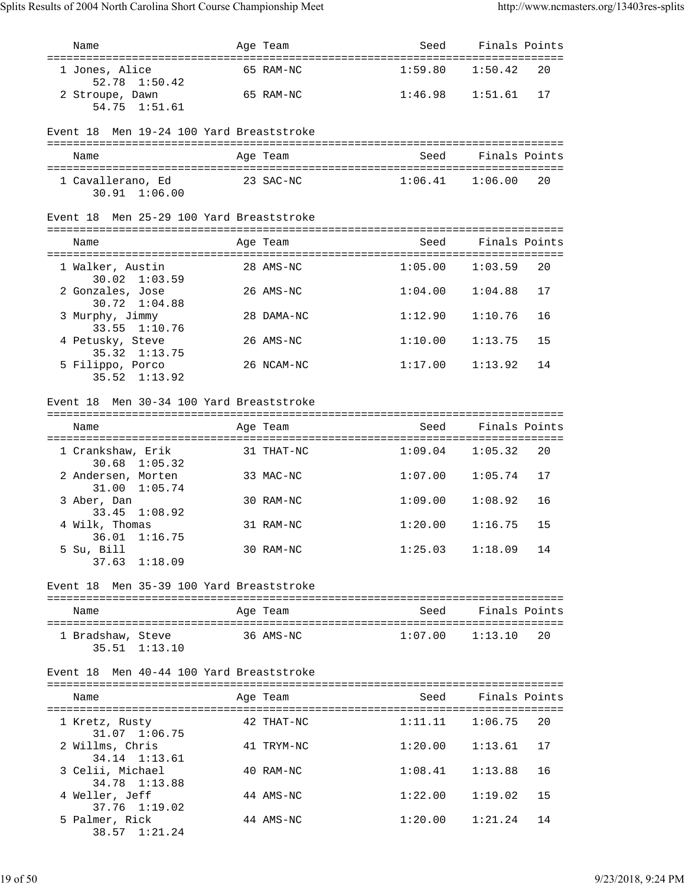| Name | Age | Team | Seed | Finals | Points |
|---|---|---|---|---|---|
| 1 Jones, Alice | 65 | RAM-NC | 1:59.80 | 1:50.42 | 20 |
| 52.78 1:50.42 | | | | | |
| 2 Stroupe, Dawn | 65 | RAM-NC | 1:46.98 | 1:51.61 | 17 |
| 54.75 1:51.61 | | | | | |

## Event 18 Men 19-24 100 Yard Breaststroke

| Name | Age | Team | Seed | Finals | Points |
|---|---|---|---|---|---|
| 1 Cavallerano, Ed | 23 | SAC-NC | 1:06.41 | 1:06.00 | 20 |
| 30.91 1:06.00 | | | | | |

## Event 18 Men 25-29 100 Yard Breaststroke

| Name | Age | Team | Seed | Finals | Points |
|---|---|---|---|---|---|
| 1 Walker, Austin | 28 | AMS-NC | 1:05.00 | 1:03.59 | 20 |
| 30.02 1:03.59 | | | | | |
| 2 Gonzales, Jose | 26 | AMS-NC | 1:04.00 | 1:04.88 | 17 |
| 30.72 1:04.88 | | | | | |
| 3 Murphy, Jimmy | 28 | DAMA-NC | 1:12.90 | 1:10.76 | 16 |
| 33.55 1:10.76 | | | | | |
| 4 Petusky, Steve | 26 | AMS-NC | 1:10.00 | 1:13.75 | 15 |
| 35.32 1:13.75 | | | | | |
| 5 Filippo, Porco | 26 | NCAM-NC | 1:17.00 | 1:13.92 | 14 |
| 35.52 1:13.92 | | | | | |

## Event 18 Men 30-34 100 Yard Breaststroke

| Name | Age | Team | Seed | Finals | Points |
|---|---|---|---|---|---|
| 1 Crankshaw, Erik | 31 | THAT-NC | 1:09.04 | 1:05.32 | 20 |
| 30.68 1:05.32 | | | | | |
| 2 Andersen, Morten | 33 | MAC-NC | 1:07.00 | 1:05.74 | 17 |
| 31.00 1:05.74 | | | | | |
| 3 Aber, Dan | 30 | RAM-NC | 1:09.00 | 1:08.92 | 16 |
| 33.45 1:08.92 | | | | | |
| 4 Wilk, Thomas | 31 | RAM-NC | 1:20.00 | 1:16.75 | 15 |
| 36.01 1:16.75 | | | | | |
| 5 Su, Bill | 30 | RAM-NC | 1:25.03 | 1:18.09 | 14 |
| 37.63 1:18.09 | | | | | |

## Event 18 Men 35-39 100 Yard Breaststroke

| Name | Age | Team | Seed | Finals | Points |
|---|---|---|---|---|---|
| 1 Bradshaw, Steve | 36 | AMS-NC | 1:07.00 | 1:13.10 | 20 |
| 35.51 1:13.10 | | | | | |

## Event 18 Men 40-44 100 Yard Breaststroke

| Name | Age | Team | Seed | Finals | Points |
|---|---|---|---|---|---|
| 1 Kretz, Rusty | 42 | THAT-NC | 1:11.11 | 1:06.75 | 20 |
| 31.07 1:06.75 | | | | | |
| 2 Willms, Chris | 41 | TRYM-NC | 1:20.00 | 1:13.61 | 17 |
| 34.14 1:13.61 | | | | | |
| 3 Celii, Michael | 40 | RAM-NC | 1:08.41 | 1:13.88 | 16 |
| 34.78 1:13.88 | | | | | |
| 4 Weller, Jeff | 44 | AMS-NC | 1:22.00 | 1:19.02 | 15 |
| 37.76 1:19.02 | | | | | |
| 5 Palmer, Rick | 44 | AMS-NC | 1:20.00 | 1:21.24 | 14 |
| 38.57 1:21.24 | | | | | |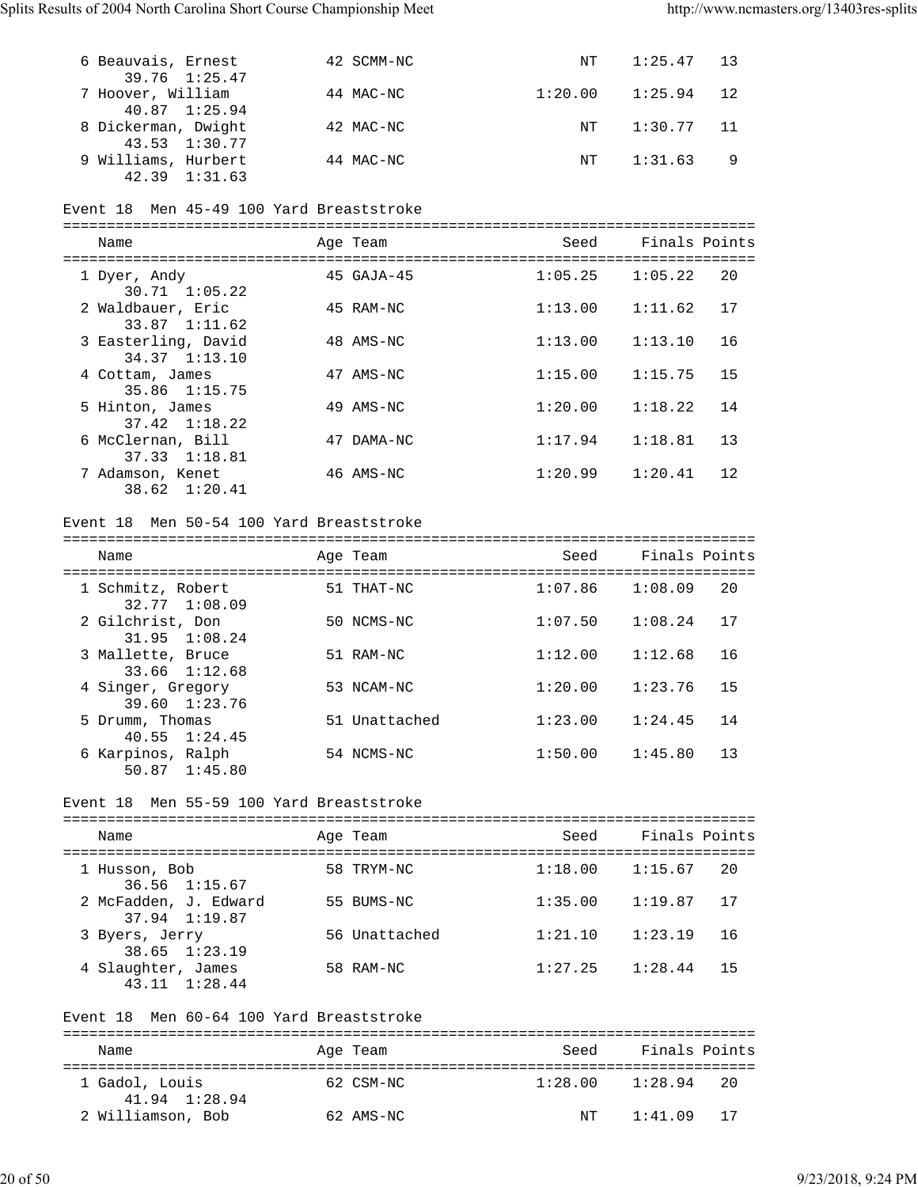| Name | Age | Team | Seed | Finals | Points |
|---|---|---|---|---|---|
| 6 Beauvais, Ernest | 42 | SCMM-NC | NT | 1:25.47 | 13 |
| 39.76 1:25.47 | | | | | |
| 7 Hoover, William | 44 | MAC-NC | 1:20.00 | 1:25.94 | 12 |
| 40.87 1:25.94 | | | | | |
| 8 Dickerman, Dwight | 42 | MAC-NC | NT | 1:30.77 | 11 |
| 43.53 1:30.77 | | | | | |
| 9 Williams, Hurbert | 44 | MAC-NC | NT | 1:31.63 | 9 |
| 42.39 1:31.63 | | | | | |

### Event 18 Men 45-49 100 Yard Breaststroke

| Name | Age | Team | Seed | Finals | Points |
|---|---|---|---|---|---|
| 1 Dyer, Andy | 45 | GAJA-45 | 1:05.25 | 1:05.22 | 20 |
| 30.71 1:05.22 | | | | | |
| 2 Waldbauer, Eric | 45 | RAM-NC | 1:13.00 | 1:11.62 | 17 |
| 33.87 1:11.62 | | | | | |
| 3 Easterling, David | 48 | AMS-NC | 1:13.00 | 1:13.10 | 16 |
| 34.37 1:13.10 | | | | | |
| 4 Cottam, James | 47 | AMS-NC | 1:15.00 | 1:15.75 | 15 |
| 35.86 1:15.75 | | | | | |
| 5 Hinton, James | 49 | AMS-NC | 1:20.00 | 1:18.22 | 14 |
| 37.42 1:18.22 | | | | | |
| 6 McClernan, Bill | 47 | DAMA-NC | 1:17.94 | 1:18.81 | 13 |
| 37.33 1:18.81 | | | | | |
| 7 Adamson, Kenet | 46 | AMS-NC | 1:20.99 | 1:20.41 | 12 |
| 38.62 1:20.41 | | | | | |

### Event 18 Men 50-54 100 Yard Breaststroke

| Name | Age | Team | Seed | Finals | Points |
|---|---|---|---|---|---|
| 1 Schmitz, Robert | 51 | THAT-NC | 1:07.86 | 1:08.09 | 20 |
| 32.77 1:08.09 | | | | | |
| 2 Gilchrist, Don | 50 | NCMS-NC | 1:07.50 | 1:08.24 | 17 |
| 31.95 1:08.24 | | | | | |
| 3 Mallette, Bruce | 51 | RAM-NC | 1:12.00 | 1:12.68 | 16 |
| 33.66 1:12.68 | | | | | |
| 4 Singer, Gregory | 53 | NCAM-NC | 1:20.00 | 1:23.76 | 15 |
| 39.60 1:23.76 | | | | | |
| 5 Drumm, Thomas | 51 | Unattached | 1:23.00 | 1:24.45 | 14 |
| 40.55 1:24.45 | | | | | |
| 6 Karpinos, Ralph | 54 | NCMS-NC | 1:50.00 | 1:45.80 | 13 |
| 50.87 1:45.80 | | | | | |

### Event 18 Men 55-59 100 Yard Breaststroke

| Name | Age | Team | Seed | Finals | Points |
|---|---|---|---|---|---|
| 1 Husson, Bob | 58 | TRYM-NC | 1:18.00 | 1:15.67 | 20 |
| 36.56 1:15.67 | | | | | |
| 2 McFadden, J. Edward | 55 | BUMS-NC | 1:35.00 | 1:19.87 | 17 |
| 37.94 1:19.87 | | | | | |
| 3 Byers, Jerry | 56 | Unattached | 1:21.10 | 1:23.19 | 16 |
| 38.65 1:23.19 | | | | | |
| 4 Slaughter, James | 58 | RAM-NC | 1:27.25 | 1:28.44 | 15 |
| 43.11 1:28.44 | | | | | |

### Event 18 Men 60-64 100 Yard Breaststroke

| Name | Age | Team | Seed | Finals | Points |
|---|---|---|---|---|---|
| 1 Gadol, Louis | 62 | CSM-NC | 1:28.00 | 1:28.94 | 20 |
| 41.94 1:28.94 | | | | | |
| 2 Williamson, Bob | 62 | AMS-NC | NT | 1:41.09 | 17 |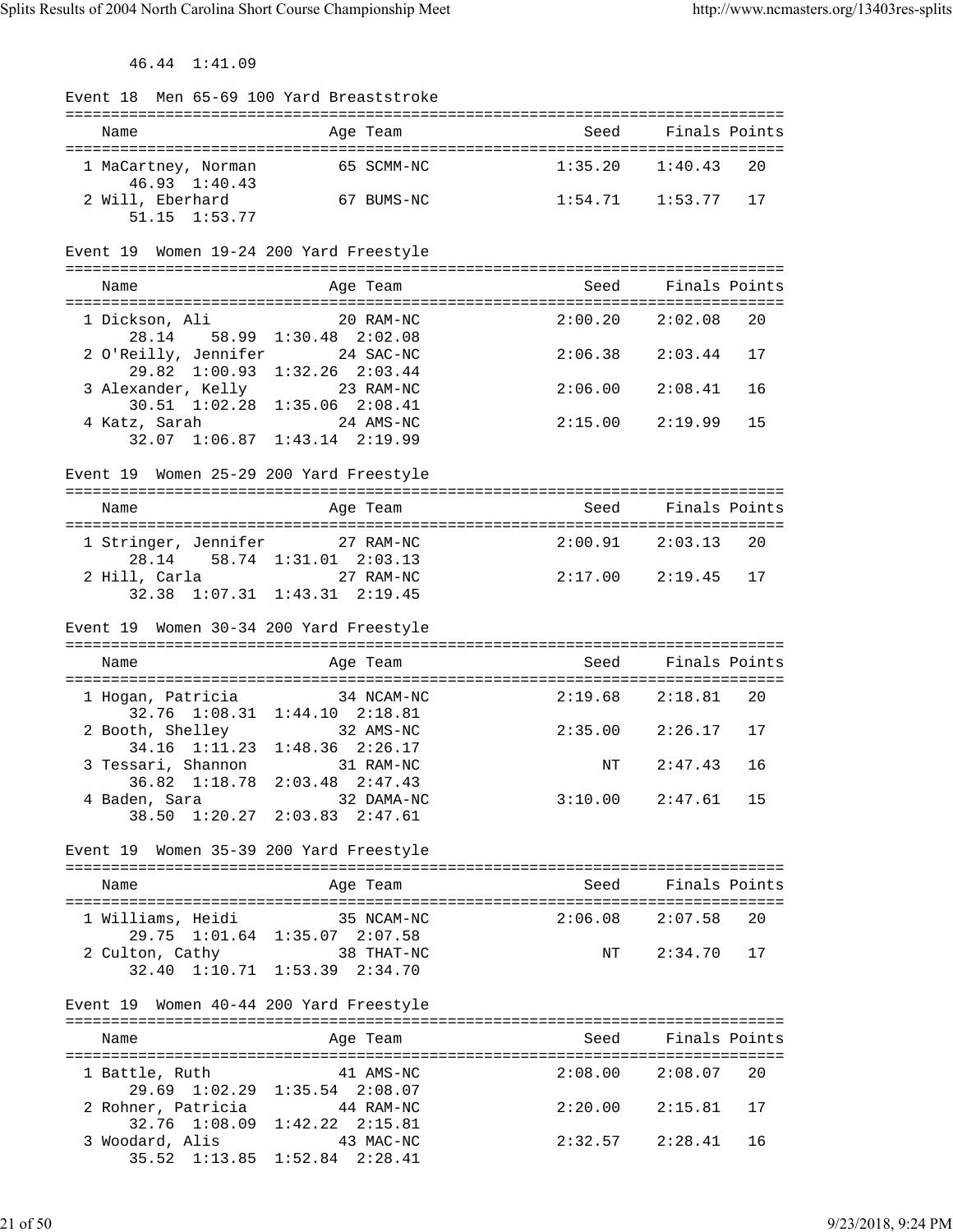46.44  1:41.09

Event 18  Men 65-69 100 Yard Breaststroke

| Name | Age | Team | Seed | Finals | Points |
|---|---|---|---|---|---|
| 1 MacCartney, Norman | 65 | SCMM-NC | 1:35.20 | 1:40.43 | 20 |
| 46.93  1:40.43 | | | | | |
| 2 Will, Eberhard | 67 | BUMS-NC | 1:54.71 | 1:53.77 | 17 |
| 51.15  1:53.77 | | | | | |

Event 19  Women 19-24 200 Yard Freestyle

| Name | Age | Team | Seed | Finals | Points |
|---|---|---|---|---|---|
| 1 Dickson, Ali | 20 | RAM-NC | 2:00.20 | 2:02.08 | 20 |
| 28.14  58.99  1:30.48  2:02.08 | | | | | |
| 2 O'Reilly, Jennifer | 24 | SAC-NC | 2:06.38 | 2:03.44 | 17 |
| 29.82  1:00.93  1:32.26  2:03.44 | | | | | |
| 3 Alexander, Kelly | 23 | RAM-NC | 2:06.00 | 2:08.41 | 16 |
| 30.51  1:02.28  1:35.06  2:08.41 | | | | | |
| 4 Katz, Sarah | 24 | AMS-NC | 2:15.00 | 2:19.99 | 15 |
| 32.07  1:06.87  1:43.14  2:19.99 | | | | | |

Event 19  Women 25-29 200 Yard Freestyle

| Name | Age | Team | Seed | Finals | Points |
|---|---|---|---|---|---|
| 1 Stringer, Jennifer | 27 | RAM-NC | 2:00.91 | 2:03.13 | 20 |
| 28.14  58.74  1:31.01  2:03.13 | | | | | |
| 2 Hill, Carla | 27 | RAM-NC | 2:17.00 | 2:19.45 | 17 |
| 32.38  1:07.31  1:43.31  2:19.45 | | | | | |

Event 19  Women 30-34 200 Yard Freestyle

| Name | Age | Team | Seed | Finals | Points |
|---|---|---|---|---|---|
| 1 Hogan, Patricia | 34 | NCAM-NC | 2:19.68 | 2:18.81 | 20 |
| 32.76  1:08.31  1:44.10  2:18.81 | | | | | |
| 2 Booth, Shelley | 32 | AMS-NC | 2:35.00 | 2:26.17 | 17 |
| 34.16  1:11.23  1:48.36  2:26.17 | | | | | |
| 3 Tessari, Shannon | 31 | RAM-NC | NT | 2:47.43 | 16 |
| 36.82  1:18.78  2:03.48  2:47.43 | | | | | |
| 4 Baden, Sara | 32 | DAMA-NC | 3:10.00 | 2:47.61 | 15 |
| 38.50  1:20.27  2:03.83  2:47.61 | | | | | |

Event 19  Women 35-39 200 Yard Freestyle

| Name | Age | Team | Seed | Finals | Points |
|---|---|---|---|---|---|
| 1 Williams, Heidi | 35 | NCAM-NC | 2:06.08 | 2:07.58 | 20 |
| 29.75  1:01.64  1:35.07  2:07.58 | | | | | |
| 2 Culton, Cathy | 38 | THAT-NC | NT | 2:34.70 | 17 |
| 32.40  1:10.71  1:53.39  2:34.70 | | | | | |

Event 19  Women 40-44 200 Yard Freestyle

| Name | Age | Team | Seed | Finals | Points |
|---|---|---|---|---|---|
| 1 Battle, Ruth | 41 | AMS-NC | 2:08.00 | 2:08.07 | 20 |
| 29.69  1:02.29  1:35.54  2:08.07 | | | | | |
| 2 Rohner, Patricia | 44 | RAM-NC | 2:20.00 | 2:15.81 | 17 |
| 32.76  1:08.09  1:42.22  2:15.81 | | | | | |
| 3 Woodard, Alis | 43 | MAC-NC | 2:32.57 | 2:28.41 | 16 |
| 35.52  1:13.85  1:52.84  2:28.41 | | | | | |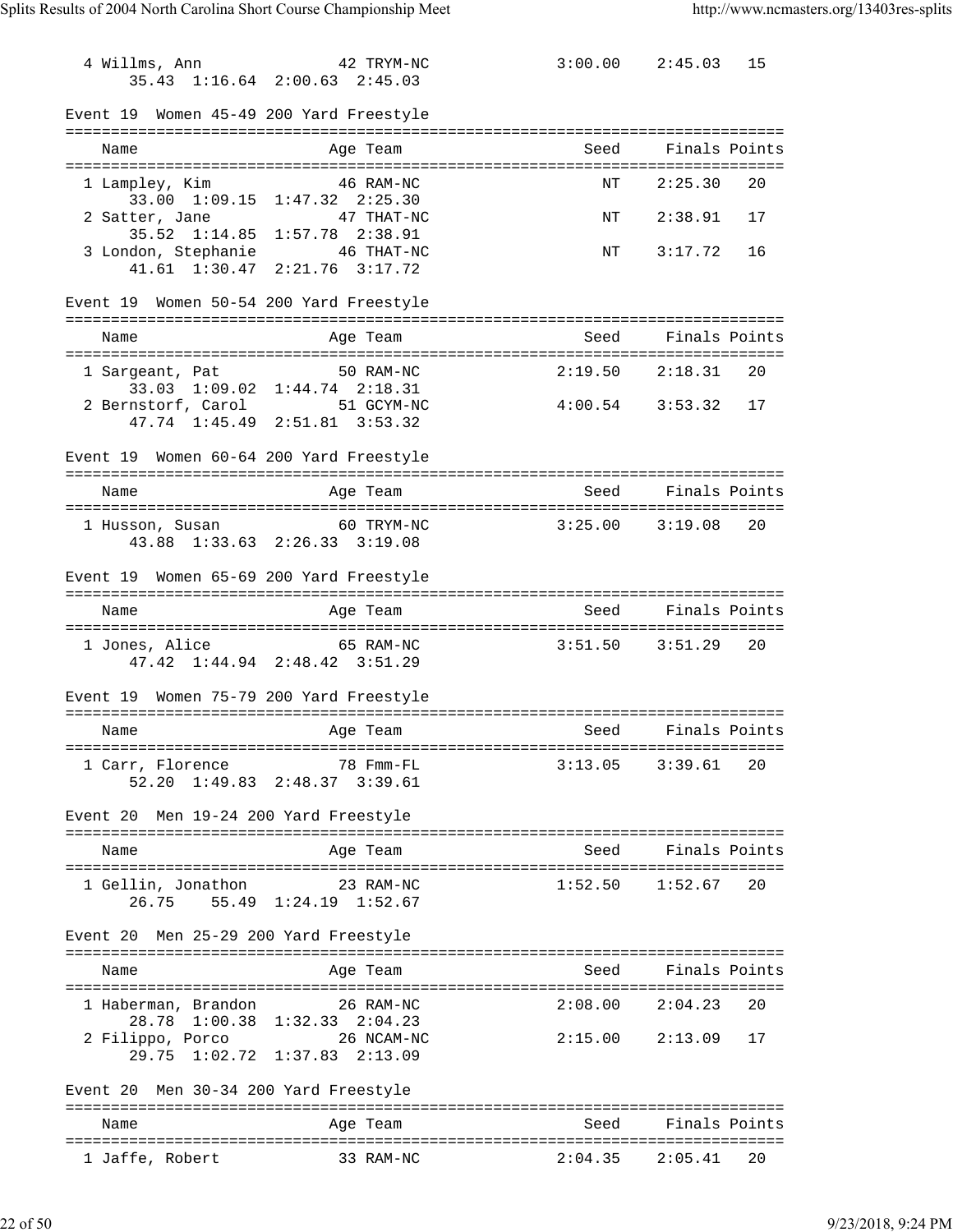| | Name | Age | Team | Seed | Finals | Points |
|---|---|---|---|---|---|---|
| 4 | Willms, Ann | 42 | TRYM-NC | 3:00.00 | 2:45.03 | 15 |
| | 35.43 1:16.64 2:00.63 2:45.03 | | | | | |

## Event 19 Women 45-49 200 Yard Freestyle

| | Name | Age | Team | Seed | Finals | Points |
|---|---|---|---|---|---|---|
| 1 | Lampley, Kim | 46 | RAM-NC | NT | 2:25.30 | 20 |
| | 33.00 1:09.15 1:47.32 2:25.30 | | | | | |
| 2 | Satter, Jane | 47 | THAT-NC | NT | 2:38.91 | 17 |
| | 35.52 1:14.85 1:57.78 2:38.91 | | | | | |
| 3 | London, Stephanie | 46 | THAT-NC | NT | 3:17.72 | 16 |
| | 41.61 1:30.47 2:21.76 3:17.72 | | | | | |

## Event 19 Women 50-54 200 Yard Freestyle

| | Name | Age | Team | Seed | Finals | Points |
|---|---|---|---|---|---|---|
| 1 | Sargeant, Pat | 50 | RAM-NC | 2:19.50 | 2:18.31 | 20 |
| | 33.03 1:09.02 1:44.74 2:18.31 | | | | | |
| 2 | Bernstorf, Carol | 51 | GCYM-NC | 4:00.54 | 3:53.32 | 17 |
| | 47.74 1:45.49 2:51.81 3:53.32 | | | | | |

## Event 19 Women 60-64 200 Yard Freestyle

| | Name | Age | Team | Seed | Finals | Points |
|---|---|---|---|---|---|---|
| 1 | Husson, Susan | 60 | TRYM-NC | 3:25.00 | 3:19.08 | 20 |
| | 43.88 1:33.63 2:26.33 3:19.08 | | | | | |

## Event 19 Women 65-69 200 Yard Freestyle

| | Name | Age | Team | Seed | Finals | Points |
|---|---|---|---|---|---|---|
| 1 | Jones, Alice | 65 | RAM-NC | 3:51.50 | 3:51.29 | 20 |
| | 47.42 1:44.94 2:48.42 3:51.29 | | | | | |

## Event 19 Women 75-79 200 Yard Freestyle

| | Name | Age | Team | Seed | Finals | Points |
|---|---|---|---|---|---|---|
| 1 | Carr, Florence | 78 | Fmm-FL | 3:13.05 | 3:39.61 | 20 |
| | 52.20 1:49.83 2:48.37 3:39.61 | | | | | |

## Event 20 Men 19-24 200 Yard Freestyle

| | Name | Age | Team | Seed | Finals | Points |
|---|---|---|---|---|---|---|
| 1 | Gellin, Jonathon | 23 | RAM-NC | 1:52.50 | 1:52.67 | 20 |
| | 26.75 55.49 1:24.19 1:52.67 | | | | | |

## Event 20 Men 25-29 200 Yard Freestyle

| | Name | Age | Team | Seed | Finals | Points |
|---|---|---|---|---|---|---|
| 1 | Haberman, Brandon | 26 | RAM-NC | 2:08.00 | 2:04.23 | 20 |
| | 28.78 1:00.38 1:32.33 2:04.23 | | | | | |
| 2 | Filippo, Porco | 26 | NCAM-NC | 2:15.00 | 2:13.09 | 17 |
| | 29.75 1:02.72 1:37.83 2:13.09 | | | | | |

## Event 20 Men 30-34 200 Yard Freestyle

| | Name | Age | Team | Seed | Finals | Points |
|---|---|---|---|---|---|---|
| 1 | Jaffe, Robert | 33 | RAM-NC | 2:04.35 | 2:05.41 | 20 |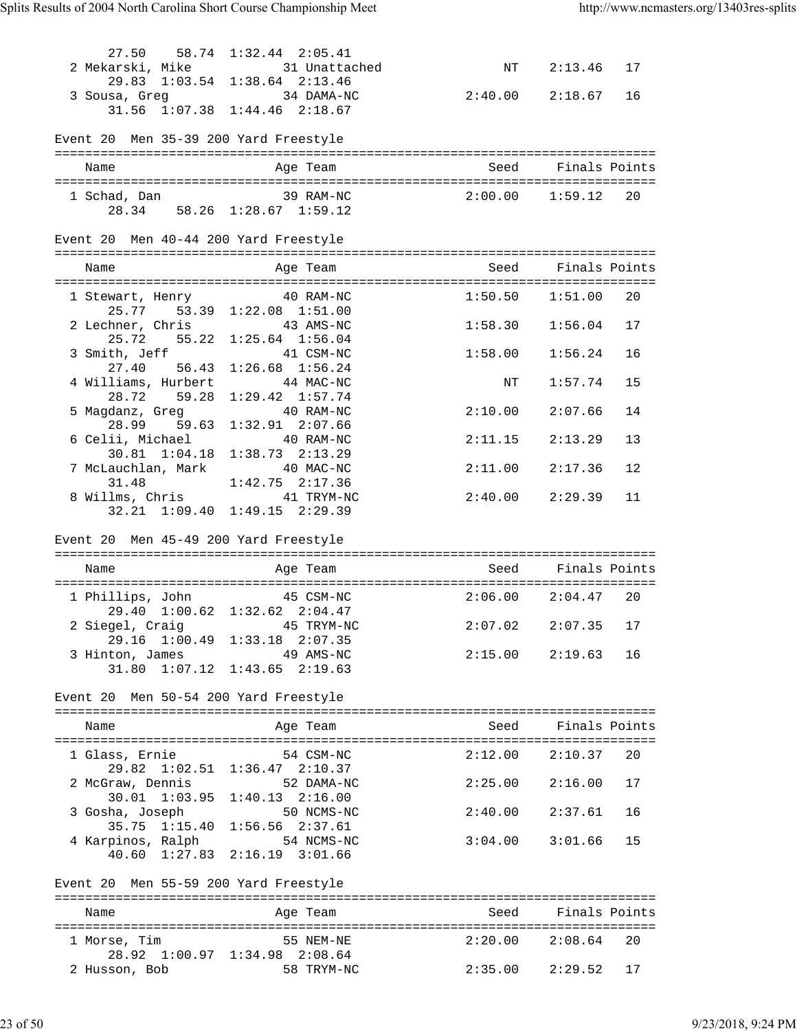| Name | Age | Team | Seed | Finals | Points |
|---|---|---|---|---|---|
| 27.50 58.74 1:32.44 2:05.41 | | | | | |
| 2 Mekarski, Mike | 31 | Unattached | NT | 2:13.46 | 17 |
| 29.83 1:03.54 1:38.64 2:13.46 | | | | | |
| 3 Sousa, Greg | 34 | DAMA-NC | 2:40.00 | 2:18.67 | 16 |
| 31.56 1:07.38 1:44.46 2:18.67 | | | | | |

Event 20 Men 35-39 200 Yard Freestyle

| Name | Age | Team | Seed | Finals | Points |
|---|---|---|---|---|---|
| 1 Schad, Dan | 39 | RAM-NC | 2:00.00 | 1:59.12 | 20 |
| 28.34 58.26 1:28.67 1:59.12 | | | | | |

Event 20 Men 40-44 200 Yard Freestyle

| Name | Age | Team | Seed | Finals | Points |
|---|---|---|---|---|---|
| 1 Stewart, Henry | 40 | RAM-NC | 1:50.50 | 1:51.00 | 20 |
| 25.77 53.39 1:22.08 1:51.00 | | | | | |
| 2 Lechner, Chris | 43 | AMS-NC | 1:58.30 | 1:56.04 | 17 |
| 25.72 55.22 1:25.64 1:56.04 | | | | | |
| 3 Smith, Jeff | 41 | CSM-NC | 1:58.00 | 1:56.24 | 16 |
| 27.40 56.43 1:26.68 1:56.24 | | | | | |
| 4 Williams, Hurbert | 44 | MAC-NC | NT | 1:57.74 | 15 |
| 28.72 59.28 1:29.42 1:57.74 | | | | | |
| 5 Magdanz, Greg | 40 | RAM-NC | 2:10.00 | 2:07.66 | 14 |
| 28.99 59.63 1:32.91 2:07.66 | | | | | |
| 6 Celii, Michael | 40 | RAM-NC | 2:11.15 | 2:13.29 | 13 |
| 30.81 1:04.18 1:38.73 2:13.29 | | | | | |
| 7 McLauchlan, Mark | 40 | MAC-NC | 2:11.00 | 2:17.36 | 12 |
| 31.48 1:42.75 2:17.36 | | | | | |
| 8 Willms, Chris | 41 | TRYM-NC | 2:40.00 | 2:29.39 | 11 |
| 32.21 1:09.40 1:49.15 2:29.39 | | | | | |

Event 20 Men 45-49 200 Yard Freestyle

| Name | Age | Team | Seed | Finals | Points |
|---|---|---|---|---|---|
| 1 Phillips, John | 45 | CSM-NC | 2:06.00 | 2:04.47 | 20 |
| 29.40 1:00.62 1:32.62 2:04.47 | | | | | |
| 2 Siegel, Craig | 45 | TRYM-NC | 2:07.02 | 2:07.35 | 17 |
| 29.16 1:00.49 1:33.18 2:07.35 | | | | | |
| 3 Hinton, James | 49 | AMS-NC | 2:15.00 | 2:19.63 | 16 |
| 31.80 1:07.12 1:43.65 2:19.63 | | | | | |

Event 20 Men 50-54 200 Yard Freestyle

| Name | Age | Team | Seed | Finals | Points |
|---|---|---|---|---|---|
| 1 Glass, Ernie | 54 | CSM-NC | 2:12.00 | 2:10.37 | 20 |
| 29.82 1:02.51 1:36.47 2:10.37 | | | | | |
| 2 McGraw, Dennis | 52 | DAMA-NC | 2:25.00 | 2:16.00 | 17 |
| 30.01 1:03.95 1:40.13 2:16.00 | | | | | |
| 3 Gosha, Joseph | 50 | NCMS-NC | 2:40.00 | 2:37.61 | 16 |
| 35.75 1:15.40 1:56.56 2:37.61 | | | | | |
| 4 Karpinos, Ralph | 54 | NCMS-NC | 3:04.00 | 3:01.66 | 15 |
| 40.60 1:27.83 2:16.19 3:01.66 | | | | | |

Event 20 Men 55-59 200 Yard Freestyle

| Name | Age | Team | Seed | Finals | Points |
|---|---|---|---|---|---|
| 1 Morse, Tim | 55 | NEM-NE | 2:20.00 | 2:08.64 | 20 |
| 28.92 1:00.97 1:34.98 2:08.64 | | | | | |
| 2 Husson, Bob | 58 | TRYM-NC | 2:35.00 | 2:29.52 | 17 |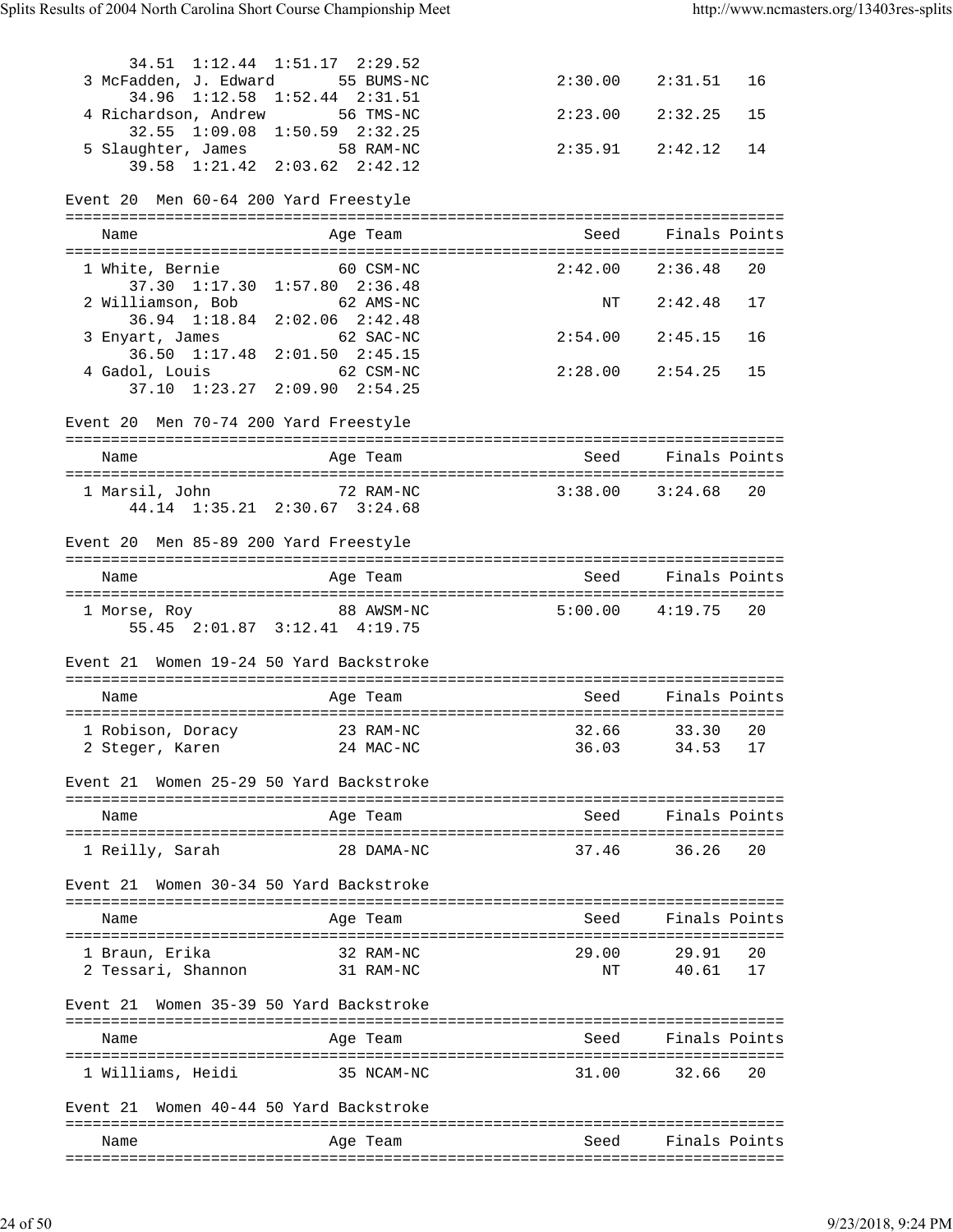34.51  1:12.44  1:51.17  2:29.52

| Name | Age | Team | Seed | Finals | Points |
|---|---|---|---|---|---|
| 3 McFadden, J. Edward | 55 | BUMS-NC | 2:30.00 | 2:31.51 | 16 |
| 34.96 1:12.58 1:52.44 2:31.51 | | | | | |
| 4 Richardson, Andrew | 56 | TMS-NC | 2:23.00 | 2:32.25 | 15 |
| 32.55 1:09.08 1:50.59 2:32.25 | | | | | |
| 5 Slaughter, James | 58 | RAM-NC | 2:35.91 | 2:42.12 | 14 |
| 39.58 1:21.42 2:03.62 2:42.12 | | | | | |

## Event 20 Men 60-64 200 Yard Freestyle

| Name | Age | Team | Seed | Finals | Points |
|---|---|---|---|---|---|
| 1 White, Bernie | 60 | CSM-NC | 2:42.00 | 2:36.48 | 20 |
| 37.30 1:17.30 1:57.80 2:36.48 | | | | | |
| 2 Williamson, Bob | 62 | AMS-NC | NT | 2:42.48 | 17 |
| 36.94 1:18.84 2:02.06 2:42.48 | | | | | |
| 3 Enyart, James | 62 | SAC-NC | 2:54.00 | 2:45.15 | 16 |
| 36.50 1:17.48 2:01.50 2:45.15 | | | | | |
| 4 Gadol, Louis | 62 | CSM-NC | 2:28.00 | 2:54.25 | 15 |
| 37.10 1:23.27 2:09.90 2:54.25 | | | | | |

## Event 20 Men 70-74 200 Yard Freestyle

| Name | Age | Team | Seed | Finals | Points |
|---|---|---|---|---|---|
| 1 Marsil, John | 72 | RAM-NC | 3:38.00 | 3:24.68 | 20 |
| 44.14 1:35.21 2:30.67 3:24.68 | | | | | |

## Event 20 Men 85-89 200 Yard Freestyle

| Name | Age | Team | Seed | Finals | Points |
|---|---|---|---|---|---|
| 1 Morse, Roy | 88 | AWSM-NC | 5:00.00 | 4:19.75 | 20 |
| 55.45 2:01.87 3:12.41 4:19.75 | | | | | |

## Event 21 Women 19-24 50 Yard Backstroke

| Name | Age | Team | Seed | Finals | Points |
|---|---|---|---|---|---|
| 1 Robison, Doracy | 23 | RAM-NC | 32.66 | 33.30 | 20 |
| 2 Steger, Karen | 24 | MAC-NC | 36.03 | 34.53 | 17 |

## Event 21 Women 25-29 50 Yard Backstroke

| Name | Age | Team | Seed | Finals | Points |
|---|---|---|---|---|---|
| 1 Reilly, Sarah | 28 | DAMA-NC | 37.46 | 36.26 | 20 |

## Event 21 Women 30-34 50 Yard Backstroke

| Name | Age | Team | Seed | Finals | Points |
|---|---|---|---|---|---|
| 1 Braun, Erika | 32 | RAM-NC | 29.00 | 29.91 | 20 |
| 2 Tessari, Shannon | 31 | RAM-NC | NT | 40.61 | 17 |

## Event 21 Women 35-39 50 Yard Backstroke

| Name | Age | Team | Seed | Finals | Points |
|---|---|---|---|---|---|
| 1 Williams, Heidi | 35 | NCAM-NC | 31.00 | 32.66 | 20 |

## Event 21 Women 40-44 50 Yard Backstroke

| Name | Age | Team | Seed | Finals | Points |
|---|---|---|---|---|---|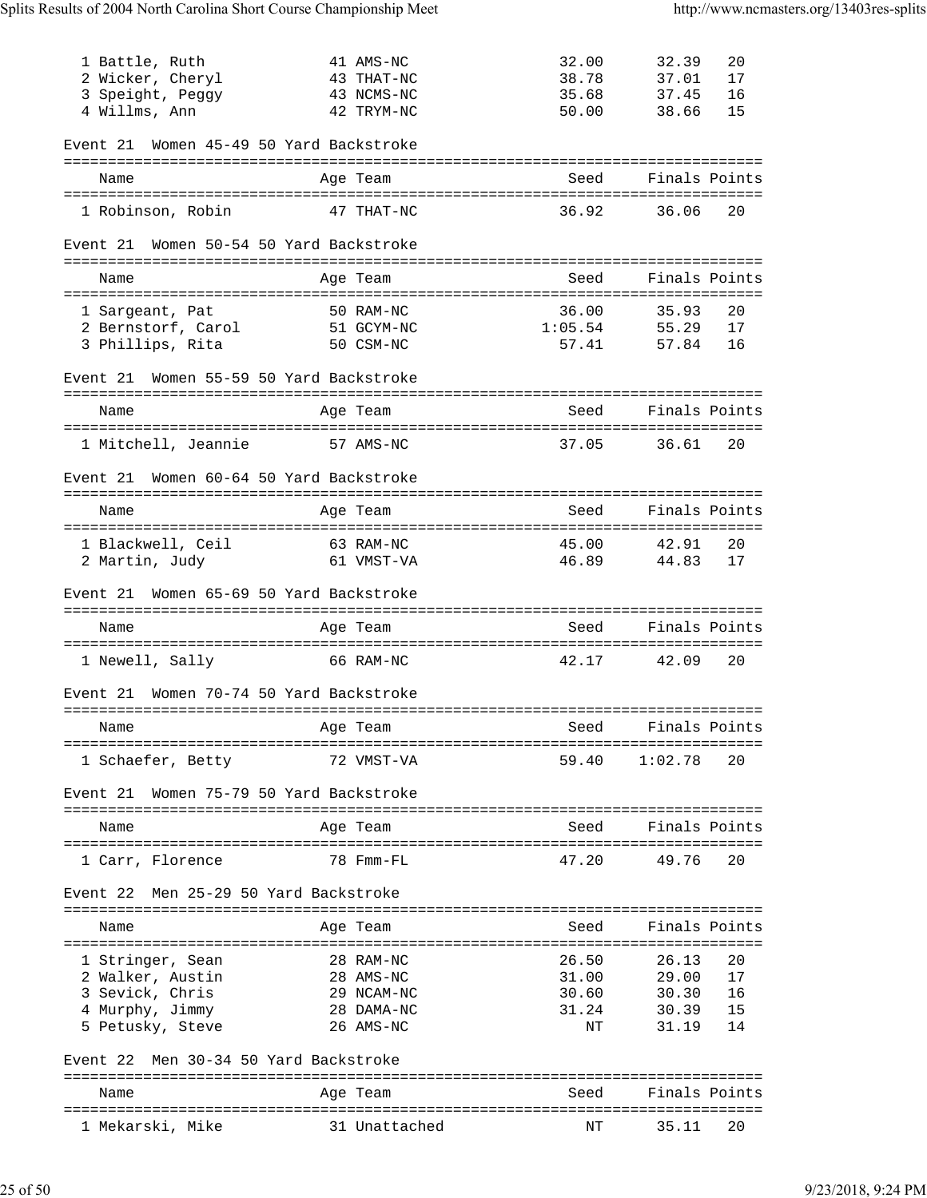| Name | Age | Team | Seed | Finals | Points |
|---|---|---|---|---|---|
| 1 Battle, Ruth | 41 | AMS-NC | 32.00 | 32.39 | 20 |
| 2 Wicker, Cheryl | 43 | THAT-NC | 38.78 | 37.01 | 17 |
| 3 Speight, Peggy | 43 | NCMS-NC | 35.68 | 37.45 | 16 |
| 4 Willms, Ann | 42 | TRYM-NC | 50.00 | 38.66 | 15 |

## Event 21 Women 45-49 50 Yard Backstroke

| Name | Age | Team | Seed | Finals | Points |
|---|---|---|---|---|---|
| 1 Robinson, Robin | 47 | THAT-NC | 36.92 | 36.06 | 20 |

## Event 21 Women 50-54 50 Yard Backstroke

| Name | Age | Team | Seed | Finals | Points |
|---|---|---|---|---|---|
| 1 Sargeant, Pat | 50 | RAM-NC | 36.00 | 35.93 | 20 |
| 2 Bernstorf, Carol | 51 | GCYM-NC | 1:05.54 | 55.29 | 17 |
| 3 Phillips, Rita | 50 | CSM-NC | 57.41 | 57.84 | 16 |

## Event 21 Women 55-59 50 Yard Backstroke

| Name | Age | Team | Seed | Finals | Points |
|---|---|---|---|---|---|
| 1 Mitchell, Jeannie | 57 | AMS-NC | 37.05 | 36.61 | 20 |

## Event 21 Women 60-64 50 Yard Backstroke

| Name | Age | Team | Seed | Finals | Points |
|---|---|---|---|---|---|
| 1 Blackwell, Ceil | 63 | RAM-NC | 45.00 | 42.91 | 20 |
| 2 Martin, Judy | 61 | VMST-VA | 46.89 | 44.83 | 17 |

## Event 21 Women 65-69 50 Yard Backstroke

| Name | Age | Team | Seed | Finals | Points |
|---|---|---|---|---|---|
| 1 Newell, Sally | 66 | RAM-NC | 42.17 | 42.09 | 20 |

## Event 21 Women 70-74 50 Yard Backstroke

| Name | Age | Team | Seed | Finals | Points |
|---|---|---|---|---|---|
| 1 Schaefer, Betty | 72 | VMST-VA | 59.40 | 1:02.78 | 20 |

## Event 21 Women 75-79 50 Yard Backstroke

| Name | Age | Team | Seed | Finals | Points |
|---|---|---|---|---|---|
| 1 Carr, Florence | 78 | Fmm-FL | 47.20 | 49.76 | 20 |

## Event 22 Men 25-29 50 Yard Backstroke

| Name | Age | Team | Seed | Finals | Points |
|---|---|---|---|---|---|
| 1 Stringer, Sean | 28 | RAM-NC | 26.50 | 26.13 | 20 |
| 2 Walker, Austin | 28 | AMS-NC | 31.00 | 29.00 | 17 |
| 3 Sevick, Chris | 29 | NCAM-NC | 30.60 | 30.30 | 16 |
| 4 Murphy, Jimmy | 28 | DAMA-NC | 31.24 | 30.39 | 15 |
| 5 Petusky, Steve | 26 | AMS-NC | NT | 31.19 | 14 |

## Event 22 Men 30-34 50 Yard Backstroke

| Name | Age | Team | Seed | Finals | Points |
|---|---|---|---|---|---|
| 1 Mekarski, Mike | 31 | Unattached | NT | 35.11 | 20 |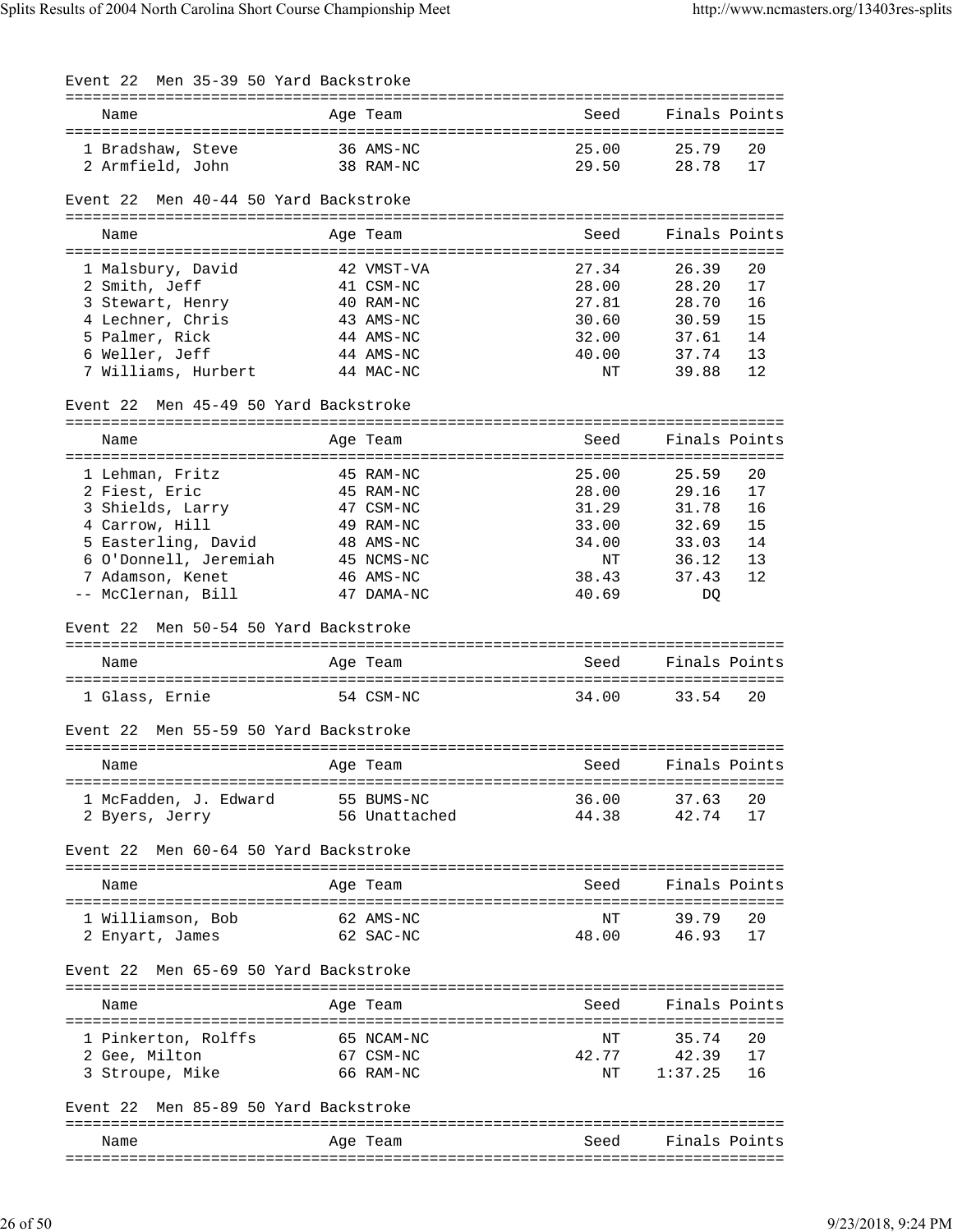Event 22  Men 35-39 50 Yard Backstroke

| Name | Age | Team | Seed | Finals | Points |
|---|---|---|---|---|---|
| 1 Bradshaw, Steve | 36 | AMS-NC | 25.00 | 25.79 | 20 |
| 2 Armfield, John | 38 | RAM-NC | 29.50 | 28.78 | 17 |

Event 22  Men 40-44 50 Yard Backstroke

| Name | Age | Team | Seed | Finals | Points |
|---|---|---|---|---|---|
| 1 Malsbury, David | 42 | VMST-VA | 27.34 | 26.39 | 20 |
| 2 Smith, Jeff | 41 | CSM-NC | 28.00 | 28.20 | 17 |
| 3 Stewart, Henry | 40 | RAM-NC | 27.81 | 28.70 | 16 |
| 4 Lechner, Chris | 43 | AMS-NC | 30.60 | 30.59 | 15 |
| 5 Palmer, Rick | 44 | AMS-NC | 32.00 | 37.61 | 14 |
| 6 Weller, Jeff | 44 | AMS-NC | 40.00 | 37.74 | 13 |
| 7 Williams, Hurbert | 44 | MAC-NC | NT | 39.88 | 12 |

Event 22  Men 45-49 50 Yard Backstroke

| Name | Age | Team | Seed | Finals | Points |
|---|---|---|---|---|---|
| 1 Lehman, Fritz | 45 | RAM-NC | 25.00 | 25.59 | 20 |
| 2 Fiest, Eric | 45 | RAM-NC | 28.00 | 29.16 | 17 |
| 3 Shields, Larry | 47 | CSM-NC | 31.29 | 31.78 | 16 |
| 4 Carrow, Hill | 49 | RAM-NC | 33.00 | 32.69 | 15 |
| 5 Easterling, David | 48 | AMS-NC | 34.00 | 33.03 | 14 |
| 6 O'Donnell, Jeremiah | 45 | NCMS-NC | NT | 36.12 | 13 |
| 7 Adamson, Kenet | 46 | AMS-NC | 38.43 | 37.43 | 12 |
| -- McClernan, Bill | 47 | DAMA-NC | 40.69 | DQ | |

Event 22  Men 50-54 50 Yard Backstroke

| Name | Age | Team | Seed | Finals | Points |
|---|---|---|---|---|---|
| 1 Glass, Ernie | 54 | CSM-NC | 34.00 | 33.54 | 20 |

Event 22  Men 55-59 50 Yard Backstroke

| Name | Age | Team | Seed | Finals | Points |
|---|---|---|---|---|---|
| 1 McFadden, J. Edward | 55 | BUMS-NC | 36.00 | 37.63 | 20 |
| 2 Byers, Jerry | 56 | Unattached | 44.38 | 42.74 | 17 |

Event 22  Men 60-64 50 Yard Backstroke

| Name | Age | Team | Seed | Finals | Points |
|---|---|---|---|---|---|
| 1 Williamson, Bob | 62 | AMS-NC | NT | 39.79 | 20 |
| 2 Enyart, James | 62 | SAC-NC | 48.00 | 46.93 | 17 |

Event 22  Men 65-69 50 Yard Backstroke

| Name | Age | Team | Seed | Finals | Points |
|---|---|---|---|---|---|
| 1 Pinkerton, Rolffs | 65 | NCAM-NC | NT | 35.74 | 20 |
| 2 Gee, Milton | 67 | CSM-NC | 42.77 | 42.39 | 17 |
| 3 Stroupe, Mike | 66 | RAM-NC | NT | 1:37.25 | 16 |

Event 22  Men 85-89 50 Yard Backstroke

| Name | Age | Team | Seed | Finals | Points |
|---|---|---|---|---|---|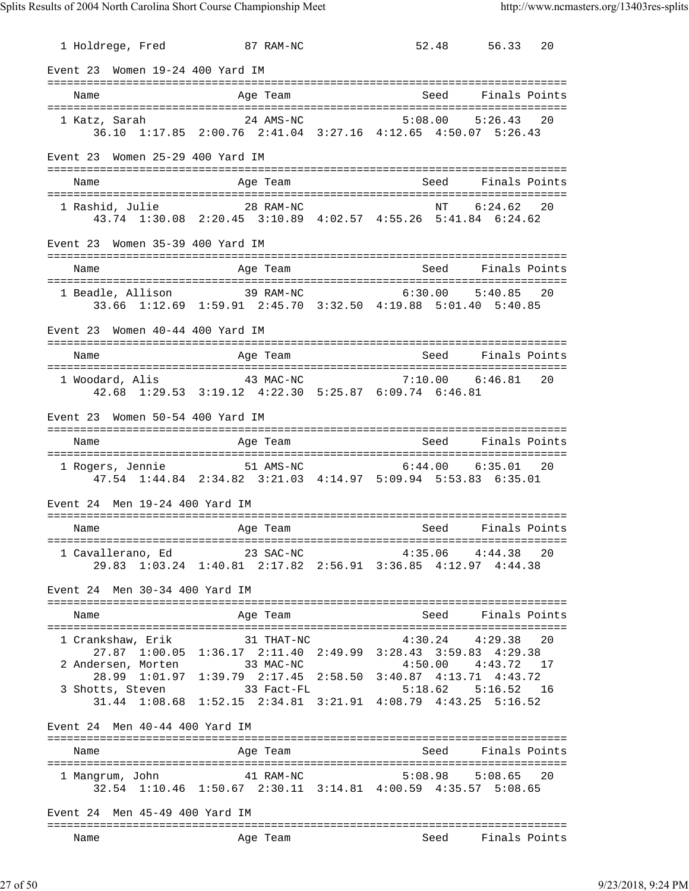```
  1 Holdrege, Fred            87 RAM-NC                52.48      56.33   20

Event 23  Women 19-24 400 Yard IM
===============================================================================
    Name                    Age Team                    Seed     Finals Points
===============================================================================
  1 Katz, Sarah             24 AMS-NC               5:08.00    5:26.43   20
       36.10  1:17.85  2:00.76  2:41.04  3:27.16  4:12.65  4:50.07  5:26.43

Event 23  Women 25-29 400 Yard IM
===============================================================================
    Name                    Age Team                    Seed     Finals Points
===============================================================================
  1 Rashid, Julie           28 RAM-NC                     NT    6:24.62   20
       43.74  1:30.08  2:20.45  3:10.89  4:02.57  4:55.26  5:41.84  6:24.62

Event 23  Women 35-39 400 Yard IM
===============================================================================
    Name                    Age Team                    Seed     Finals Points
===============================================================================
  1 Beadle, Allison         39 RAM-NC               6:30.00    5:40.85   20
       33.66  1:12.69  1:59.91  2:45.70  3:32.50  4:19.88  5:01.40  5:40.85

Event 23  Women 40-44 400 Yard IM
===============================================================================
    Name                    Age Team                    Seed     Finals Points
===============================================================================
  1 Woodard, Alis           43 MAC-NC               7:10.00    6:46.81   20
       42.68  1:29.53  3:19.12  4:22.30  5:25.87  6:09.74  6:46.81

Event 23  Women 50-54 400 Yard IM
===============================================================================
    Name                    Age Team                    Seed     Finals Points
===============================================================================
  1 Rogers, Jennie          51 AMS-NC               6:44.00    6:35.01   20
       47.54  1:44.84  2:34.82  3:21.03  4:14.97  5:09.94  5:53.83  6:35.01

Event 24  Men 19-24 400 Yard IM
===============================================================================
    Name                    Age Team                    Seed     Finals Points
===============================================================================
  1 Cavallerano, Ed         23 SAC-NC               4:35.06    4:44.38   20
       29.83  1:03.24  1:40.81  2:17.82  2:56.91  3:36.85  4:12.97  4:44.38

Event 24  Men 30-34 400 Yard IM
===============================================================================
    Name                    Age Team                    Seed     Finals Points
===============================================================================
  1 Crankshaw, Erik         31 THAT-NC              4:30.24    4:29.38   20
       27.87  1:00.05  1:36.17  2:11.40  2:49.99  3:28.43  3:59.83  4:29.38
  2 Andersen, Morten        33 MAC-NC               4:50.00    4:43.72   17
       28.99  1:01.97  1:39.79  2:17.45  2:58.50  3:40.87  4:13.71  4:43.72
  3 Shotts, Steven          33 Fact-FL              5:18.62    5:16.52   16
       31.44  1:08.68  1:52.15  2:34.81  3:21.91  4:08.79  4:43.25  5:16.52

Event 24  Men 40-44 400 Yard IM
===============================================================================
    Name                    Age Team                    Seed     Finals Points
===============================================================================
  1 Mangrum, John           41 RAM-NC               5:08.98    5:08.65   20
       32.54  1:10.46  1:50.67  2:30.11  3:14.81  4:00.59  4:35.57  5:08.65

Event 24  Men 45-49 400 Yard IM
===============================================================================
    Name                    Age Team                    Seed     Finals Points
```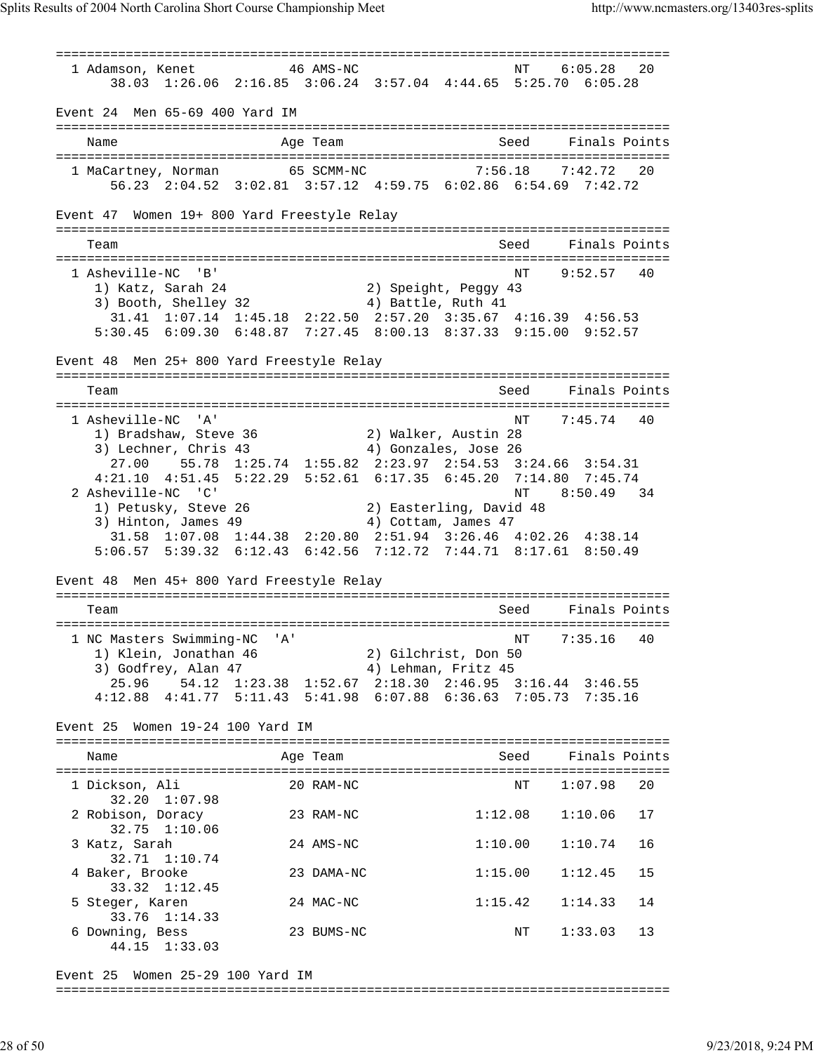```
===============================================================================
  1 Adamson, Kenet            46 AMS-NC                    NT    6:05.28   20
       38.03  1:26.06  2:16.85  3:06.24  3:57.04  4:44.65  5:25.70  6:05.28

Event 24  Men 65-69 400 Yard IM
===============================================================================
    Name                    Age Team                    Seed     Finals Points
===============================================================================
  1 MaCartney, Norman       65 SCMM-NC              7:56.18    7:42.72   20
       56.23  2:04.52  3:02.81  3:57.12  4:59.75  6:02.86  6:54.69  7:42.72

Event 47  Women 19+ 800 Yard Freestyle Relay
===============================================================================
    Team                                                Seed     Finals Points
===============================================================================
  1 Asheville-NC  'B'                                     NT    9:52.57   40
     1) Katz, Sarah 24                  2) Speight, Peggy 43
     3) Booth, Shelley 32               4) Battle, Ruth 41
       31.41  1:07.14  1:45.18  2:22.50  2:57.20  3:35.67  4:16.39  4:56.53
     5:30.45  6:09.30  6:48.87  7:27.45  8:00.13  8:37.33  9:15.00  9:52.57

Event 48  Men 25+ 800 Yard Freestyle Relay
===============================================================================
    Team                                                Seed     Finals Points
===============================================================================
  1 Asheville-NC  'A'                                     NT    7:45.74   40
     1) Bradshaw, Steve 36              2) Walker, Austin 28
     3) Lechner, Chris 43               4) Gonzales, Jose 26
       27.00    55.78  1:25.74  1:55.82  2:23.97  2:54.53  3:24.66  3:54.31
     4:21.10  4:51.45  5:22.29  5:52.61  6:17.35  6:45.20  7:14.80  7:45.74
  2 Asheville-NC  'C'                                     NT    8:50.49   34
     1) Petusky, Steve 26               2) Easterling, David 48
     3) Hinton, James 49                4) Cottam, James 47
       31.58  1:07.08  1:44.38  2:20.80  2:51.94  3:26.46  4:02.26  4:38.14
     5:06.57  5:39.32  6:12.43  6:42.56  7:12.72  7:44.71  8:17.61  8:50.49

Event 48  Men 45+ 800 Yard Freestyle Relay
===============================================================================
    Team                                                Seed     Finals Points
===============================================================================
  1 NC Masters Swimming-NC  'A'                           NT    7:35.16   40
     1) Klein, Jonathan 46              2) Gilchrist, Don 50
     3) Godfrey, Alan 47                4) Lehman, Fritz 45
       25.96    54.12  1:23.38  1:52.67  2:18.30  2:46.95  3:16.44  3:46.55
     4:12.88  4:41.77  5:11.43  5:41.98  6:07.88  6:36.63  7:05.73  7:35.16

Event 25  Women 19-24 100 Yard IM
===============================================================================
    Name                    Age Team                    Seed     Finals Points
===============================================================================
  1 Dickson, Ali             20 RAM-NC                    NT    1:07.98   20
       32.20  1:07.98
  2 Robison, Doracy          23 RAM-NC               1:12.08    1:10.06   17
       32.75  1:10.06
  3 Katz, Sarah              24 AMS-NC               1:10.00    1:10.74   16
       32.71  1:10.74
  4 Baker, Brooke            23 DAMA-NC              1:15.00    1:12.45   15
       33.32  1:12.45
  5 Steger, Karen            24 MAC-NC               1:15.42    1:14.33   14
       33.76  1:14.33
  6 Downing, Bess            23 BUMS-NC                   NT    1:33.03   13
       44.15  1:33.03

Event 25  Women 25-29 100 Yard IM
===============================================================================
```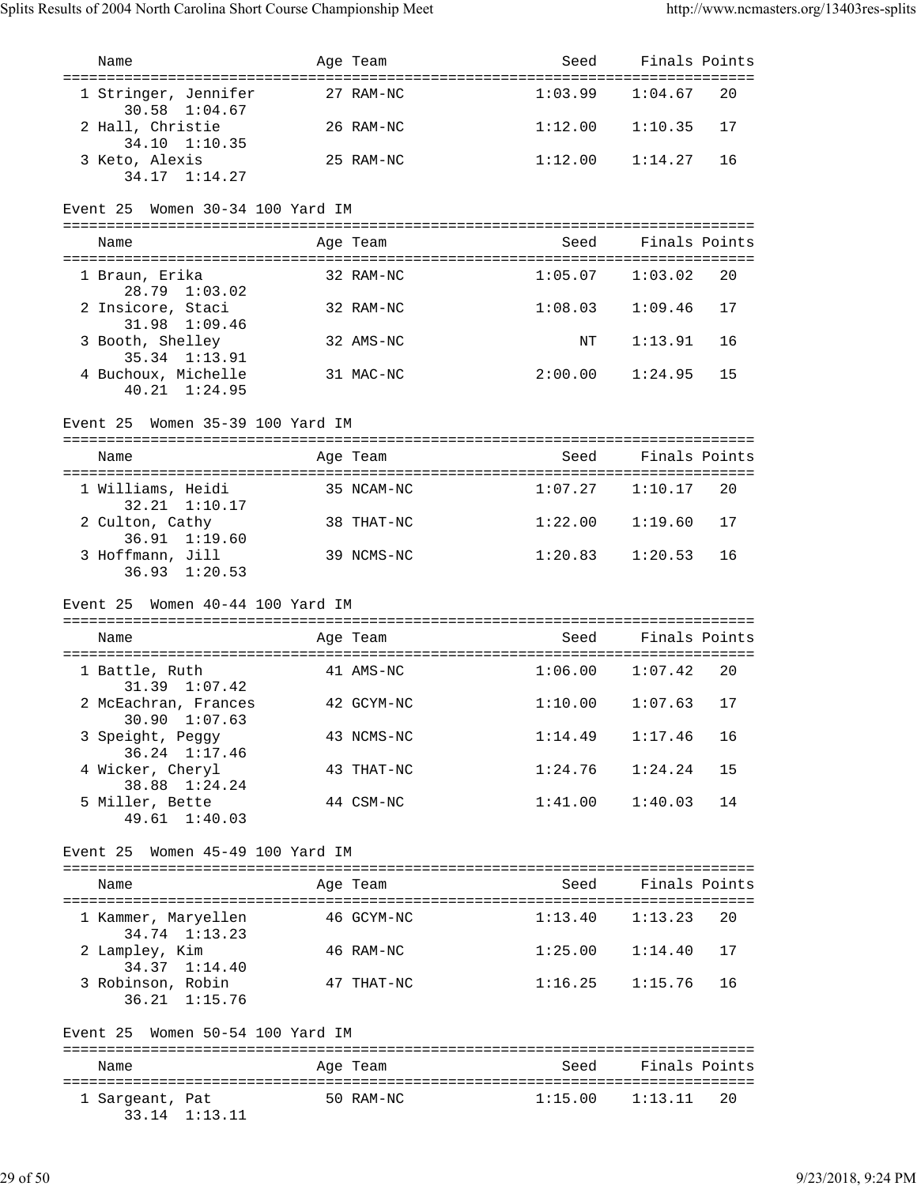| Name | Age | Team | Seed | Finals | Points |
|---|---|---|---|---|---|
| 1 Stringer, Jennifer | 27 | RAM-NC | 1:03.99 | 1:04.67 | 20 |
| 30.58 1:04.67 | | | | | |
| 2 Hall, Christie | 26 | RAM-NC | 1:12.00 | 1:10.35 | 17 |
| 34.10 1:10.35 | | | | | |
| 3 Keto, Alexis | 25 | RAM-NC | 1:12.00 | 1:14.27 | 16 |
| 34.17 1:14.27 | | | | | |

## Event 25 Women 30-34 100 Yard IM

| Name | Age | Team | Seed | Finals | Points |
|---|---|---|---|---|---|
| 1 Braun, Erika | 32 | RAM-NC | 1:05.07 | 1:03.02 | 20 |
| 28.79 1:03.02 | | | | | |
| 2 Insicore, Staci | 32 | RAM-NC | 1:08.03 | 1:09.46 | 17 |
| 31.98 1:09.46 | | | | | |
| 3 Booth, Shelley | 32 | AMS-NC | NT | 1:13.91 | 16 |
| 35.34 1:13.91 | | | | | |
| 4 Buchoux, Michelle | 31 | MAC-NC | 2:00.00 | 1:24.95 | 15 |
| 40.21 1:24.95 | | | | | |

## Event 25 Women 35-39 100 Yard IM

| Name | Age | Team | Seed | Finals | Points |
|---|---|---|---|---|---|
| 1 Williams, Heidi | 35 | NCAM-NC | 1:07.27 | 1:10.17 | 20 |
| 32.21 1:10.17 | | | | | |
| 2 Culton, Cathy | 38 | THAT-NC | 1:22.00 | 1:19.60 | 17 |
| 36.91 1:19.60 | | | | | |
| 3 Hoffmann, Jill | 39 | NCMS-NC | 1:20.83 | 1:20.53 | 16 |
| 36.93 1:20.53 | | | | | |

## Event 25 Women 40-44 100 Yard IM

| Name | Age | Team | Seed | Finals | Points |
|---|---|---|---|---|---|
| 1 Battle, Ruth | 41 | AMS-NC | 1:06.00 | 1:07.42 | 20 |
| 31.39 1:07.42 | | | | | |
| 2 McEachran, Frances | 42 | GCYM-NC | 1:10.00 | 1:07.63 | 17 |
| 30.90 1:07.63 | | | | | |
| 3 Speight, Peggy | 43 | NCMS-NC | 1:14.49 | 1:17.46 | 16 |
| 36.24 1:17.46 | | | | | |
| 4 Wicker, Cheryl | 43 | THAT-NC | 1:24.76 | 1:24.24 | 15 |
| 38.88 1:24.24 | | | | | |
| 5 Miller, Bette | 44 | CSM-NC | 1:41.00 | 1:40.03 | 14 |
| 49.61 1:40.03 | | | | | |

## Event 25 Women 45-49 100 Yard IM

| Name | Age | Team | Seed | Finals | Points |
|---|---|---|---|---|---|
| 1 Kammer, Maryellen | 46 | GCYM-NC | 1:13.40 | 1:13.23 | 20 |
| 34.74 1:13.23 | | | | | |
| 2 Lampley, Kim | 46 | RAM-NC | 1:25.00 | 1:14.40 | 17 |
| 34.37 1:14.40 | | | | | |
| 3 Robinson, Robin | 47 | THAT-NC | 1:16.25 | 1:15.76 | 16 |
| 36.21 1:15.76 | | | | | |

## Event 25 Women 50-54 100 Yard IM

| Name | Age | Team | Seed | Finals | Points |
|---|---|---|---|---|---|
| 1 Sargeant, Pat | 50 | RAM-NC | 1:15.00 | 1:13.11 | 20 |
| 33.14 1:13.11 | | | | | |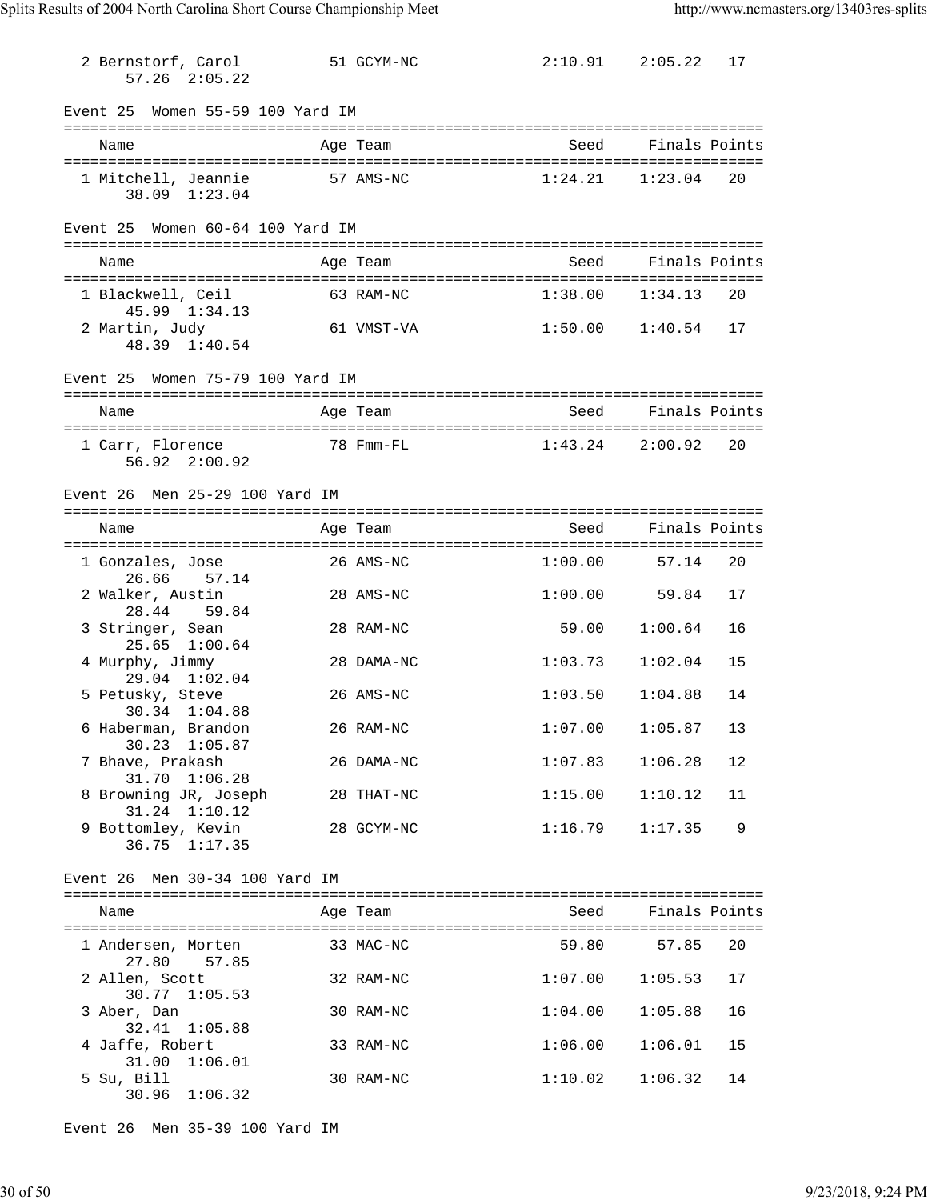| Name | Age | Team | Seed | Finals | Points |
|---|---|---|---|---|---|
| 2 Bernstorf, Carol | 51 | GCYM-NC | 2:10.91 | 2:05.22 | 17 |
| 57.26 2:05.22 | | | | | |

## Event 25 Women 55-59 100 Yard IM

| Name | Age | Team | Seed | Finals | Points |
|---|---|---|---|---|---|
| 1 Mitchell, Jeannie | 57 | AMS-NC | 1:24.21 | 1:23.04 | 20 |
| 38.09 1:23.04 | | | | | |

## Event 25 Women 60-64 100 Yard IM

| Name | Age | Team | Seed | Finals | Points |
|---|---|---|---|---|---|
| 1 Blackwell, Ceil | 63 | RAM-NC | 1:38.00 | 1:34.13 | 20 |
| 45.99 1:34.13 | | | | | |
| 2 Martin, Judy | 61 | VMST-VA | 1:50.00 | 1:40.54 | 17 |
| 48.39 1:40.54 | | | | | |

## Event 25 Women 75-79 100 Yard IM

| Name | Age | Team | Seed | Finals | Points |
|---|---|---|---|---|---|
| 1 Carr, Florence | 78 | Fmm-FL | 1:43.24 | 2:00.92 | 20 |
| 56.92 2:00.92 | | | | | |

## Event 26 Men 25-29 100 Yard IM

| Name | Age | Team | Seed | Finals | Points |
|---|---|---|---|---|---|
| 1 Gonzales, Jose | 26 | AMS-NC | 1:00.00 | 57.14 | 20 |
| 26.66 57.14 | | | | | |
| 2 Walker, Austin | 28 | AMS-NC | 1:00.00 | 59.84 | 17 |
| 28.44 59.84 | | | | | |
| 3 Stringer, Sean | 28 | RAM-NC | 59.00 | 1:00.64 | 16 |
| 25.65 1:00.64 | | | | | |
| 4 Murphy, Jimmy | 28 | DAMA-NC | 1:03.73 | 1:02.04 | 15 |
| 29.04 1:02.04 | | | | | |
| 5 Petusky, Steve | 26 | AMS-NC | 1:03.50 | 1:04.88 | 14 |
| 30.34 1:04.88 | | | | | |
| 6 Haberman, Brandon | 26 | RAM-NC | 1:07.00 | 1:05.87 | 13 |
| 30.23 1:05.87 | | | | | |
| 7 Bhave, Prakash | 26 | DAMA-NC | 1:07.83 | 1:06.28 | 12 |
| 31.70 1:06.28 | | | | | |
| 8 Browning JR, Joseph | 28 | THAT-NC | 1:15.00 | 1:10.12 | 11 |
| 31.24 1:10.12 | | | | | |
| 9 Bottomley, Kevin | 28 | GCYM-NC | 1:16.79 | 1:17.35 | 9 |
| 36.75 1:17.35 | | | | | |

## Event 26 Men 30-34 100 Yard IM

| Name | Age | Team | Seed | Finals | Points |
|---|---|---|---|---|---|
| 1 Andersen, Morten | 33 | MAC-NC | 59.80 | 57.85 | 20 |
| 27.80 57.85 | | | | | |
| 2 Allen, Scott | 32 | RAM-NC | 1:07.00 | 1:05.53 | 17 |
| 30.77 1:05.53 | | | | | |
| 3 Aber, Dan | 30 | RAM-NC | 1:04.00 | 1:05.88 | 16 |
| 32.41 1:05.88 | | | | | |
| 4 Jaffe, Robert | 33 | RAM-NC | 1:06.00 | 1:06.01 | 15 |
| 31.00 1:06.01 | | | | | |
| 5 Su, Bill | 30 | RAM-NC | 1:10.02 | 1:06.32 | 14 |
| 30.96 1:06.32 | | | | | |

## Event 26 Men 35-39 100 Yard IM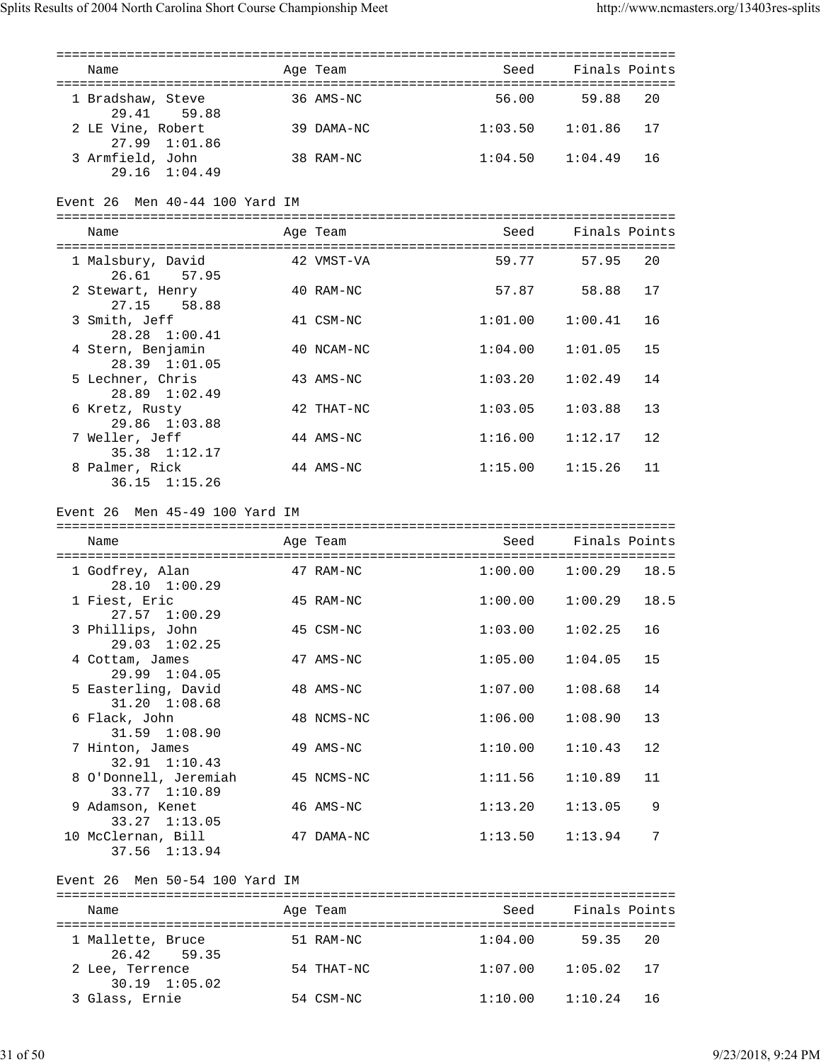| Name | Age | Team | Seed | Finals | Points |
|---|---|---|---|---|---|
| 1 Bradshaw, Steve | 36 | AMS-NC | 56.00 | 59.88 | 20 |
| 29.41 59.88 | | | | | |
| 2 LE Vine, Robert | 39 | DAMA-NC | 1:03.50 | 1:01.86 | 17 |
| 27.99 1:01.86 | | | | | |
| 3 Armfield, John | 38 | RAM-NC | 1:04.50 | 1:04.49 | 16 |
| 29.16 1:04.49 | | | | | |

Event 26 Men 40-44 100 Yard IM

| Name | Age | Team | Seed | Finals | Points |
|---|---|---|---|---|---|
| 1 Malsbury, David | 42 | VMST-VA | 59.77 | 57.95 | 20 |
| 26.61 57.95 | | | | | |
| 2 Stewart, Henry | 40 | RAM-NC | 57.87 | 58.88 | 17 |
| 27.15 58.88 | | | | | |
| 3 Smith, Jeff | 41 | CSM-NC | 1:01.00 | 1:00.41 | 16 |
| 28.28 1:00.41 | | | | | |
| 4 Stern, Benjamin | 40 | NCAM-NC | 1:04.00 | 1:01.05 | 15 |
| 28.39 1:01.05 | | | | | |
| 5 Lechner, Chris | 43 | AMS-NC | 1:03.20 | 1:02.49 | 14 |
| 28.89 1:02.49 | | | | | |
| 6 Kretz, Rusty | 42 | THAT-NC | 1:03.05 | 1:03.88 | 13 |
| 29.86 1:03.88 | | | | | |
| 7 Weller, Jeff | 44 | AMS-NC | 1:16.00 | 1:12.17 | 12 |
| 35.38 1:12.17 | | | | | |
| 8 Palmer, Rick | 44 | AMS-NC | 1:15.00 | 1:15.26 | 11 |
| 36.15 1:15.26 | | | | | |

Event 26 Men 45-49 100 Yard IM

| Name | Age | Team | Seed | Finals | Points |
|---|---|---|---|---|---|
| 1 Godfrey, Alan | 47 | RAM-NC | 1:00.00 | 1:00.29 | 18.5 |
| 28.10 1:00.29 | | | | | |
| 1 Fiest, Eric | 45 | RAM-NC | 1:00.00 | 1:00.29 | 18.5 |
| 27.57 1:00.29 | | | | | |
| 3 Phillips, John | 45 | CSM-NC | 1:03.00 | 1:02.25 | 16 |
| 29.03 1:02.25 | | | | | |
| 4 Cottam, James | 47 | AMS-NC | 1:05.00 | 1:04.05 | 15 |
| 29.99 1:04.05 | | | | | |
| 5 Easterling, David | 48 | AMS-NC | 1:07.00 | 1:08.68 | 14 |
| 31.20 1:08.68 | | | | | |
| 6 Flack, John | 48 | NCMS-NC | 1:06.00 | 1:08.90 | 13 |
| 31.59 1:08.90 | | | | | |
| 7 Hinton, James | 49 | AMS-NC | 1:10.00 | 1:10.43 | 12 |
| 32.91 1:10.43 | | | | | |
| 8 O'Donnell, Jeremiah | 45 | NCMS-NC | 1:11.56 | 1:10.89 | 11 |
| 33.77 1:10.89 | | | | | |
| 9 Adamson, Kenet | 46 | AMS-NC | 1:13.20 | 1:13.05 | 9 |
| 33.27 1:13.05 | | | | | |
| 10 McClernan, Bill | 47 | DAMA-NC | 1:13.50 | 1:13.94 | 7 |
| 37.56 1:13.94 | | | | | |

Event 26 Men 50-54 100 Yard IM

| Name | Age | Team | Seed | Finals | Points |
|---|---|---|---|---|---|
| 1 Mallette, Bruce | 51 | RAM-NC | 1:04.00 | 59.35 | 20 |
| 26.42 59.35 | | | | | |
| 2 Lee, Terrence | 54 | THAT-NC | 1:07.00 | 1:05.02 | 17 |
| 30.19 1:05.02 | | | | | |
| 3 Glass, Ernie | 54 | CSM-NC | 1:10.00 | 1:10.24 | 16 |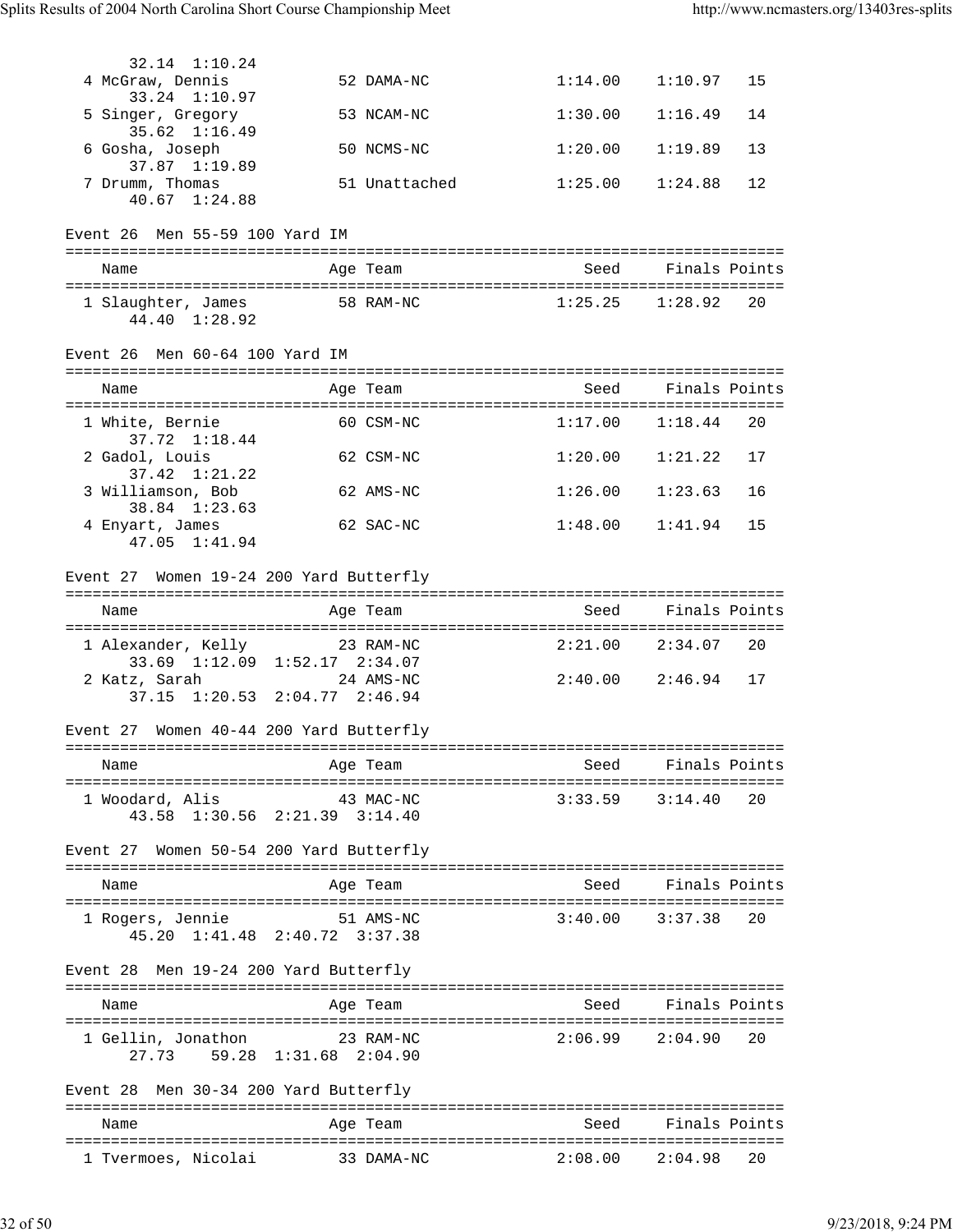32.14 1:10.24

| Name | Age | Team | Seed | Finals | Points |
|---|---|---|---|---|---|
| 4 McGraw, Dennis | 52 | DAMA-NC | 1:14.00 | 1:10.97 | 15 |
| 33.24 1:10.97 | | | | | |
| 5 Singer, Gregory | 53 | NCAM-NC | 1:30.00 | 1:16.49 | 14 |
| 35.62 1:16.49 | | | | | |
| 6 Gosha, Joseph | 50 | NCMS-NC | 1:20.00 | 1:19.89 | 13 |
| 37.87 1:19.89 | | | | | |
| 7 Drumm, Thomas | 51 | Unattached | 1:25.00 | 1:24.88 | 12 |
| 40.67 1:24.88 | | | | | |

Event 26 Men 55-59 100 Yard IM

| Name | Age | Team | Seed | Finals | Points |
|---|---|---|---|---|---|
| 1 Slaughter, James | 58 | RAM-NC | 1:25.25 | 1:28.92 | 20 |
| 44.40 1:28.92 | | | | | |

Event 26 Men 60-64 100 Yard IM

| Name | Age | Team | Seed | Finals | Points |
|---|---|---|---|---|---|
| 1 White, Bernie | 60 | CSM-NC | 1:17.00 | 1:18.44 | 20 |
| 37.72 1:18.44 | | | | | |
| 2 Gadol, Louis | 62 | CSM-NC | 1:20.00 | 1:21.22 | 17 |
| 37.42 1:21.22 | | | | | |
| 3 Williamson, Bob | 62 | AMS-NC | 1:26.00 | 1:23.63 | 16 |
| 38.84 1:23.63 | | | | | |
| 4 Enyart, James | 62 | SAC-NC | 1:48.00 | 1:41.94 | 15 |
| 47.05 1:41.94 | | | | | |

Event 27 Women 19-24 200 Yard Butterfly

| Name | Age | Team | Seed | Finals | Points |
|---|---|---|---|---|---|
| 1 Alexander, Kelly | 23 | RAM-NC | 2:21.00 | 2:34.07 | 20 |
| 33.69 1:12.09 1:52.17 2:34.07 | | | | | |
| 2 Katz, Sarah | 24 | AMS-NC | 2:40.00 | 2:46.94 | 17 |
| 37.15 1:20.53 2:04.77 2:46.94 | | | | | |

Event 27 Women 40-44 200 Yard Butterfly

| Name | Age | Team | Seed | Finals | Points |
|---|---|---|---|---|---|
| 1 Woodard, Alis | 43 | MAC-NC | 3:33.59 | 3:14.40 | 20 |
| 43.58 1:30.56 2:21.39 3:14.40 | | | | | |

Event 27 Women 50-54 200 Yard Butterfly

| Name | Age | Team | Seed | Finals | Points |
|---|---|---|---|---|---|
| 1 Rogers, Jennie | 51 | AMS-NC | 3:40.00 | 3:37.38 | 20 |
| 45.20 1:41.48 2:40.72 3:37.38 | | | | | |

Event 28 Men 19-24 200 Yard Butterfly

| Name | Age | Team | Seed | Finals | Points |
|---|---|---|---|---|---|
| 1 Gellin, Jonathon | 23 | RAM-NC | 2:06.99 | 2:04.90 | 20 |
| 27.73 59.28 1:31.68 2:04.90 | | | | | |

Event 28 Men 30-34 200 Yard Butterfly

| Name | Age | Team | Seed | Finals | Points |
|---|---|---|---|---|---|
| 1 Tvermoes, Nicolai | 33 | DAMA-NC | 2:08.00 | 2:04.98 | 20 |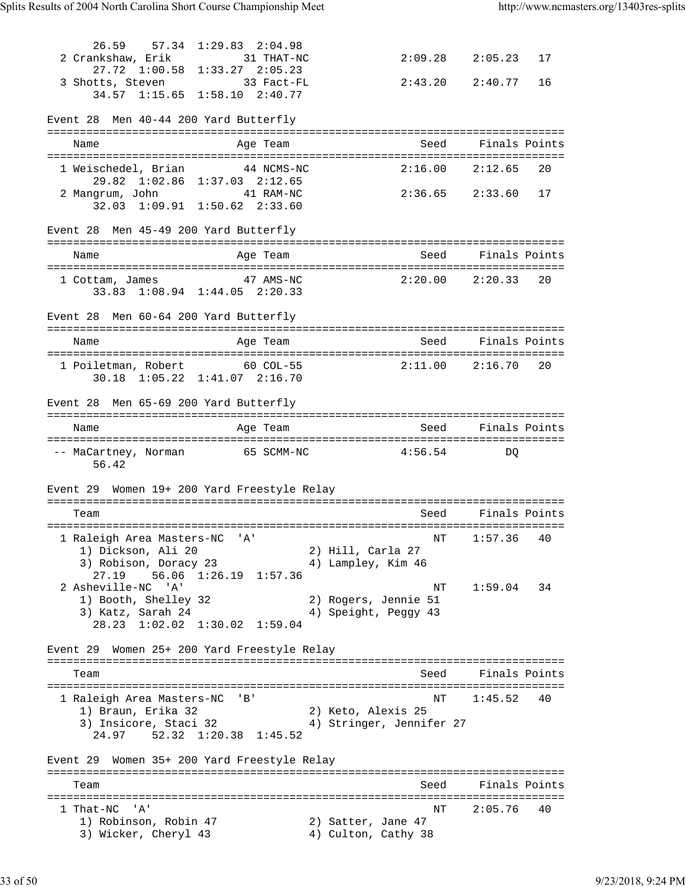```
       26.59    57.34  1:29.83  2:04.98
  2 Crankshaw, Erik           31 THAT-NC             2:09.28    2:05.23   17
       27.72  1:00.58  1:33.27  2:05.23
  3 Shotts, Steven            33 Fact-FL             2:43.20    2:40.77   16
       34.57  1:15.65  1:58.10  2:40.77
```

### Event 28  Men 40-44 200 Yard Butterfly

```
===============================================================================
    Name                    Age Team                    Seed    Finals Points
===============================================================================
  1 Weischedel, Brian         44 NCMS-NC             2:16.00    2:12.65   20
       29.82  1:02.86  1:37.03  2:12.65
  2 Mangrum, John             41 RAM-NC              2:36.65    2:33.60   17
       32.03  1:09.91  1:50.62  2:33.60
```

### Event 28  Men 45-49 200 Yard Butterfly

```
===============================================================================
    Name                    Age Team                    Seed    Finals Points
===============================================================================
  1 Cottam, James             47 AMS-NC              2:20.00    2:20.33   20
       33.83  1:08.94  1:44.05  2:20.33
```

### Event 28  Men 60-64 200 Yard Butterfly

```
===============================================================================
    Name                    Age Team                    Seed    Finals Points
===============================================================================
  1 Poiletman, Robert         60 COL-55              2:11.00    2:16.70   20
       30.18  1:05.22  1:41.07  2:16.70
```

### Event 28  Men 65-69 200 Yard Butterfly

```
===============================================================================
    Name                    Age Team                    Seed    Finals Points
===============================================================================
 -- MaCartney, Norman         65 SCMM-NC             4:56.54         DQ
       56.42
```

### Event 29  Women 19+ 200 Yard Freestyle Relay

```
===============================================================================
    Team                                                Seed    Finals Points
===============================================================================
  1 Raleigh Area Masters-NC  'A'                          NT    1:57.36   40
     1) Dickson, Ali 20                2) Hill, Carla 27
     3) Robison, Doracy 23             4) Lampley, Kim 46
       27.19    56.06  1:26.19  1:57.36
  2 Asheville-NC  'A'                                     NT    1:59.04   34
     1) Booth, Shelley 32              2) Rogers, Jennie 51
     3) Katz, Sarah 24                 4) Speight, Peggy 43
       28.23  1:02.02  1:30.02  1:59.04
```

### Event 29  Women 25+ 200 Yard Freestyle Relay

```
===============================================================================
    Team                                                Seed    Finals Points
===============================================================================
  1 Raleigh Area Masters-NC  'B'                          NT    1:45.52   40
     1) Braun, Erika 32                2) Keto, Alexis 25
     3) Insicore, Staci 32             4) Stringer, Jennifer 27
       24.97    52.32  1:20.38  1:45.52
```

### Event 29  Women 35+ 200 Yard Freestyle Relay

```
===============================================================================
    Team                                                Seed    Finals Points
===============================================================================
  1 That-NC  'A'                                          NT    2:05.76   40
     1) Robinson, Robin 47             2) Satter, Jane 47
     3) Wicker, Cheryl 43              4) Culton, Cathy 38
```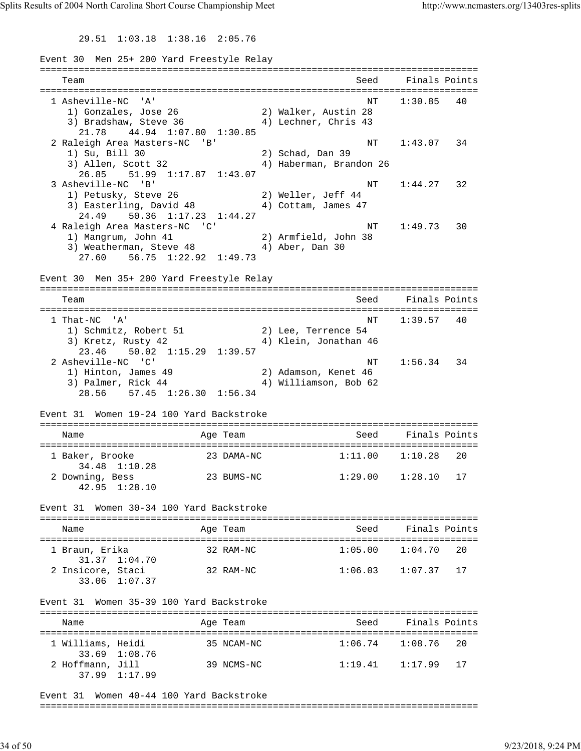29.51  1:03.18  1:38.16  2:05.76

Event 30  Men 25+ 200 Yard Freestyle Relay

| Team | Seed | Finals | Points |
|---|---|---|---|
| 1 Asheville-NC 'A' | NT | 1:30.85 | 40 |
| 1) Gonzales, Jose 26 &nbsp; 2) Walker, Austin 28 &nbsp; 3) Bradshaw, Steve 36 &nbsp; 4) Lechner, Chris 43 | | | |
| 21.78  44.94  1:07.80  1:30.85 | | | |
| 2 Raleigh Area Masters-NC 'B' | NT | 1:43.07 | 34 |
| 1) Su, Bill 30 &nbsp; 2) Schad, Dan 39 &nbsp; 3) Allen, Scott 32 &nbsp; 4) Haberman, Brandon 26 | | | |
| 26.85  51.99  1:17.87  1:43.07 | | | |
| 3 Asheville-NC 'B' | NT | 1:44.27 | 32 |
| 1) Petusky, Steve 26 &nbsp; 2) Weller, Jeff 44 &nbsp; 3) Easterling, David 48 &nbsp; 4) Cottam, James 47 | | | |
| 24.49  50.36  1:17.23  1:44.27 | | | |
| 4 Raleigh Area Masters-NC 'C' | NT | 1:49.73 | 30 |
| 1) Mangrum, John 41 &nbsp; 2) Armfield, John 38 &nbsp; 3) Weatherman, Steve 48 &nbsp; 4) Aber, Dan 30 | | | |
| 27.60  56.75  1:22.92  1:49.73 | | | |

Event 30  Men 35+ 200 Yard Freestyle Relay

| Team | Seed | Finals | Points |
|---|---|---|---|
| 1 That-NC 'A' | NT | 1:39.57 | 40 |
| 1) Schmitz, Robert 51 &nbsp; 2) Lee, Terrence 54 &nbsp; 3) Kretz, Rusty 42 &nbsp; 4) Klein, Jonathan 46 | | | |
| 23.46  50.02  1:15.29  1:39.57 | | | |
| 2 Asheville-NC 'C' | NT | 1:56.34 | 34 |
| 1) Hinton, James 49 &nbsp; 2) Adamson, Kenet 46 &nbsp; 3) Palmer, Rick 44 &nbsp; 4) Williamson, Bob 62 | | | |
| 28.56  57.45  1:26.30  1:56.34 | | | |

Event 31  Women 19-24 100 Yard Backstroke

| Name | Age | Team | Seed | Finals | Points |
|---|---|---|---|---|---|
| 1 Baker, Brooke | 23 | DAMA-NC | 1:11.00 | 1:10.28 | 20 |
| 34.48  1:10.28 | | | | | |
| 2 Downing, Bess | 23 | BUMS-NC | 1:29.00 | 1:28.10 | 17 |
| 42.95  1:28.10 | | | | | |

Event 31  Women 30-34 100 Yard Backstroke

| Name | Age | Team | Seed | Finals | Points |
|---|---|---|---|---|---|
| 1 Braun, Erika | 32 | RAM-NC | 1:05.00 | 1:04.70 | 20 |
| 31.37  1:04.70 | | | | | |
| 2 Insicore, Staci | 32 | RAM-NC | 1:06.03 | 1:07.37 | 17 |
| 33.06  1:07.37 | | | | | |

Event 31  Women 35-39 100 Yard Backstroke

| Name | Age | Team | Seed | Finals | Points |
|---|---|---|---|---|---|
| 1 Williams, Heidi | 35 | NCAM-NC | 1:06.74 | 1:08.76 | 20 |
| 33.69  1:08.76 | | | | | |
| 2 Hoffmann, Jill | 39 | NCMS-NC | 1:19.41 | 1:17.99 | 17 |
| 37.99  1:17.99 | | | | | |

Event 31  Women 40-44 100 Yard Backstroke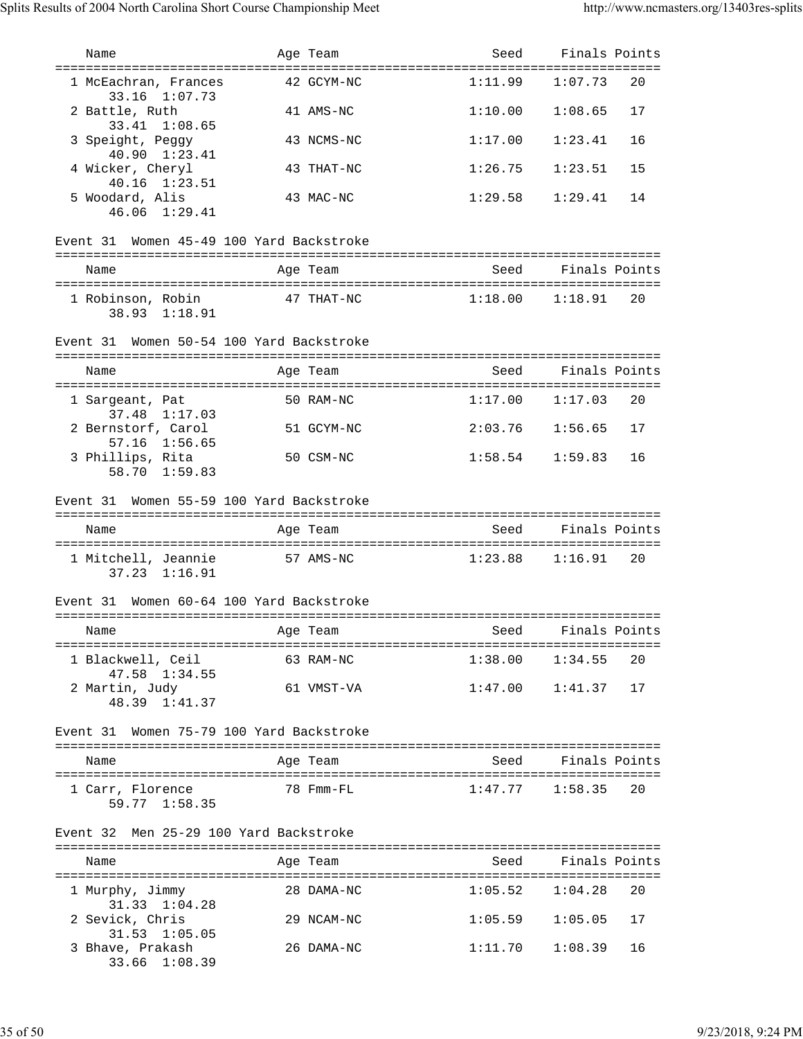| Name | Age | Team | Seed | Finals | Points |
|---|---|---|---|---|---|
| 1 McEachran, Frances | 42 | GCYM-NC | 1:11.99 | 1:07.73 | 20 |
| 33.16 1:07.73 | | | | | |
| 2 Battle, Ruth | 41 | AMS-NC | 1:10.00 | 1:08.65 | 17 |
| 33.41 1:08.65 | | | | | |
| 3 Speight, Peggy | 43 | NCMS-NC | 1:17.00 | 1:23.41 | 16 |
| 40.90 1:23.41 | | | | | |
| 4 Wicker, Cheryl | 43 | THAT-NC | 1:26.75 | 1:23.51 | 15 |
| 40.16 1:23.51 | | | | | |
| 5 Woodard, Alis | 43 | MAC-NC | 1:29.58 | 1:29.41 | 14 |
| 46.06 1:29.41 | | | | | |

Event 31 Women 45-49 100 Yard Backstroke

| Name | Age | Team | Seed | Finals | Points |
|---|---|---|---|---|---|
| 1 Robinson, Robin | 47 | THAT-NC | 1:18.00 | 1:18.91 | 20 |
| 38.93 1:18.91 | | | | | |

Event 31 Women 50-54 100 Yard Backstroke

| Name | Age | Team | Seed | Finals | Points |
|---|---|---|---|---|---|
| 1 Sargeant, Pat | 50 | RAM-NC | 1:17.00 | 1:17.03 | 20 |
| 37.48 1:17.03 | | | | | |
| 2 Bernstorf, Carol | 51 | GCYM-NC | 2:03.76 | 1:56.65 | 17 |
| 57.16 1:56.65 | | | | | |
| 3 Phillips, Rita | 50 | CSM-NC | 1:58.54 | 1:59.83 | 16 |
| 58.70 1:59.83 | | | | | |

Event 31 Women 55-59 100 Yard Backstroke

| Name | Age | Team | Seed | Finals | Points |
|---|---|---|---|---|---|
| 1 Mitchell, Jeannie | 57 | AMS-NC | 1:23.88 | 1:16.91 | 20 |
| 37.23 1:16.91 | | | | | |

Event 31 Women 60-64 100 Yard Backstroke

| Name | Age | Team | Seed | Finals | Points |
|---|---|---|---|---|---|
| 1 Blackwell, Ceil | 63 | RAM-NC | 1:38.00 | 1:34.55 | 20 |
| 47.58 1:34.55 | | | | | |
| 2 Martin, Judy | 61 | VMST-VA | 1:47.00 | 1:41.37 | 17 |
| 48.39 1:41.37 | | | | | |

Event 31 Women 75-79 100 Yard Backstroke

| Name | Age | Team | Seed | Finals | Points |
|---|---|---|---|---|---|
| 1 Carr, Florence | 78 | Fmm-FL | 1:47.77 | 1:58.35 | 20 |
| 59.77 1:58.35 | | | | | |

Event 32 Men 25-29 100 Yard Backstroke

| Name | Age | Team | Seed | Finals | Points |
|---|---|---|---|---|---|
| 1 Murphy, Jimmy | 28 | DAMA-NC | 1:05.52 | 1:04.28 | 20 |
| 31.33 1:04.28 | | | | | |
| 2 Sevick, Chris | 29 | NCAM-NC | 1:05.59 | 1:05.05 | 17 |
| 31.53 1:05.05 | | | | | |
| 3 Bhave, Prakash | 26 | DAMA-NC | 1:11.70 | 1:08.39 | 16 |
| 33.66 1:08.39 | | | | | |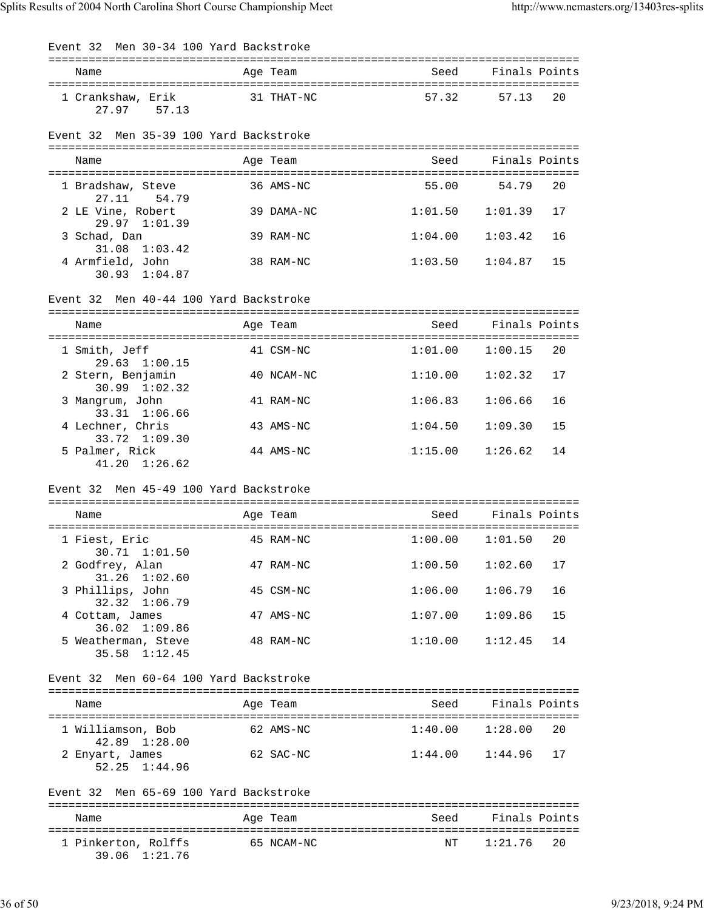### Event 32  Men 30-34 100 Yard Backstroke

| Name | Age | Team | Seed | Finals | Points |
|---|---|---|---|---|---|
| 1 Crankshaw, Erik | 31 | THAT-NC | 57.32 | 57.13 | 20 |
| 27.97  57.13 | | | | | |

### Event 32  Men 35-39 100 Yard Backstroke

| Name | Age | Team | Seed | Finals | Points |
|---|---|---|---|---|---|
| 1 Bradshaw, Steve | 36 | AMS-NC | 55.00 | 54.79 | 20 |
| 27.11  54.79 | | | | | |
| 2 LE Vine, Robert | 39 | DAMA-NC | 1:01.50 | 1:01.39 | 17 |
| 29.97  1:01.39 | | | | | |
| 3 Schad, Dan | 39 | RAM-NC | 1:04.00 | 1:03.42 | 16 |
| 31.08  1:03.42 | | | | | |
| 4 Armfield, John | 38 | RAM-NC | 1:03.50 | 1:04.87 | 15 |
| 30.93  1:04.87 | | | | | |

### Event 32  Men 40-44 100 Yard Backstroke

| Name | Age | Team | Seed | Finals | Points |
|---|---|---|---|---|---|
| 1 Smith, Jeff | 41 | CSM-NC | 1:01.00 | 1:00.15 | 20 |
| 29.63  1:00.15 | | | | | |
| 2 Stern, Benjamin | 40 | NCAM-NC | 1:10.00 | 1:02.32 | 17 |
| 30.99  1:02.32 | | | | | |
| 3 Mangrum, John | 41 | RAM-NC | 1:06.83 | 1:06.66 | 16 |
| 33.31  1:06.66 | | | | | |
| 4 Lechner, Chris | 43 | AMS-NC | 1:04.50 | 1:09.30 | 15 |
| 33.72  1:09.30 | | | | | |
| 5 Palmer, Rick | 44 | AMS-NC | 1:15.00 | 1:26.62 | 14 |
| 41.20  1:26.62 | | | | | |

### Event 32  Men 45-49 100 Yard Backstroke

| Name | Age | Team | Seed | Finals | Points |
|---|---|---|---|---|---|
| 1 Fiest, Eric | 45 | RAM-NC | 1:00.00 | 1:01.50 | 20 |
| 30.71  1:01.50 | | | | | |
| 2 Godfrey, Alan | 47 | RAM-NC | 1:00.50 | 1:02.60 | 17 |
| 31.26  1:02.60 | | | | | |
| 3 Phillips, John | 45 | CSM-NC | 1:06.00 | 1:06.79 | 16 |
| 32.32  1:06.79 | | | | | |
| 4 Cottam, James | 47 | AMS-NC | 1:07.00 | 1:09.86 | 15 |
| 36.02  1:09.86 | | | | | |
| 5 Weatherman, Steve | 48 | RAM-NC | 1:10.00 | 1:12.45 | 14 |
| 35.58  1:12.45 | | | | | |

### Event 32  Men 60-64 100 Yard Backstroke

| Name | Age | Team | Seed | Finals | Points |
|---|---|---|---|---|---|
| 1 Williamson, Bob | 62 | AMS-NC | 1:40.00 | 1:28.00 | 20 |
| 42.89  1:28.00 | | | | | |
| 2 Enyart, James | 62 | SAC-NC | 1:44.00 | 1:44.96 | 17 |
| 52.25  1:44.96 | | | | | |

### Event 32  Men 65-69 100 Yard Backstroke

| Name | Age | Team | Seed | Finals | Points |
|---|---|---|---|---|---|
| 1 Pinkerton, Rolffs | 65 | NCAM-NC | NT | 1:21.76 | 20 |
| 39.06  1:21.76 | | | | | |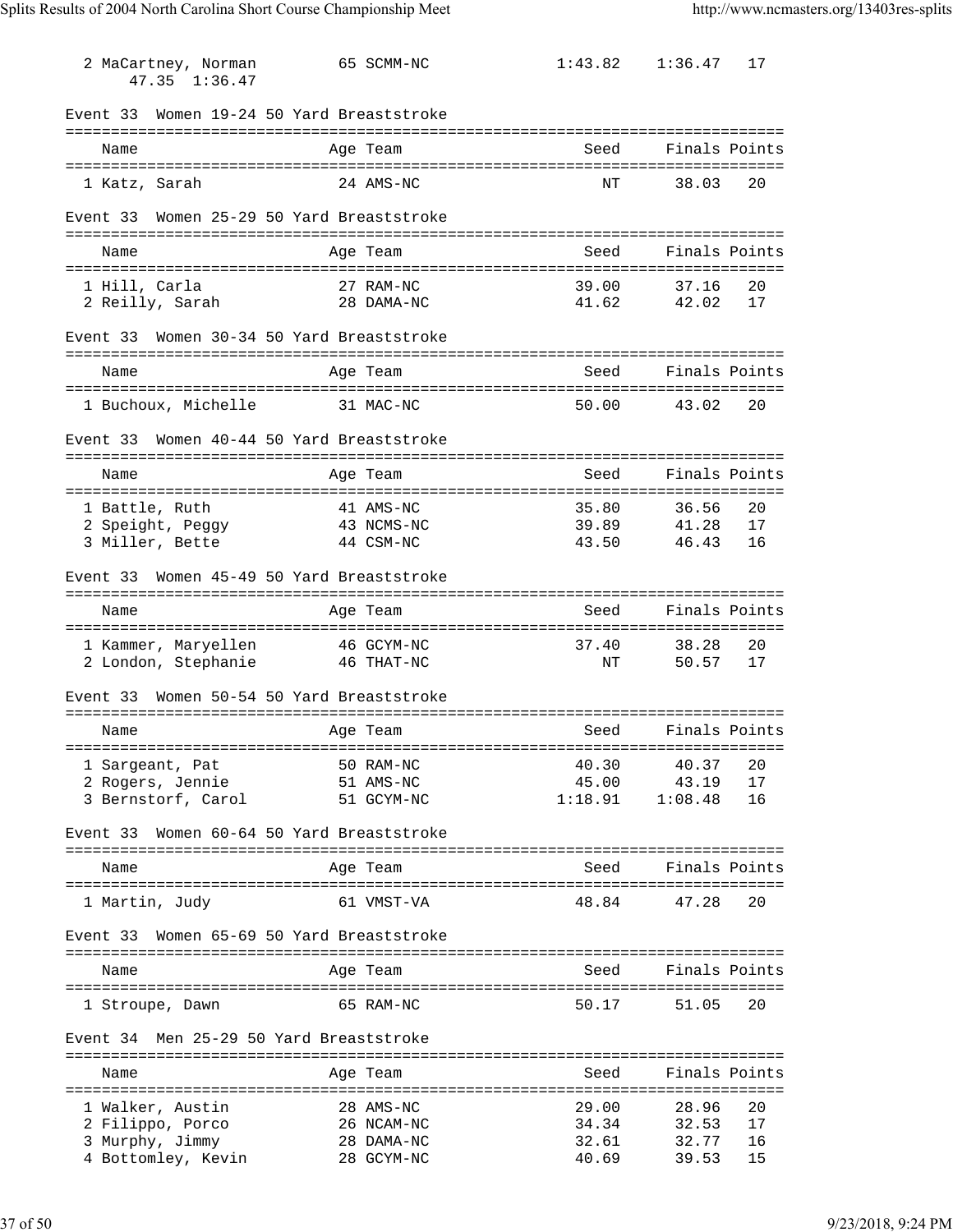| | Name | Age | Team | Seed | Finals | Points |
|---|---|---|---|---|---|---|
| 2 | MaCartney, Norman | 65 | SCMM-NC | 1:43.82 | 1:36.47 | 17 |
| | 47.35 1:36.47 | | | | | |

### Event 33 Women 19-24 50 Yard Breaststroke

| | Name | Age | Team | Seed | Finals | Points |
|---|---|---|---|---|---|---|
| 1 | Katz, Sarah | 24 | AMS-NC | NT | 38.03 | 20 |

### Event 33 Women 25-29 50 Yard Breaststroke

| | Name | Age | Team | Seed | Finals | Points |
|---|---|---|---|---|---|---|
| 1 | Hill, Carla | 27 | RAM-NC | 39.00 | 37.16 | 20 |
| 2 | Reilly, Sarah | 28 | DAMA-NC | 41.62 | 42.02 | 17 |

### Event 33 Women 30-34 50 Yard Breaststroke

| | Name | Age | Team | Seed | Finals | Points |
|---|---|---|---|---|---|---|
| 1 | Buchoux, Michelle | 31 | MAC-NC | 50.00 | 43.02 | 20 |

### Event 33 Women 40-44 50 Yard Breaststroke

| | Name | Age | Team | Seed | Finals | Points |
|---|---|---|---|---|---|---|
| 1 | Battle, Ruth | 41 | AMS-NC | 35.80 | 36.56 | 20 |
| 2 | Speight, Peggy | 43 | NCMS-NC | 39.89 | 41.28 | 17 |
| 3 | Miller, Bette | 44 | CSM-NC | 43.50 | 46.43 | 16 |

### Event 33 Women 45-49 50 Yard Breaststroke

| | Name | Age | Team | Seed | Finals | Points |
|---|---|---|---|---|---|---|
| 1 | Kammer, Maryellen | 46 | GCYM-NC | 37.40 | 38.28 | 20 |
| 2 | London, Stephanie | 46 | THAT-NC | NT | 50.57 | 17 |

### Event 33 Women 50-54 50 Yard Breaststroke

| | Name | Age | Team | Seed | Finals | Points |
|---|---|---|---|---|---|---|
| 1 | Sargeant, Pat | 50 | RAM-NC | 40.30 | 40.37 | 20 |
| 2 | Rogers, Jennie | 51 | AMS-NC | 45.00 | 43.19 | 17 |
| 3 | Bernstorf, Carol | 51 | GCYM-NC | 1:18.91 | 1:08.48 | 16 |

### Event 33 Women 60-64 50 Yard Breaststroke

| | Name | Age | Team | Seed | Finals | Points |
|---|---|---|---|---|---|---|
| 1 | Martin, Judy | 61 | VMST-VA | 48.84 | 47.28 | 20 |

### Event 33 Women 65-69 50 Yard Breaststroke

| | Name | Age | Team | Seed | Finals | Points |
|---|---|---|---|---|---|---|
| 1 | Stroupe, Dawn | 65 | RAM-NC | 50.17 | 51.05 | 20 |

### Event 34 Men 25-29 50 Yard Breaststroke

| | Name | Age | Team | Seed | Finals | Points |
|---|---|---|---|---|---|---|
| 1 | Walker, Austin | 28 | AMS-NC | 29.00 | 28.96 | 20 |
| 2 | Filippo, Porco | 26 | NCAM-NC | 34.34 | 32.53 | 17 |
| 3 | Murphy, Jimmy | 28 | DAMA-NC | 32.61 | 32.77 | 16 |
| 4 | Bottomley, Kevin | 28 | GCYM-NC | 40.69 | 39.53 | 15 |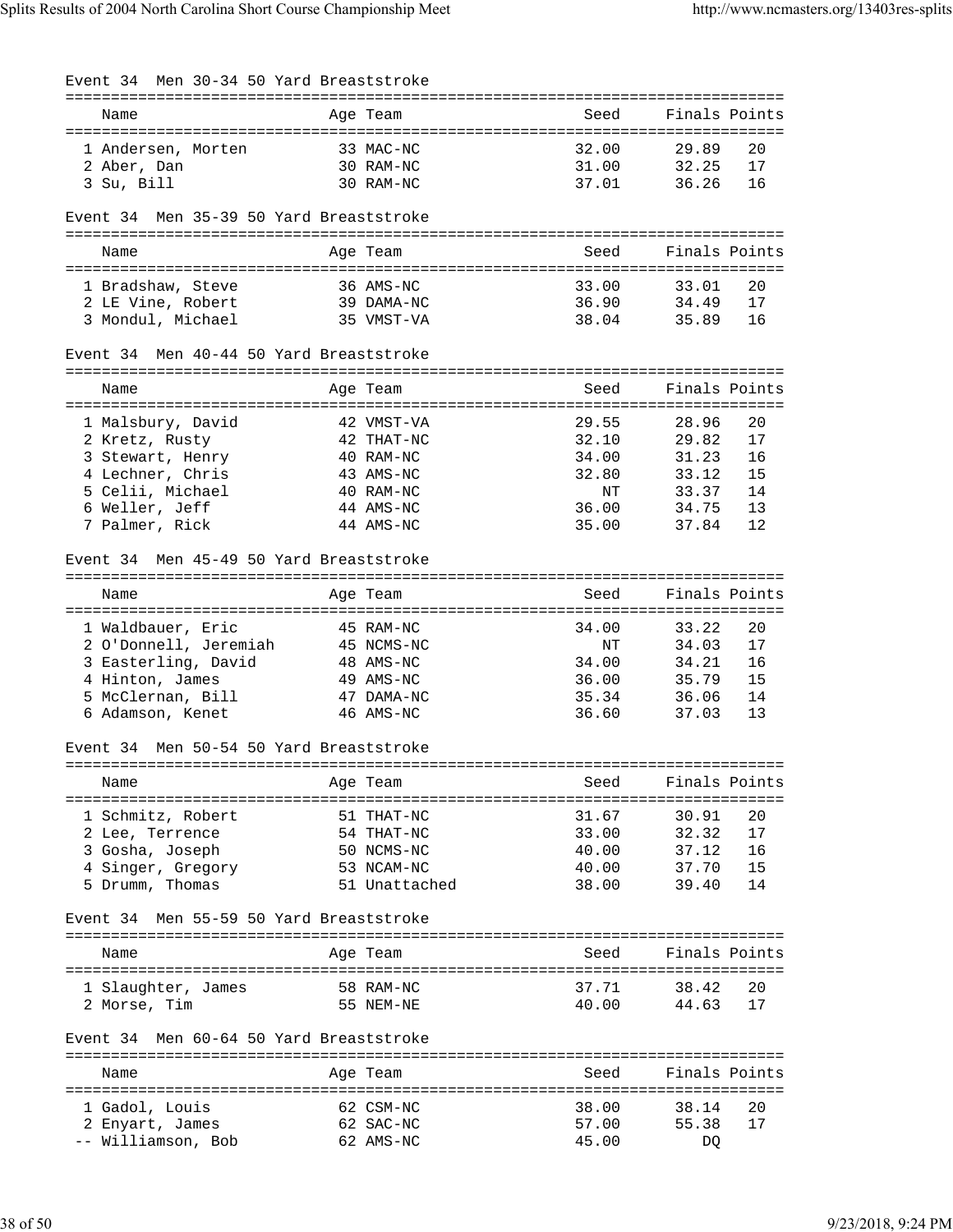### Event 34 Men 30-34 50 Yard Breaststroke

| | Name | Age | Team | Seed | Finals | Points |
|---|---|---|---|---|---|---|
| 1 | Andersen, Morten | 33 | MAC-NC | 32.00 | 29.89 | 20 |
| 2 | Aber, Dan | 30 | RAM-NC | 31.00 | 32.25 | 17 |
| 3 | Su, Bill | 30 | RAM-NC | 37.01 | 36.26 | 16 |

### Event 34 Men 35-39 50 Yard Breaststroke

| | Name | Age | Team | Seed | Finals | Points |
|---|---|---|---|---|---|---|
| 1 | Bradshaw, Steve | 36 | AMS-NC | 33.00 | 33.01 | 20 |
| 2 | LE Vine, Robert | 39 | DAMA-NC | 36.90 | 34.49 | 17 |
| 3 | Mondul, Michael | 35 | VMST-VA | 38.04 | 35.89 | 16 |

### Event 34 Men 40-44 50 Yard Breaststroke

| | Name | Age | Team | Seed | Finals | Points |
|---|---|---|---|---|---|---|
| 1 | Malsbury, David | 42 | VMST-VA | 29.55 | 28.96 | 20 |
| 2 | Kretz, Rusty | 42 | THAT-NC | 32.10 | 29.82 | 17 |
| 3 | Stewart, Henry | 40 | RAM-NC | 34.00 | 31.23 | 16 |
| 4 | Lechner, Chris | 43 | AMS-NC | 32.80 | 33.12 | 15 |
| 5 | Celii, Michael | 40 | RAM-NC | NT | 33.37 | 14 |
| 6 | Weller, Jeff | 44 | AMS-NC | 36.00 | 34.75 | 13 |
| 7 | Palmer, Rick | 44 | AMS-NC | 35.00 | 37.84 | 12 |

### Event 34 Men 45-49 50 Yard Breaststroke

| | Name | Age | Team | Seed | Finals | Points |
|---|---|---|---|---|---|---|
| 1 | Waldbauer, Eric | 45 | RAM-NC | 34.00 | 33.22 | 20 |
| 2 | O'Donnell, Jeremiah | 45 | NCMS-NC | NT | 34.03 | 17 |
| 3 | Easterling, David | 48 | AMS-NC | 34.00 | 34.21 | 16 |
| 4 | Hinton, James | 49 | AMS-NC | 36.00 | 35.79 | 15 |
| 5 | McClernan, Bill | 47 | DAMA-NC | 35.34 | 36.06 | 14 |
| 6 | Adamson, Kenet | 46 | AMS-NC | 36.60 | 37.03 | 13 |

### Event 34 Men 50-54 50 Yard Breaststroke

| | Name | Age | Team | Seed | Finals | Points |
|---|---|---|---|---|---|---|
| 1 | Schmitz, Robert | 51 | THAT-NC | 31.67 | 30.91 | 20 |
| 2 | Lee, Terrence | 54 | THAT-NC | 33.00 | 32.32 | 17 |
| 3 | Gosha, Joseph | 50 | NCMS-NC | 40.00 | 37.12 | 16 |
| 4 | Singer, Gregory | 53 | NCAM-NC | 40.00 | 37.70 | 15 |
| 5 | Drumm, Thomas | 51 | Unattached | 38.00 | 39.40 | 14 |

### Event 34 Men 55-59 50 Yard Breaststroke

| | Name | Age | Team | Seed | Finals | Points |
|---|---|---|---|---|---|---|
| 1 | Slaughter, James | 58 | RAM-NC | 37.71 | 38.42 | 20 |
| 2 | Morse, Tim | 55 | NEM-NE | 40.00 | 44.63 | 17 |

### Event 34 Men 60-64 50 Yard Breaststroke

| | Name | Age | Team | Seed | Finals | Points |
|---|---|---|---|---|---|---|
| 1 | Gadol, Louis | 62 | CSM-NC | 38.00 | 38.14 | 20 |
| 2 | Enyart, James | 62 | SAC-NC | 57.00 | 55.38 | 17 |
| -- | Williamson, Bob | 62 | AMS-NC | 45.00 | DQ | |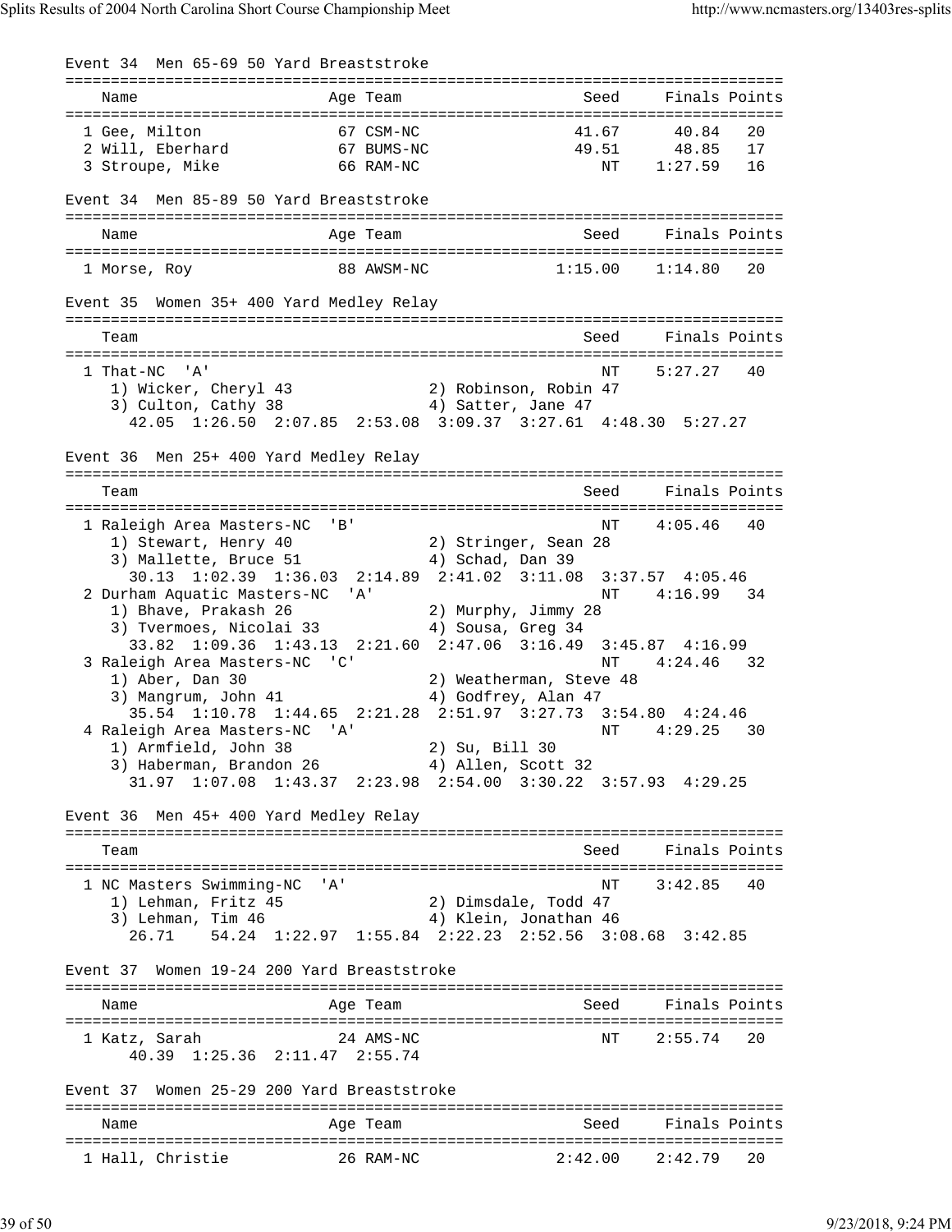Event 34  Men 65-69 50 Yard Breaststroke

| Name | Age | Team | Seed | Finals | Points |
|---|---|---|---|---|---|
| 1 Gee, Milton | 67 | CSM-NC | 41.67 | 40.84 | 20 |
| 2 Will, Eberhard | 67 | BUMS-NC | 49.51 | 48.85 | 17 |
| 3 Stroupe, Mike | 66 | RAM-NC | NT | 1:27.59 | 16 |

Event 34  Men 85-89 50 Yard Breaststroke

| Name | Age | Team | Seed | Finals | Points |
|---|---|---|---|---|---|
| 1 Morse, Roy | 88 | AWSM-NC | 1:15.00 | 1:14.80 | 20 |

Event 35  Women 35+ 400 Yard Medley Relay

```
    Team                                             Seed     Finals Points
===============================================================================
  1 That-NC  'A'                                       NT    5:27.27   40
     1) Wicker, Cheryl 43              2) Robinson, Robin 47
     3) Culton, Cathy 38               4) Satter, Jane 47
       42.05  1:26.50  2:07.85  2:53.08  3:09.37  3:27.61  4:48.30  5:27.27
```

Event 36  Men 25+ 400 Yard Medley Relay

```
    Team                                             Seed     Finals Points
===============================================================================
  1 Raleigh Area Masters-NC  'B'                       NT    4:05.46   40
     1) Stewart, Henry 40              2) Stringer, Sean 28
     3) Mallette, Bruce 51             4) Schad, Dan 39
       30.13  1:02.39  1:36.03  2:14.89  2:41.02  3:11.08  3:37.57  4:05.46
  2 Durham Aquatic Masters-NC  'A'                     NT    4:16.99   34
     1) Bhave, Prakash 26              2) Murphy, Jimmy 28
     3) Tvermoes, Nicolai 33           4) Sousa, Greg 34
       33.82  1:09.36  1:43.13  2:21.60  2:47.06  3:16.49  3:45.87  4:16.99
  3 Raleigh Area Masters-NC  'C'                       NT    4:24.46   32
     1) Aber, Dan 30                   2) Weatherman, Steve 48
     3) Mangrum, John 41               4) Godfrey, Alan 47
       35.54  1:10.78  1:44.65  2:21.28  2:51.97  3:27.73  3:54.80  4:24.46
  4 Raleigh Area Masters-NC  'A'                       NT    4:29.25   30
     1) Armfield, John 38              2) Su, Bill 30
     3) Haberman, Brandon 26           4) Allen, Scott 32
       31.97  1:07.08  1:43.37  2:23.98  2:54.00  3:30.22  3:57.93  4:29.25
```

Event 36  Men 45+ 400 Yard Medley Relay

```
    Team                                             Seed     Finals Points
===============================================================================
  1 NC Masters Swimming-NC  'A'                        NT    3:42.85   40
     1) Lehman, Fritz 45               2) Dimsdale, Todd 47
     3) Lehman, Tim 46                 4) Klein, Jonathan 46
       26.71    54.24  1:22.97  1:55.84  2:22.23  2:52.56  3:08.68  3:42.85
```

Event 37  Women 19-24 200 Yard Breaststroke

```
    Name                    Age Team                 Seed     Finals Points
===============================================================================
  1 Katz, Sarah              24 AMS-NC                 NT    2:55.74   20
       40.39  1:25.36  2:11.47  2:55.74
```

Event 37  Women 25-29 200 Yard Breaststroke

| Name | Age | Team | Seed | Finals | Points |
|---|---|---|---|---|---|
| 1 Hall, Christie | 26 | RAM-NC | 2:42.00 | 2:42.79 | 20 |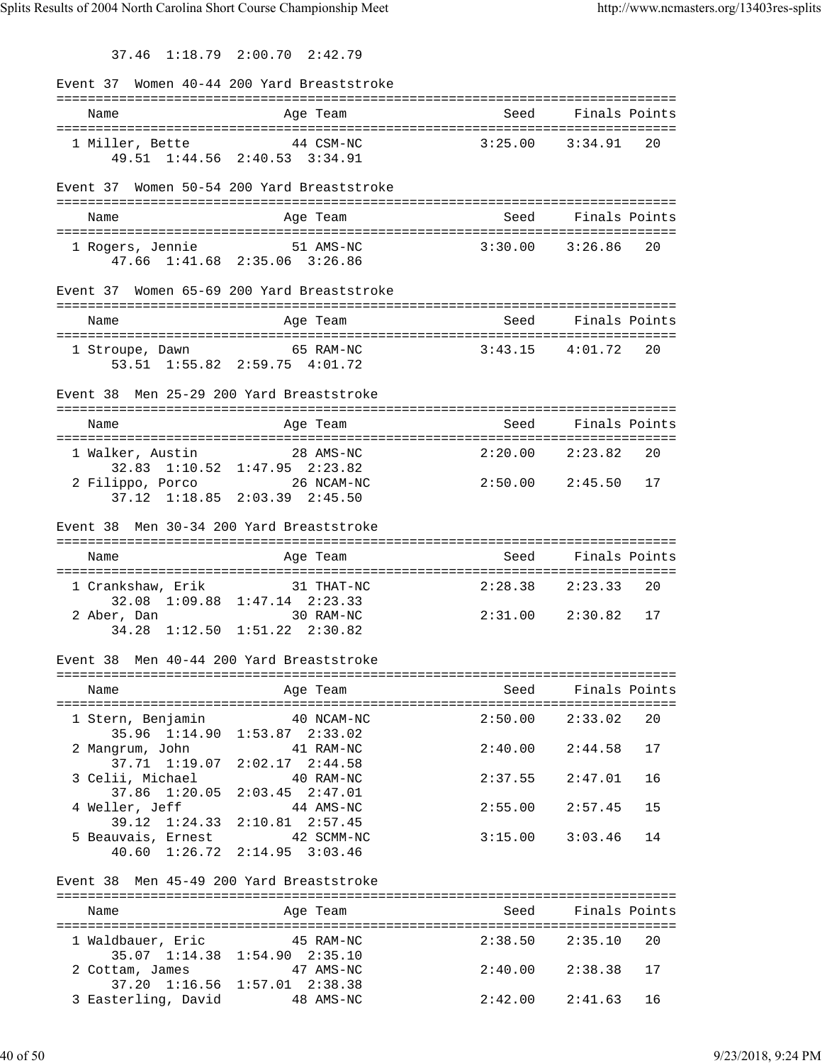37.46  1:18.79  2:00.70  2:42.79

Event 37  Women 40-44 200 Yard Breaststroke

| Name | Age | Team | Seed | Finals | Points |
|---|---|---|---|---|---|
| 1 Miller, Bette | 44 | CSM-NC | 3:25.00 | 3:34.91 | 20 |
| 49.51  1:44.56  2:40.53  3:34.91 | | | | | |

Event 37  Women 50-54 200 Yard Breaststroke

| Name | Age | Team | Seed | Finals | Points |
|---|---|---|---|---|---|
| 1 Rogers, Jennie | 51 | AMS-NC | 3:30.00 | 3:26.86 | 20 |
| 47.66  1:41.68  2:35.06  3:26.86 | | | | | |

Event 37  Women 65-69 200 Yard Breaststroke

| Name | Age | Team | Seed | Finals | Points |
|---|---|---|---|---|---|
| 1 Stroupe, Dawn | 65 | RAM-NC | 3:43.15 | 4:01.72 | 20 |
| 53.51  1:55.82  2:59.75  4:01.72 | | | | | |

Event 38  Men 25-29 200 Yard Breaststroke

| Name | Age | Team | Seed | Finals | Points |
|---|---|---|---|---|---|
| 1 Walker, Austin | 28 | AMS-NC | 2:20.00 | 2:23.82 | 20 |
| 32.83  1:10.52  1:47.95  2:23.82 | | | | | |
| 2 Filippo, Porco | 26 | NCAM-NC | 2:50.00 | 2:45.50 | 17 |
| 37.12  1:18.85  2:03.39  2:45.50 | | | | | |

Event 38  Men 30-34 200 Yard Breaststroke

| Name | Age | Team | Seed | Finals | Points |
|---|---|---|---|---|---|
| 1 Crankshaw, Erik | 31 | THAT-NC | 2:28.38 | 2:23.33 | 20 |
| 32.08  1:09.88  1:47.14  2:23.33 | | | | | |
| 2 Aber, Dan | 30 | RAM-NC | 2:31.00 | 2:30.82 | 17 |
| 34.28  1:12.50  1:51.22  2:30.82 | | | | | |

Event 38  Men 40-44 200 Yard Breaststroke

| Name | Age | Team | Seed | Finals | Points |
|---|---|---|---|---|---|
| 1 Stern, Benjamin | 40 | NCAM-NC | 2:50.00 | 2:33.02 | 20 |
| 35.96  1:14.90  1:53.87  2:33.02 | | | | | |
| 2 Mangrum, John | 41 | RAM-NC | 2:40.00 | 2:44.58 | 17 |
| 37.71  1:19.07  2:02.17  2:44.58 | | | | | |
| 3 Celii, Michael | 40 | RAM-NC | 2:37.55 | 2:47.01 | 16 |
| 37.86  1:20.05  2:03.45  2:47.01 | | | | | |
| 4 Weller, Jeff | 44 | AMS-NC | 2:55.00 | 2:57.45 | 15 |
| 39.12  1:24.33  2:10.81  2:57.45 | | | | | |
| 5 Beauvais, Ernest | 42 | SCMM-NC | 3:15.00 | 3:03.46 | 14 |
| 40.60  1:26.72  2:14.95  3:03.46 | | | | | |

Event 38  Men 45-49 200 Yard Breaststroke

| Name | Age | Team | Seed | Finals | Points |
|---|---|---|---|---|---|
| 1 Waldbauer, Eric | 45 | RAM-NC | 2:38.50 | 2:35.10 | 20 |
| 35.07  1:14.38  1:54.90  2:35.10 | | | | | |
| 2 Cottam, James | 47 | AMS-NC | 2:40.00 | 2:38.38 | 17 |
| 37.20  1:16.56  1:57.01  2:38.38 | | | | | |
| 3 Easterling, David | 48 | AMS-NC | 2:42.00 | 2:41.63 | 16 |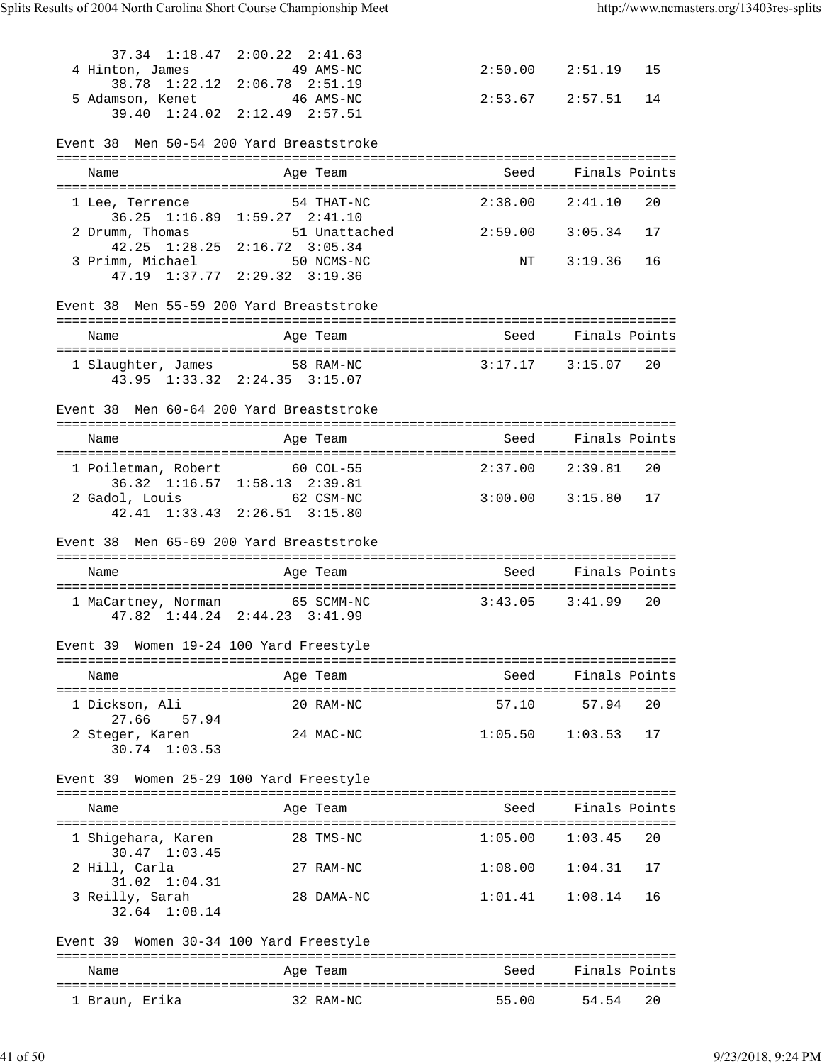```
      37.34  1:18.47  2:00.22  2:41.63
  4 Hinton, James             49 AMS-NC              2:50.00    2:51.19   15
      38.78  1:22.12  2:06.78  2:51.19
  5 Adamson, Kenet            46 AMS-NC              2:53.67    2:57.51   14
      39.40  1:24.02  2:12.49  2:57.51
```

Event 38  Men 50-54 200 Yard Breaststroke

```
===============================================================================
    Name                    Age Team                    Seed    Finals Points
===============================================================================
  1 Lee, Terrence             54 THAT-NC             2:38.00    2:41.10   20
      36.25  1:16.89  1:59.27  2:41.10
  2 Drumm, Thomas             51 Unattached          2:59.00    3:05.34   17
      42.25  1:28.25  2:16.72  3:05.34
  3 Primm, Michael            50 NCMS-NC                  NT    3:19.36   16
      47.19  1:37.77  2:29.32  3:19.36
```

Event 38  Men 55-59 200 Yard Breaststroke

```
===============================================================================
    Name                    Age Team                    Seed    Finals Points
===============================================================================
  1 Slaughter, James          58 RAM-NC              3:17.17    3:15.07   20
      43.95  1:33.32  2:24.35  3:15.07
```

Event 38  Men 60-64 200 Yard Breaststroke

```
===============================================================================
    Name                    Age Team                    Seed    Finals Points
===============================================================================
  1 Poiletman, Robert         60 COL-55              2:37.00    2:39.81   20
      36.32  1:16.57  1:58.13  2:39.81
  2 Gadol, Louis              62 CSM-NC              3:00.00    3:15.80   17
      42.41  1:33.43  2:26.51  3:15.80
```

Event 38  Men 65-69 200 Yard Breaststroke

```
===============================================================================
    Name                    Age Team                    Seed    Finals Points
===============================================================================
  1 MaCartney, Norman         65 SCMM-NC             3:43.05    3:41.99   20
      47.82  1:44.24  2:44.23  3:41.99
```

Event 39  Women 19-24 100 Yard Freestyle

```
===============================================================================
    Name                    Age Team                    Seed    Finals Points
===============================================================================
  1 Dickson, Ali              20 RAM-NC                57.10      57.94   20
      27.66    57.94
  2 Steger, Karen             24 MAC-NC              1:05.50    1:03.53   17
      30.74  1:03.53
```

Event 39  Women 25-29 100 Yard Freestyle

```
===============================================================================
    Name                    Age Team                    Seed    Finals Points
===============================================================================
  1 Shigehara, Karen          28 TMS-NC              1:05.00    1:03.45   20
      30.47  1:03.45
  2 Hill, Carla               27 RAM-NC              1:08.00    1:04.31   17
      31.02  1:04.31
  3 Reilly, Sarah             28 DAMA-NC             1:01.41    1:08.14   16
      32.64  1:08.14
```

Event 39  Women 30-34 100 Yard Freestyle

```
===============================================================================
    Name                    Age Team                    Seed    Finals Points
===============================================================================
  1 Braun, Erika              32 RAM-NC                55.00      54.54   20
```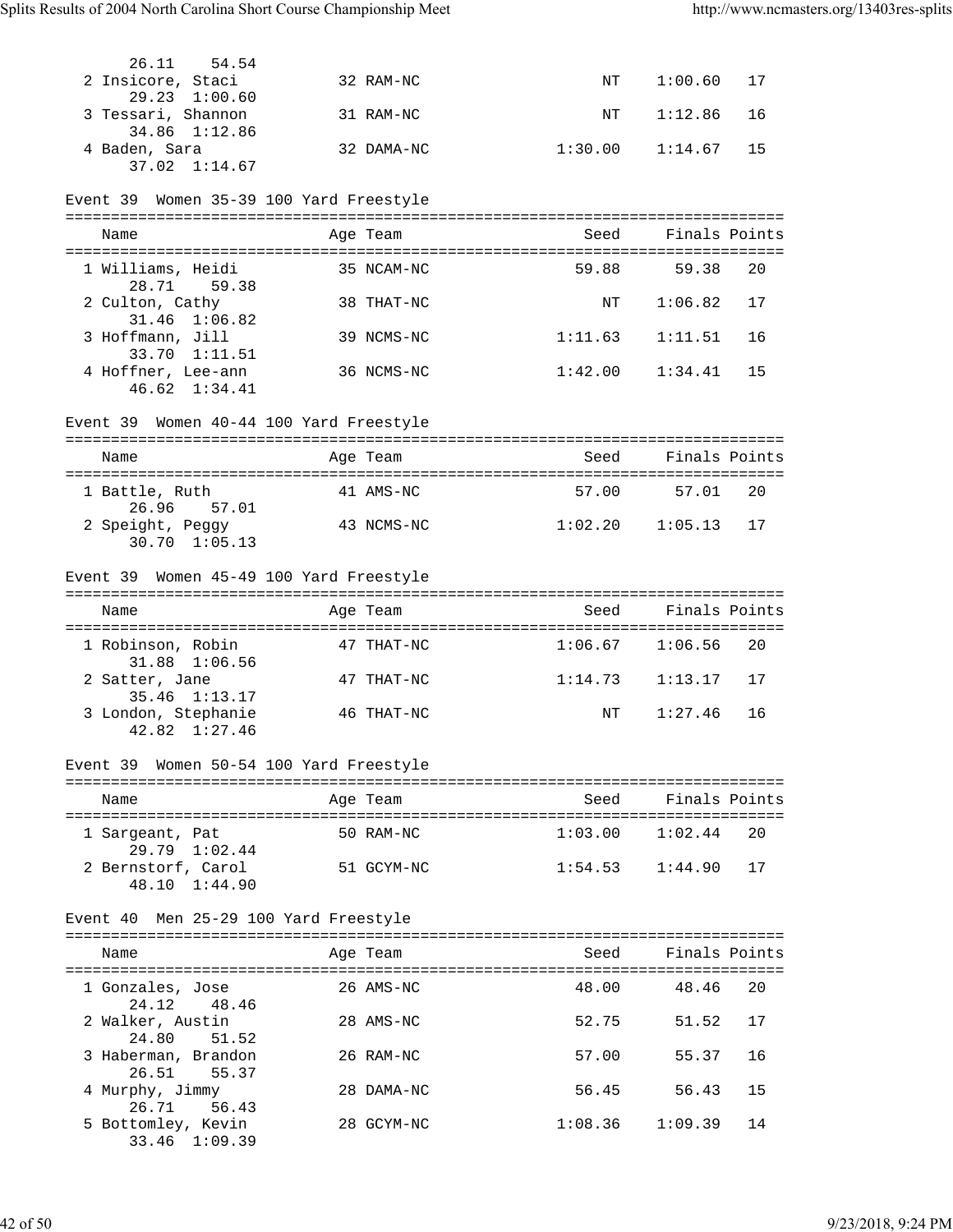| Name | Age | Team | Seed | Finals | Points |
|---|---|---|---|---|---|
| | | | | | |
| 26.11 54.54 | | | | | |
| 2 Insicore, Staci | 32 | RAM-NC | NT | 1:00.60 | 17 |
| 29.23 1:00.60 | | | | | |
| 3 Tessari, Shannon | 31 | RAM-NC | NT | 1:12.86 | 16 |
| 34.86 1:12.86 | | | | | |
| 4 Baden, Sara | 32 | DAMA-NC | 1:30.00 | 1:14.67 | 15 |
| 37.02 1:14.67 | | | | | |

Event 39 Women 35-39 100 Yard Freestyle

| Name | Age | Team | Seed | Finals | Points |
|---|---|---|---|---|---|
| 1 Williams, Heidi | 35 | NCAM-NC | 59.88 | 59.38 | 20 |
| 28.71 59.38 | | | | | |
| 2 Culton, Cathy | 38 | THAT-NC | NT | 1:06.82 | 17 |
| 31.46 1:06.82 | | | | | |
| 3 Hoffmann, Jill | 39 | NCMS-NC | 1:11.63 | 1:11.51 | 16 |
| 33.70 1:11.51 | | | | | |
| 4 Hoffner, Lee-ann | 36 | NCMS-NC | 1:42.00 | 1:34.41 | 15 |
| 46.62 1:34.41 | | | | | |

Event 39 Women 40-44 100 Yard Freestyle

| Name | Age | Team | Seed | Finals | Points |
|---|---|---|---|---|---|
| 1 Battle, Ruth | 41 | AMS-NC | 57.00 | 57.01 | 20 |
| 26.96 57.01 | | | | | |
| 2 Speight, Peggy | 43 | NCMS-NC | 1:02.20 | 1:05.13 | 17 |
| 30.70 1:05.13 | | | | | |

Event 39 Women 45-49 100 Yard Freestyle

| Name | Age | Team | Seed | Finals | Points |
|---|---|---|---|---|---|
| 1 Robinson, Robin | 47 | THAT-NC | 1:06.67 | 1:06.56 | 20 |
| 31.88 1:06.56 | | | | | |
| 2 Satter, Jane | 47 | THAT-NC | 1:14.73 | 1:13.17 | 17 |
| 35.46 1:13.17 | | | | | |
| 3 London, Stephanie | 46 | THAT-NC | NT | 1:27.46 | 16 |
| 42.82 1:27.46 | | | | | |

Event 39 Women 50-54 100 Yard Freestyle

| Name | Age | Team | Seed | Finals | Points |
|---|---|---|---|---|---|
| 1 Sargeant, Pat | 50 | RAM-NC | 1:03.00 | 1:02.44 | 20 |
| 29.79 1:02.44 | | | | | |
| 2 Bernstorf, Carol | 51 | GCYM-NC | 1:54.53 | 1:44.90 | 17 |
| 48.10 1:44.90 | | | | | |

Event 40 Men 25-29 100 Yard Freestyle

| Name | Age | Team | Seed | Finals | Points |
|---|---|---|---|---|---|
| 1 Gonzales, Jose | 26 | AMS-NC | 48.00 | 48.46 | 20 |
| 24.12 48.46 | | | | | |
| 2 Walker, Austin | 28 | AMS-NC | 52.75 | 51.52 | 17 |
| 24.80 51.52 | | | | | |
| 3 Haberman, Brandon | 26 | RAM-NC | 57.00 | 55.37 | 16 |
| 26.51 55.37 | | | | | |
| 4 Murphy, Jimmy | 28 | DAMA-NC | 56.45 | 56.43 | 15 |
| 26.71 56.43 | | | | | |
| 5 Bottomley, Kevin | 28 | GCYM-NC | 1:08.36 | 1:09.39 | 14 |
| 33.46 1:09.39 | | | | | |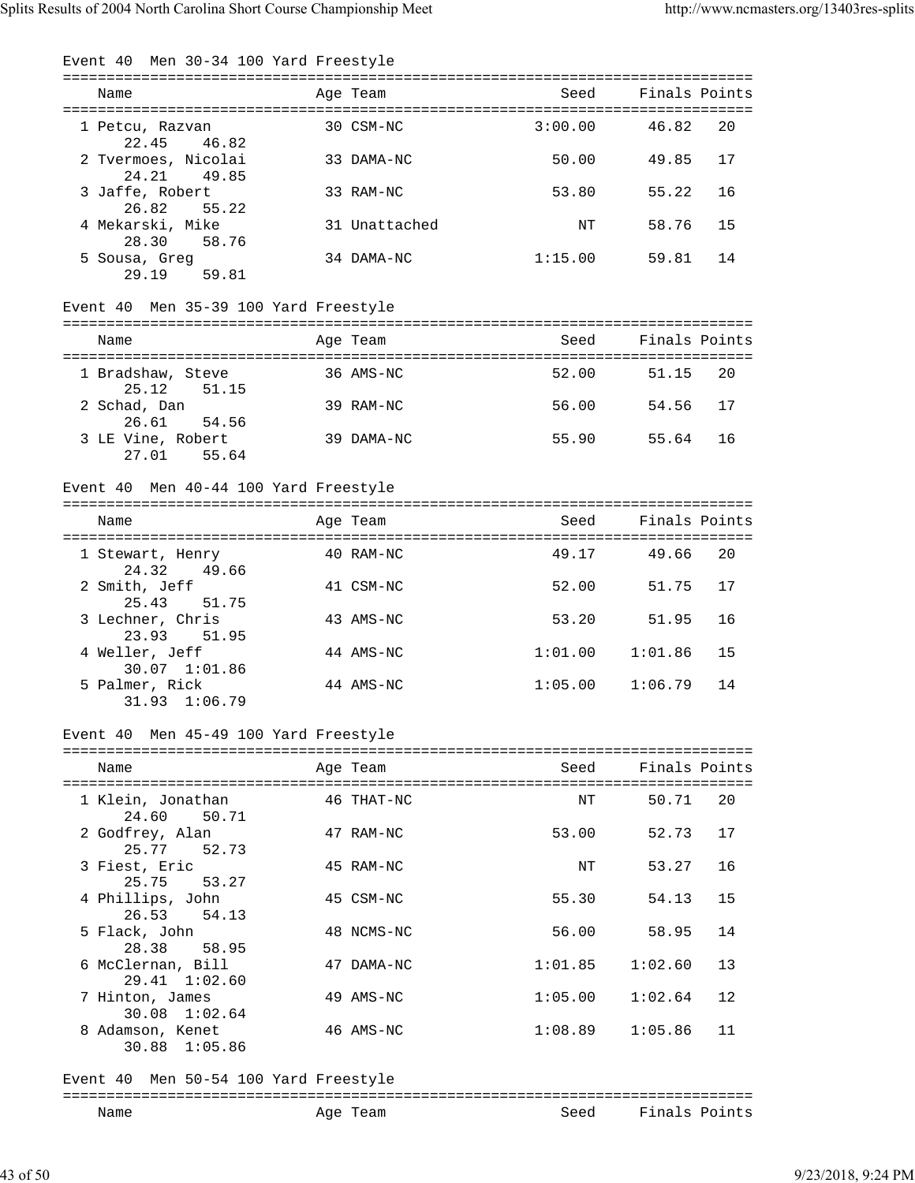### Event 40 Men 30-34 100 Yard Freestyle

| Name | Age | Team | Seed | Finals | Points |
|---|---|---|---|---|---|
| 1 Petcu, Razvan | 30 | CSM-NC | 3:00.00 | 46.82 | 20 |
| 22.45 46.82 | | | | | |
| 2 Tvermoes, Nicolai | 33 | DAMA-NC | 50.00 | 49.85 | 17 |
| 24.21 49.85 | | | | | |
| 3 Jaffe, Robert | 33 | RAM-NC | 53.80 | 55.22 | 16 |
| 26.82 55.22 | | | | | |
| 4 Mekarski, Mike | 31 | Unattached | NT | 58.76 | 15 |
| 28.30 58.76 | | | | | |
| 5 Sousa, Greg | 34 | DAMA-NC | 1:15.00 | 59.81 | 14 |
| 29.19 59.81 | | | | | |

### Event 40 Men 35-39 100 Yard Freestyle

| Name | Age | Team | Seed | Finals | Points |
|---|---|---|---|---|---|
| 1 Bradshaw, Steve | 36 | AMS-NC | 52.00 | 51.15 | 20 |
| 25.12 51.15 | | | | | |
| 2 Schad, Dan | 39 | RAM-NC | 56.00 | 54.56 | 17 |
| 26.61 54.56 | | | | | |
| 3 LE Vine, Robert | 39 | DAMA-NC | 55.90 | 55.64 | 16 |
| 27.01 55.64 | | | | | |

### Event 40 Men 40-44 100 Yard Freestyle

| Name | Age | Team | Seed | Finals | Points |
|---|---|---|---|---|---|
| 1 Stewart, Henry | 40 | RAM-NC | 49.17 | 49.66 | 20 |
| 24.32 49.66 | | | | | |
| 2 Smith, Jeff | 41 | CSM-NC | 52.00 | 51.75 | 17 |
| 25.43 51.75 | | | | | |
| 3 Lechner, Chris | 43 | AMS-NC | 53.20 | 51.95 | 16 |
| 23.93 51.95 | | | | | |
| 4 Weller, Jeff | 44 | AMS-NC | 1:01.00 | 1:01.86 | 15 |
| 30.07 1:01.86 | | | | | |
| 5 Palmer, Rick | 44 | AMS-NC | 1:05.00 | 1:06.79 | 14 |
| 31.93 1:06.79 | | | | | |

### Event 40 Men 45-49 100 Yard Freestyle

| Name | Age | Team | Seed | Finals | Points |
|---|---|---|---|---|---|
| 1 Klein, Jonathan | 46 | THAT-NC | NT | 50.71 | 20 |
| 24.60 50.71 | | | | | |
| 2 Godfrey, Alan | 47 | RAM-NC | 53.00 | 52.73 | 17 |
| 25.77 52.73 | | | | | |
| 3 Fiest, Eric | 45 | RAM-NC | NT | 53.27 | 16 |
| 25.75 53.27 | | | | | |
| 4 Phillips, John | 45 | CSM-NC | 55.30 | 54.13 | 15 |
| 26.53 54.13 | | | | | |
| 5 Flack, John | 48 | NCMS-NC | 56.00 | 58.95 | 14 |
| 28.38 58.95 | | | | | |
| 6 McClernan, Bill | 47 | DAMA-NC | 1:01.85 | 1:02.60 | 13 |
| 29.41 1:02.60 | | | | | |
| 7 Hinton, James | 49 | AMS-NC | 1:05.00 | 1:02.64 | 12 |
| 30.08 1:02.64 | | | | | |
| 8 Adamson, Kenet | 46 | AMS-NC | 1:08.89 | 1:05.86 | 11 |
| 30.88 1:05.86 | | | | | |

### Event 40 Men 50-54 100 Yard Freestyle

| Name | Age | Team | Seed | Finals | Points |
|---|---|---|---|---|---|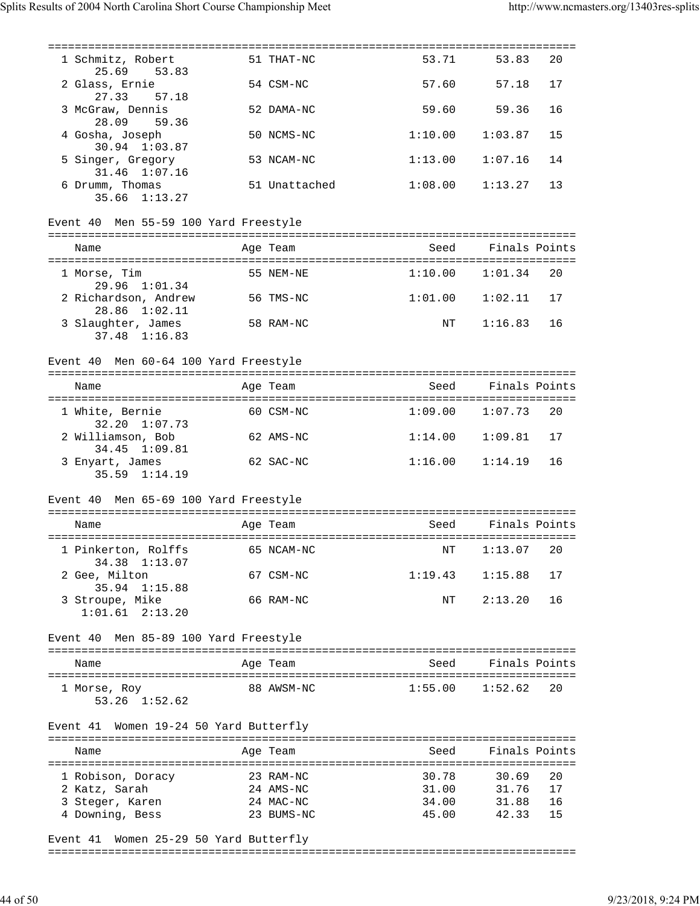| Name | Age | Team | Seed | Finals | Points |
|---|---|---|---|---|---|
| 1 Schmitz, Robert | 51 | THAT-NC | 53.71 | 53.83 | 20 |
| 25.69 53.83 | | | | | |
| 2 Glass, Ernie | 54 | CSM-NC | 57.60 | 57.18 | 17 |
| 27.33 57.18 | | | | | |
| 3 McGraw, Dennis | 52 | DAMA-NC | 59.60 | 59.36 | 16 |
| 28.09 59.36 | | | | | |
| 4 Gosha, Joseph | 50 | NCMS-NC | 1:10.00 | 1:03.87 | 15 |
| 30.94 1:03.87 | | | | | |
| 5 Singer, Gregory | 53 | NCAM-NC | 1:13.00 | 1:07.16 | 14 |
| 31.46 1:07.16 | | | | | |
| 6 Drumm, Thomas | 51 | Unattached | 1:08.00 | 1:13.27 | 13 |
| 35.66 1:13.27 | | | | | |

Event 40 Men 55-59 100 Yard Freestyle

| Name | Age | Team | Seed | Finals | Points |
|---|---|---|---|---|---|
| 1 Morse, Tim | 55 | NEM-NE | 1:10.00 | 1:01.34 | 20 |
| 29.96 1:01.34 | | | | | |
| 2 Richardson, Andrew | 56 | TMS-NC | 1:01.00 | 1:02.11 | 17 |
| 28.86 1:02.11 | | | | | |
| 3 Slaughter, James | 58 | RAM-NC | NT | 1:16.83 | 16 |
| 37.48 1:16.83 | | | | | |

Event 40 Men 60-64 100 Yard Freestyle

| Name | Age | Team | Seed | Finals | Points |
|---|---|---|---|---|---|
| 1 White, Bernie | 60 | CSM-NC | 1:09.00 | 1:07.73 | 20 |
| 32.20 1:07.73 | | | | | |
| 2 Williamson, Bob | 62 | AMS-NC | 1:14.00 | 1:09.81 | 17 |
| 34.45 1:09.81 | | | | | |
| 3 Enyart, James | 62 | SAC-NC | 1:16.00 | 1:14.19 | 16 |
| 35.59 1:14.19 | | | | | |

Event 40 Men 65-69 100 Yard Freestyle

| Name | Age | Team | Seed | Finals | Points |
|---|---|---|---|---|---|
| 1 Pinkerton, Rolffs | 65 | NCAM-NC | NT | 1:13.07 | 20 |
| 34.38 1:13.07 | | | | | |
| 2 Gee, Milton | 67 | CSM-NC | 1:19.43 | 1:15.88 | 17 |
| 35.94 1:15.88 | | | | | |
| 3 Stroupe, Mike | 66 | RAM-NC | NT | 2:13.20 | 16 |
| 1:01.61 2:13.20 | | | | | |

Event 40 Men 85-89 100 Yard Freestyle

| Name | Age | Team | Seed | Finals | Points |
|---|---|---|---|---|---|
| 1 Morse, Roy | 88 | AWSM-NC | 1:55.00 | 1:52.62 | 20 |
| 53.26 1:52.62 | | | | | |

Event 41 Women 19-24 50 Yard Butterfly

| Name | Age | Team | Seed | Finals | Points |
|---|---|---|---|---|---|
| 1 Robison, Doracy | 23 | RAM-NC | 30.78 | 30.69 | 20 |
| 2 Katz, Sarah | 24 | AMS-NC | 31.00 | 31.76 | 17 |
| 3 Steger, Karen | 24 | MAC-NC | 34.00 | 31.88 | 16 |
| 4 Downing, Bess | 23 | BUMS-NC | 45.00 | 42.33 | 15 |

Event 41 Women 25-29 50 Yard Butterfly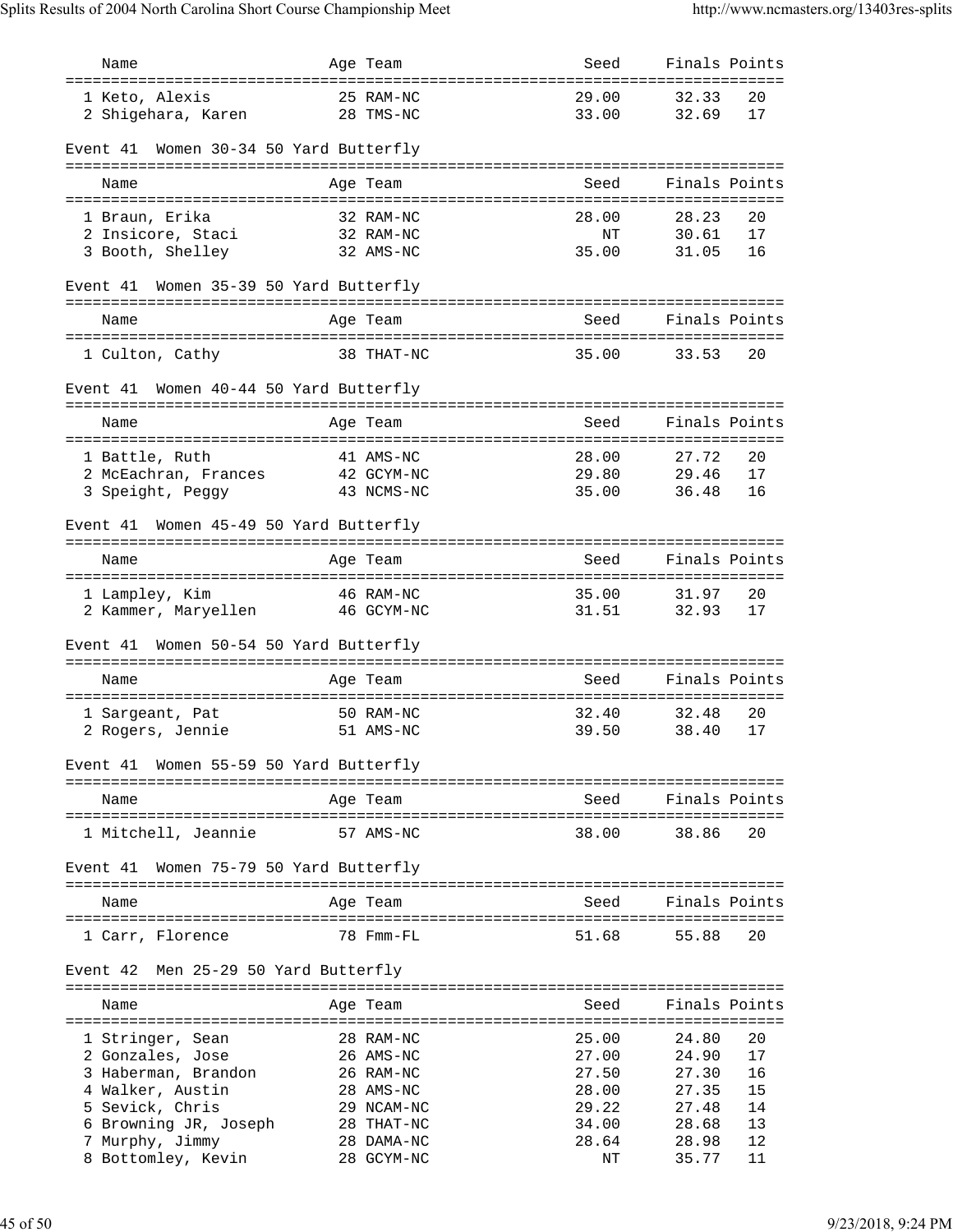| Name | Age | Team | Seed | Finals | Points |
|---|---|---|---|---|---|
| 1 Keto, Alexis | 25 | RAM-NC | 29.00 | 32.33 | 20 |
| 2 Shigehara, Karen | 28 | TMS-NC | 33.00 | 32.69 | 17 |

### Event 41 Women 30-34 50 Yard Butterfly

| Name | Age | Team | Seed | Finals | Points |
|---|---|---|---|---|---|
| 1 Braun, Erika | 32 | RAM-NC | 28.00 | 28.23 | 20 |
| 2 Insicore, Staci | 32 | RAM-NC | NT | 30.61 | 17 |
| 3 Booth, Shelley | 32 | AMS-NC | 35.00 | 31.05 | 16 |

### Event 41 Women 35-39 50 Yard Butterfly

| Name | Age | Team | Seed | Finals | Points |
|---|---|---|---|---|---|
| 1 Culton, Cathy | 38 | THAT-NC | 35.00 | 33.53 | 20 |

### Event 41 Women 40-44 50 Yard Butterfly

| Name | Age | Team | Seed | Finals | Points |
|---|---|---|---|---|---|
| 1 Battle, Ruth | 41 | AMS-NC | 28.00 | 27.72 | 20 |
| 2 McEachran, Frances | 42 | GCYM-NC | 29.80 | 29.46 | 17 |
| 3 Speight, Peggy | 43 | NCMS-NC | 35.00 | 36.48 | 16 |

### Event 41 Women 45-49 50 Yard Butterfly

| Name | Age | Team | Seed | Finals | Points |
|---|---|---|---|---|---|
| 1 Lampley, Kim | 46 | RAM-NC | 35.00 | 31.97 | 20 |
| 2 Kammer, Maryellen | 46 | GCYM-NC | 31.51 | 32.93 | 17 |

### Event 41 Women 50-54 50 Yard Butterfly

| Name | Age | Team | Seed | Finals | Points |
|---|---|---|---|---|---|
| 1 Sargeant, Pat | 50 | RAM-NC | 32.40 | 32.48 | 20 |
| 2 Rogers, Jennie | 51 | AMS-NC | 39.50 | 38.40 | 17 |

### Event 41 Women 55-59 50 Yard Butterfly

| Name | Age | Team | Seed | Finals | Points |
|---|---|---|---|---|---|
| 1 Mitchell, Jeannie | 57 | AMS-NC | 38.00 | 38.86 | 20 |

### Event 41 Women 75-79 50 Yard Butterfly

| Name | Age | Team | Seed | Finals | Points |
|---|---|---|---|---|---|
| 1 Carr, Florence | 78 | Fmm-FL | 51.68 | 55.88 | 20 |

### Event 42 Men 25-29 50 Yard Butterfly

| Name | Age | Team | Seed | Finals | Points |
|---|---|---|---|---|---|
| 1 Stringer, Sean | 28 | RAM-NC | 25.00 | 24.80 | 20 |
| 2 Gonzales, Jose | 26 | AMS-NC | 27.00 | 24.90 | 17 |
| 3 Haberman, Brandon | 26 | RAM-NC | 27.50 | 27.30 | 16 |
| 4 Walker, Austin | 28 | AMS-NC | 28.00 | 27.35 | 15 |
| 5 Sevick, Chris | 29 | NCAM-NC | 29.22 | 27.48 | 14 |
| 6 Browning JR, Joseph | 28 | THAT-NC | 34.00 | 28.68 | 13 |
| 7 Murphy, Jimmy | 28 | DAMA-NC | 28.64 | 28.98 | 12 |
| 8 Bottomley, Kevin | 28 | GCYM-NC | NT | 35.77 | 11 |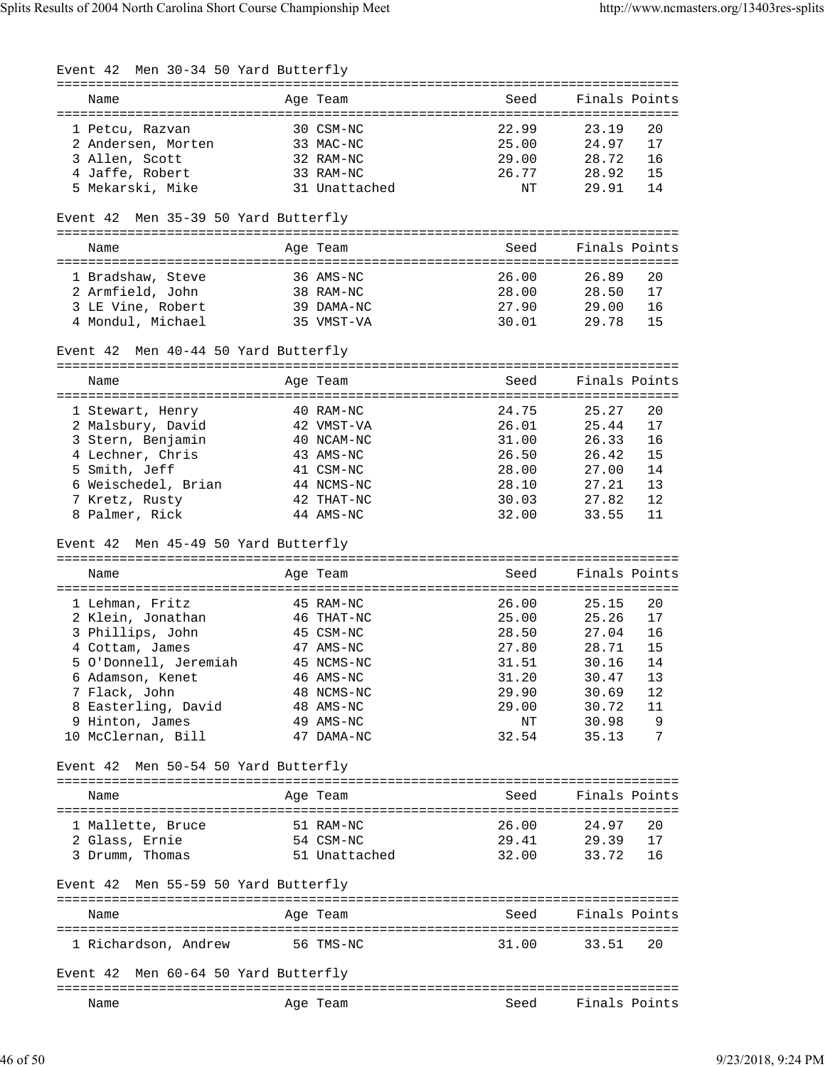## Event 42 Men 30-34 50 Yard Butterfly

| | Name | Age | Team | Seed | Finals | Points |
|---|---|---|---|---|---|---|
| 1 | Petcu, Razvan | 30 | CSM-NC | 22.99 | 23.19 | 20 |
| 2 | Andersen, Morten | 33 | MAC-NC | 25.00 | 24.97 | 17 |
| 3 | Allen, Scott | 32 | RAM-NC | 29.00 | 28.72 | 16 |
| 4 | Jaffe, Robert | 33 | RAM-NC | 26.77 | 28.92 | 15 |
| 5 | Mekarski, Mike | 31 | Unattached | NT | 29.91 | 14 |

## Event 42 Men 35-39 50 Yard Butterfly

| | Name | Age | Team | Seed | Finals | Points |
|---|---|---|---|---|---|---|
| 1 | Bradshaw, Steve | 36 | AMS-NC | 26.00 | 26.89 | 20 |
| 2 | Armfield, John | 38 | RAM-NC | 28.00 | 28.50 | 17 |
| 3 | LE Vine, Robert | 39 | DAMA-NC | 27.90 | 29.00 | 16 |
| 4 | Mondul, Michael | 35 | VMST-VA | 30.01 | 29.78 | 15 |

## Event 42 Men 40-44 50 Yard Butterfly

| | Name | Age | Team | Seed | Finals | Points |
|---|---|---|---|---|---|---|
| 1 | Stewart, Henry | 40 | RAM-NC | 24.75 | 25.27 | 20 |
| 2 | Malsbury, David | 42 | VMST-VA | 26.01 | 25.44 | 17 |
| 3 | Stern, Benjamin | 40 | NCAM-NC | 31.00 | 26.33 | 16 |
| 4 | Lechner, Chris | 43 | AMS-NC | 26.50 | 26.42 | 15 |
| 5 | Smith, Jeff | 41 | CSM-NC | 28.00 | 27.00 | 14 |
| 6 | Weischedel, Brian | 44 | NCMS-NC | 28.10 | 27.21 | 13 |
| 7 | Kretz, Rusty | 42 | THAT-NC | 30.03 | 27.82 | 12 |
| 8 | Palmer, Rick | 44 | AMS-NC | 32.00 | 33.55 | 11 |

## Event 42 Men 45-49 50 Yard Butterfly

| | Name | Age | Team | Seed | Finals | Points |
|---|---|---|---|---|---|---|
| 1 | Lehman, Fritz | 45 | RAM-NC | 26.00 | 25.15 | 20 |
| 2 | Klein, Jonathan | 46 | THAT-NC | 25.00 | 25.26 | 17 |
| 3 | Phillips, John | 45 | CSM-NC | 28.50 | 27.04 | 16 |
| 4 | Cottam, James | 47 | AMS-NC | 27.80 | 28.71 | 15 |
| 5 | O'Donnell, Jeremiah | 45 | NCMS-NC | 31.51 | 30.16 | 14 |
| 6 | Adamson, Kenet | 46 | AMS-NC | 31.20 | 30.47 | 13 |
| 7 | Flack, John | 48 | NCMS-NC | 29.90 | 30.69 | 12 |
| 8 | Easterling, David | 48 | AMS-NC | 29.00 | 30.72 | 11 |
| 9 | Hinton, James | 49 | AMS-NC | NT | 30.98 | 9 |
| 10 | McClernan, Bill | 47 | DAMA-NC | 32.54 | 35.13 | 7 |

## Event 42 Men 50-54 50 Yard Butterfly

| | Name | Age | Team | Seed | Finals | Points |
|---|---|---|---|---|---|---|
| 1 | Mallette, Bruce | 51 | RAM-NC | 26.00 | 24.97 | 20 |
| 2 | Glass, Ernie | 54 | CSM-NC | 29.41 | 29.39 | 17 |
| 3 | Drumm, Thomas | 51 | Unattached | 32.00 | 33.72 | 16 |

## Event 42 Men 55-59 50 Yard Butterfly

| | Name | Age | Team | Seed | Finals | Points |
|---|---|---|---|---|---|---|
| 1 | Richardson, Andrew | 56 | TMS-NC | 31.00 | 33.51 | 20 |

## Event 42 Men 60-64 50 Yard Butterfly

| | Name | Age | Team | Seed | Finals | Points |
|---|---|---|---|---|---|---|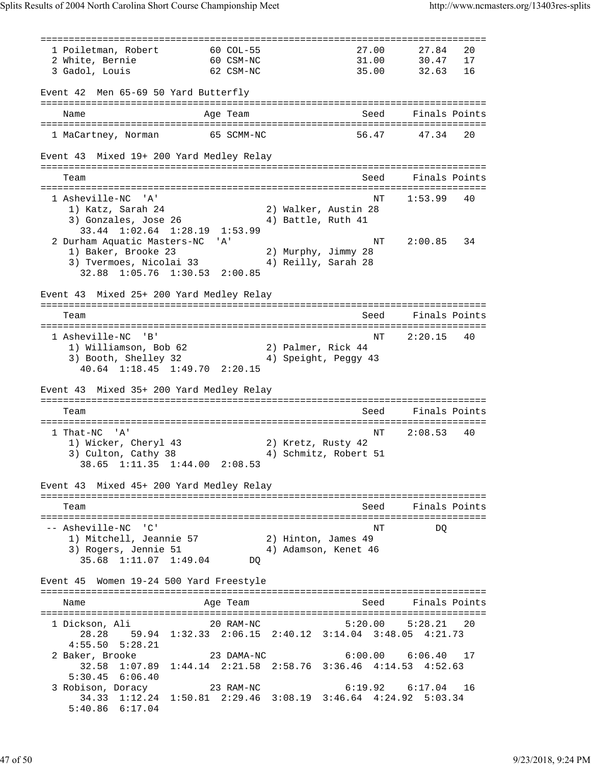| | Name | Age | Team | Seed | Finals | Points |
|---|---|---|---|---|---|---|
| 1 | Poiletman, Robert | 60 | COL-55 | 27.00 | 27.84 | 20 |
| 2 | White, Bernie | 60 | CSM-NC | 31.00 | 30.47 | 17 |
| 3 | Gadol, Louis | 62 | CSM-NC | 35.00 | 32.63 | 16 |

### Event 42 Men 65-69 50 Yard Butterfly

| | Name | Age | Team | Seed | Finals | Points |
|---|---|---|---|---|---|---|
| 1 | MaCartney, Norman | 65 | SCMM-NC | 56.47 | 47.34 | 20 |

### Event 43 Mixed 19+ 200 Yard Medley Relay

| | Team | Seed | Finals | Points |
|---|---|---|---|---|
| 1 | Asheville-NC 'A' | NT | 1:53.99 | 40 |
| | 1) Katz, Sarah 24; 2) Walker, Austin 28; 3) Gonzales, Jose 26; 4) Battle, Ruth 41 | | | |
| | 33.44 1:02.64 1:28.19 1:53.99 | | | |
| 2 | Durham Aquatic Masters-NC 'A' | NT | 2:00.85 | 34 |
| | 1) Baker, Brooke 23; 2) Murphy, Jimmy 28; 3) Tvermoes, Nicolai 33; 4) Reilly, Sarah 28 | | | |
| | 32.88 1:05.76 1:30.53 2:00.85 | | | |

### Event 43 Mixed 25+ 200 Yard Medley Relay

| | Team | Seed | Finals | Points |
|---|---|---|---|---|
| 1 | Asheville-NC 'B' | NT | 2:20.15 | 40 |
| | 1) Williamson, Bob 62; 2) Palmer, Rick 44; 3) Booth, Shelley 32; 4) Speight, Peggy 43 | | | |
| | 40.64 1:18.45 1:49.70 2:20.15 | | | |

### Event 43 Mixed 35+ 200 Yard Medley Relay

| | Team | Seed | Finals | Points |
|---|---|---|---|---|
| 1 | That-NC 'A' | NT | 2:08.53 | 40 |
| | 1) Wicker, Cheryl 43; 2) Kretz, Rusty 42; 3) Culton, Cathy 38; 4) Schmitz, Robert 51 | | | |
| | 38.65 1:11.35 1:44.00 2:08.53 | | | |

### Event 43 Mixed 45+ 200 Yard Medley Relay

| | Team | Seed | Finals | Points |
|---|---|---|---|---|
| -- | Asheville-NC 'C' | NT | DQ | |
| | 1) Mitchell, Jeannie 57; 2) Hinton, James 49; 3) Rogers, Jennie 51; 4) Adamson, Kenet 46 | | | |
| | 35.68 1:11.07 1:49.04 DQ | | | |

### Event 45 Women 19-24 500 Yard Freestyle

| | Name | Age | Team | Seed | Finals | Points |
|---|---|---|---|---|---|---|
| 1 | Dickson, Ali | 20 | RAM-NC | 5:20.00 | 5:28.21 | 20 |
| | 28.28 59.94 1:32.33 2:06.15 2:40.12 3:14.04 3:48.05 4:21.73 4:55.50 5:28.21 | | | | | |
| 2 | Baker, Brooke | 23 | DAMA-NC | 6:00.00 | 6:06.40 | 17 |
| | 32.58 1:07.89 1:44.14 2:21.58 2:58.76 3:36.46 4:14.53 4:52.63 5:30.45 6:06.40 | | | | | |
| 3 | Robison, Doracy | 23 | RAM-NC | 6:19.92 | 6:17.04 | 16 |
| | 34.33 1:12.24 1:50.81 2:29.46 3:08.19 3:46.64 4:24.92 5:03.34 5:40.86 6:17.04 | | | | | |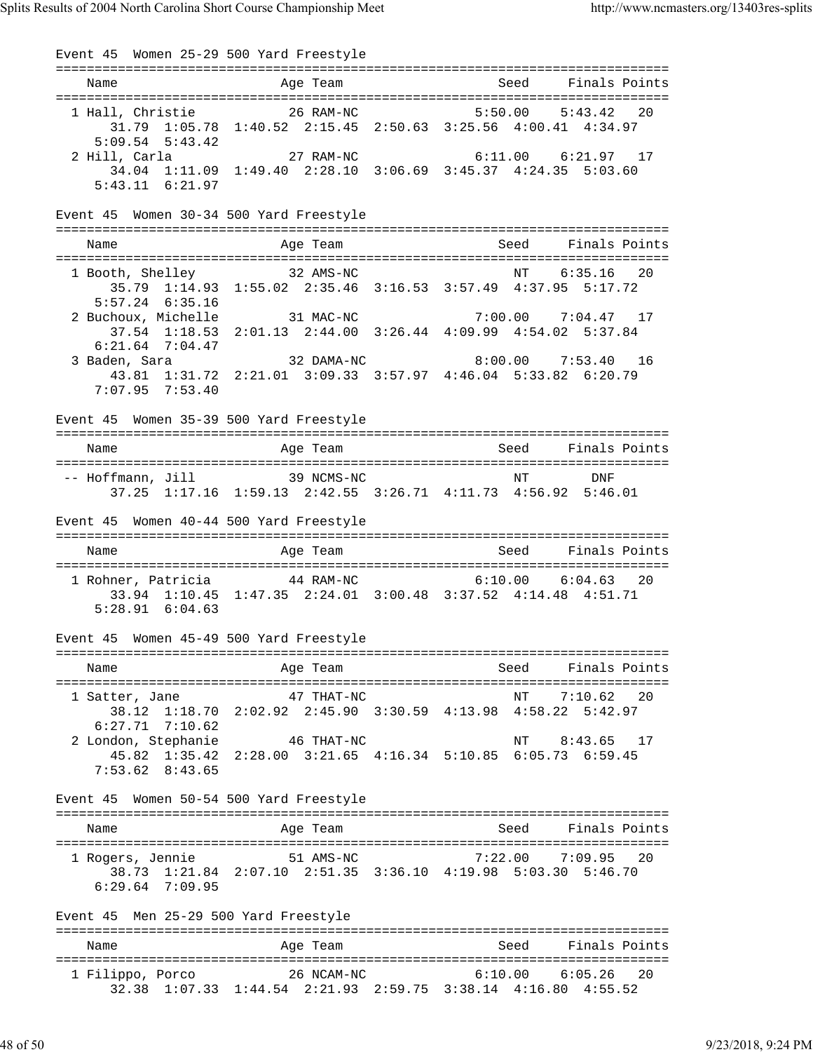Event 45  Women 25-29 500 Yard Freestyle

| Name | Age | Team | Seed | Finals | Points |
|---|---|---|---|---|---|
| 1 Hall, Christie | 26 | RAM-NC | 5:50.00 | 5:43.42 | 20 |
| 31.79  1:05.78  1:40.52  2:15.45  2:50.63  3:25.56  4:00.41  4:34.97  5:09.54  5:43.42 | | | | | |
| 2 Hill, Carla | 27 | RAM-NC | 6:11.00 | 6:21.97 | 17 |
| 34.04  1:11.09  1:49.40  2:28.10  3:06.69  3:45.37  4:24.35  5:03.60  5:43.11  6:21.97 | | | | | |

Event 45  Women 30-34 500 Yard Freestyle

| Name | Age | Team | Seed | Finals | Points |
|---|---|---|---|---|---|
| 1 Booth, Shelley | 32 | AMS-NC | NT | 6:35.16 | 20 |
| 35.79  1:14.93  1:55.02  2:35.46  3:16.53  3:57.49  4:37.95  5:17.72  5:57.24  6:35.16 | | | | | |
| 2 Buchoux, Michelle | 31 | MAC-NC | 7:00.00 | 7:04.47 | 17 |
| 37.54  1:18.53  2:01.13  2:44.00  3:26.44  4:09.99  4:54.02  5:37.84  6:21.64  7:04.47 | | | | | |
| 3 Baden, Sara | 32 | DAMA-NC | 8:00.00 | 7:53.40 | 16 |
| 43.81  1:31.72  2:21.01  3:09.33  3:57.97  4:46.04  5:33.82  6:20.79  7:07.95  7:53.40 | | | | | |

Event 45  Women 35-39 500 Yard Freestyle

| Name | Age | Team | Seed | Finals | Points |
|---|---|---|---|---|---|
| -- Hoffmann, Jill | 39 | NCMS-NC | NT | DNF | |
| 37.25  1:17.16  1:59.13  2:42.55  3:26.71  4:11.73  4:56.92  5:46.01 | | | | | |

Event 45  Women 40-44 500 Yard Freestyle

| Name | Age | Team | Seed | Finals | Points |
|---|---|---|---|---|---|
| 1 Rohner, Patricia | 44 | RAM-NC | 6:10.00 | 6:04.63 | 20 |
| 33.94  1:10.45  1:47.35  2:24.01  3:00.48  3:37.52  4:14.48  4:51.71  5:28.91  6:04.63 | | | | | |

Event 45  Women 45-49 500 Yard Freestyle

| Name | Age | Team | Seed | Finals | Points |
|---|---|---|---|---|---|
| 1 Satter, Jane | 47 | THAT-NC | NT | 7:10.62 | 20 |
| 38.12  1:18.70  2:02.92  2:45.90  3:30.59  4:13.98  4:58.22  5:42.97  6:27.71  7:10.62 | | | | | |
| 2 London, Stephanie | 46 | THAT-NC | NT | 8:43.65 | 17 |
| 45.82  1:35.42  2:28.00  3:21.65  4:16.34  5:10.85  6:05.73  6:59.45  7:53.62  8:43.65 | | | | | |

Event 45  Women 50-54 500 Yard Freestyle

| Name | Age | Team | Seed | Finals | Points |
|---|---|---|---|---|---|
| 1 Rogers, Jennie | 51 | AMS-NC | 7:22.00 | 7:09.95 | 20 |
| 38.73  1:21.84  2:07.10  2:51.35  3:36.10  4:19.98  5:03.30  5:46.70  6:29.64  7:09.95 | | | | | |

Event 45  Men 25-29 500 Yard Freestyle

| Name | Age | Team | Seed | Finals | Points |
|---|---|---|---|---|---|
| 1 Filippo, Porco | 26 | NCAM-NC | 6:10.00 | 6:05.26 | 20 |
| 32.38  1:07.33  1:44.54  2:21.93  2:59.75  3:38.14  4:16.80  4:55.52 | | | | | |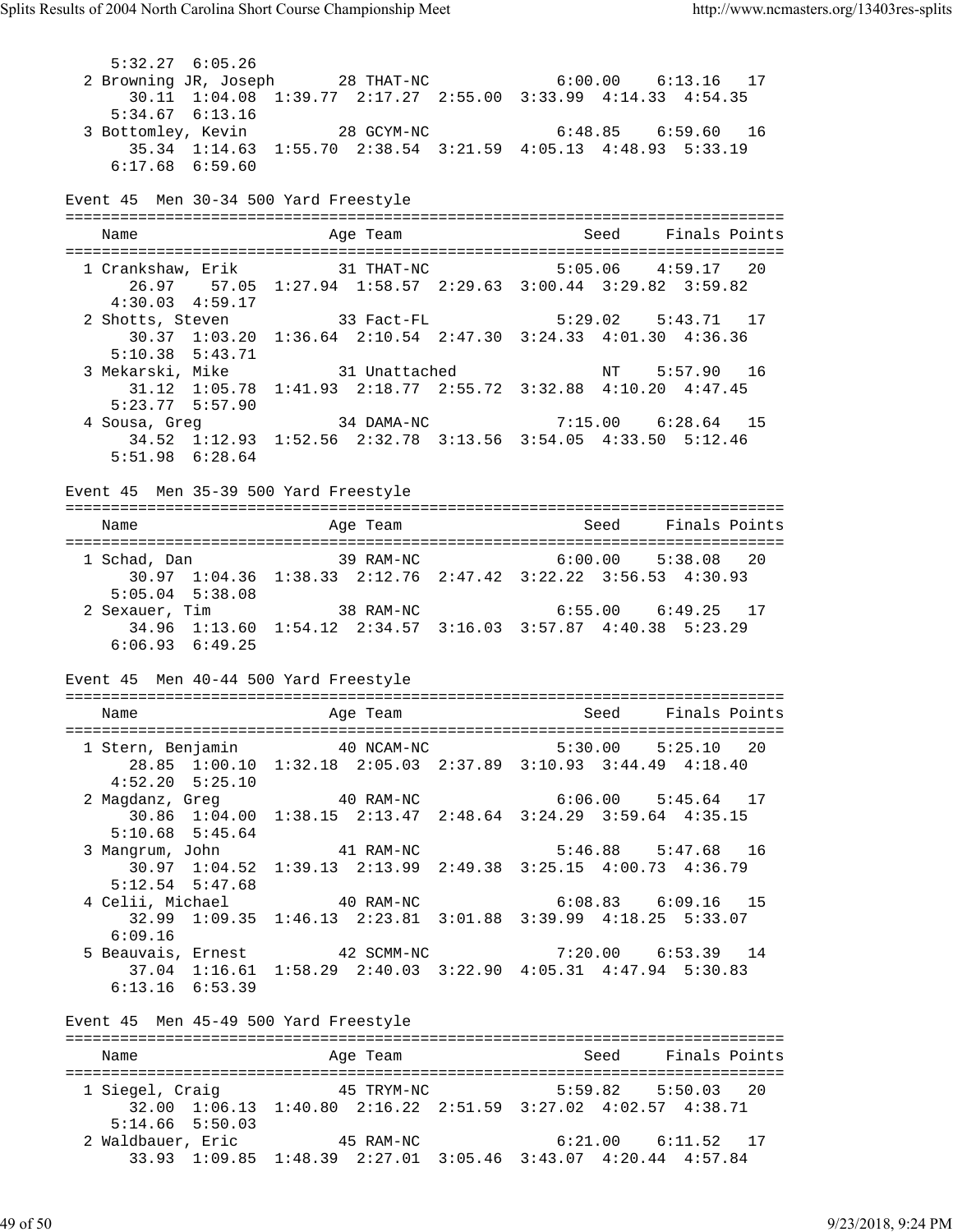```
     5:32.27  6:05.26
  2 Browning JR, Joseph       28 THAT-NC             6:00.00    6:13.16   17
       30.11  1:04.08  1:39.77  2:17.27  2:55.00  3:33.99  4:14.33  4:54.35
     5:34.67  6:13.16
  3 Bottomley, Kevin          28 GCYM-NC             6:48.85    6:59.60   16
       35.34  1:14.63  1:55.70  2:38.54  3:21.59  4:05.13  4:48.93  5:33.19
     6:17.68  6:59.60
```

Event 45  Men 30-34 500 Yard Freestyle

```
===============================================================================
    Name                    Age Team                    Seed     Finals Points
===============================================================================
  1 Crankshaw, Erik         31 THAT-NC             5:05.06    4:59.17   20
       26.97    57.05  1:27.94  1:58.57  2:29.63  3:00.44  3:29.82  3:59.82
     4:30.03  4:59.17
  2 Shotts, Steven          33 Fact-FL             5:29.02    5:43.71   17
       30.37  1:03.20  1:36.64  2:10.54  2:47.30  3:24.33  4:01.30  4:36.36
     5:10.38  5:43.71
  3 Mekarski, Mike          31 Unattached               NT    5:57.90   16
       31.12  1:05.78  1:41.93  2:18.77  2:55.72  3:32.88  4:10.20  4:47.45
     5:23.77  5:57.90
  4 Sousa, Greg             34 DAMA-NC             7:15.00    6:28.64   15
       34.52  1:12.93  1:52.56  2:32.78  3:13.56  3:54.05  4:33.50  5:12.46
     5:51.98  6:28.64
```

Event 45  Men 35-39 500 Yard Freestyle

```
===============================================================================
    Name                    Age Team                    Seed     Finals Points
===============================================================================
  1 Schad, Dan              39 RAM-NC              6:00.00    5:38.08   20
       30.97  1:04.36  1:38.33  2:12.76  2:47.42  3:22.22  3:56.53  4:30.93
     5:05.04  5:38.08
  2 Sexauer, Tim            38 RAM-NC              6:55.00    6:49.25   17
       34.96  1:13.60  1:54.12  2:34.57  3:16.03  3:57.87  4:40.38  5:23.29
     6:06.93  6:49.25
```

Event 45  Men 40-44 500 Yard Freestyle

```
===============================================================================
    Name                    Age Team                    Seed     Finals Points
===============================================================================
  1 Stern, Benjamin         40 NCAM-NC             5:30.00    5:25.10   20
       28.85  1:00.10  1:32.18  2:05.03  2:37.89  3:10.93  3:44.49  4:18.40
     4:52.20  5:25.10
  2 Magdanz, Greg           40 RAM-NC              6:06.00    5:45.64   17
       30.86  1:04.00  1:38.15  2:13.47  2:48.64  3:24.29  3:59.64  4:35.15
     5:10.68  5:45.64
  3 Mangrum, John           41 RAM-NC              5:46.88    5:47.68   16
       30.97  1:04.52  1:39.13  2:13.99  2:49.38  3:25.15  4:00.73  4:36.79
     5:12.54  5:47.68
  4 Celii, Michael          40 RAM-NC              6:08.83    6:09.16   15
       32.99  1:09.35  1:46.13  2:23.81  3:01.88  3:39.99  4:18.25  5:33.07
     6:09.16
  5 Beauvais, Ernest        42 SCMM-NC             7:20.00    6:53.39   14
       37.04  1:16.61  1:58.29  2:40.03  3:22.90  4:05.31  4:47.94  5:30.83
     6:13.16  6:53.39
```

Event 45  Men 45-49 500 Yard Freestyle

```
===============================================================================
    Name                    Age Team                    Seed     Finals Points
===============================================================================
  1 Siegel, Craig           45 TRYM-NC             5:59.82    5:50.03   20
       32.00  1:06.13  1:40.80  2:16.22  2:51.59  3:27.02  4:02.57  4:38.71
     5:14.66  5:50.03
  2 Waldbauer, Eric         45 RAM-NC              6:21.00    6:11.52   17
       33.93  1:09.85  1:48.39  2:27.01  3:05.46  3:43.07  4:20.44  4:57.84
```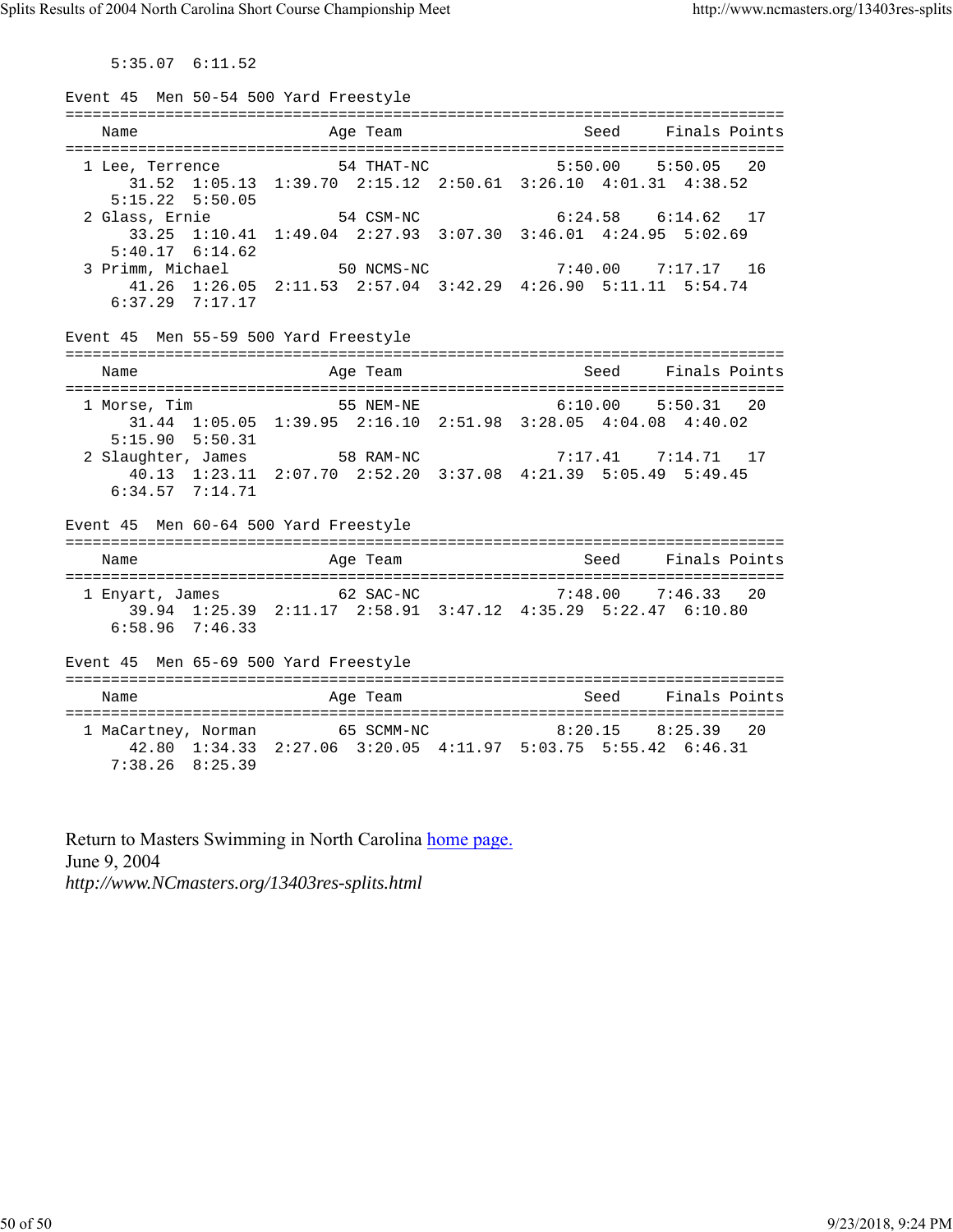```
     5:35.07  6:11.52

Event 45  Men 50-54 500 Yard Freestyle
===============================================================================
    Name                    Age Team                    Seed     Finals Points
===============================================================================
  1 Lee, Terrence            54 THAT-NC               5:50.00    5:50.05   20
       31.52  1:05.13  1:39.70  2:15.12  2:50.61  3:26.10  4:01.31  4:38.52
     5:15.22  5:50.05
  2 Glass, Ernie             54 CSM-NC                6:24.58    6:14.62   17
       33.25  1:10.41  1:49.04  2:27.93  3:07.30  3:46.01  4:24.95  5:02.69
     5:40.17  6:14.62
  3 Primm, Michael           50 NCMS-NC               7:40.00    7:17.17   16
       41.26  1:26.05  2:11.53  2:57.04  3:42.29  4:26.90  5:11.11  5:54.74
     6:37.29  7:17.17

Event 45  Men 55-59 500 Yard Freestyle
===============================================================================
    Name                    Age Team                    Seed     Finals Points
===============================================================================
  1 Morse, Tim               55 NEM-NE                6:10.00    5:50.31   20
       31.44  1:05.05  1:39.95  2:16.10  2:51.98  3:28.05  4:04.08  4:40.02
     5:15.90  5:50.31
  2 Slaughter, James         58 RAM-NC                7:17.41    7:14.71   17
       40.13  1:23.11  2:07.70  2:52.20  3:37.08  4:21.39  5:05.49  5:49.45
     6:34.57  7:14.71

Event 45  Men 60-64 500 Yard Freestyle
===============================================================================
    Name                    Age Team                    Seed     Finals Points
===============================================================================
  1 Enyart, James            62 SAC-NC                7:48.00    7:46.33   20
       39.94  1:25.39  2:11.17  2:58.91  3:47.12  4:35.29  5:22.47  6:10.80
     6:58.96  7:46.33

Event 45  Men 65-69 500 Yard Freestyle
===============================================================================
    Name                    Age Team                    Seed     Finals Points
===============================================================================
  1 MacArtney, Norman        65 SCMM-NC               8:20.15    8:25.39   20
       42.80  1:34.33  2:27.06  3:20.05  4:11.97  5:03.75  5:55.42  6:46.31
     7:38.26  8:25.39
```

Return to Masters Swimming in North Carolina home page.
June 9, 2004
*http://www.NCmasters.org/13403res-splits.html*